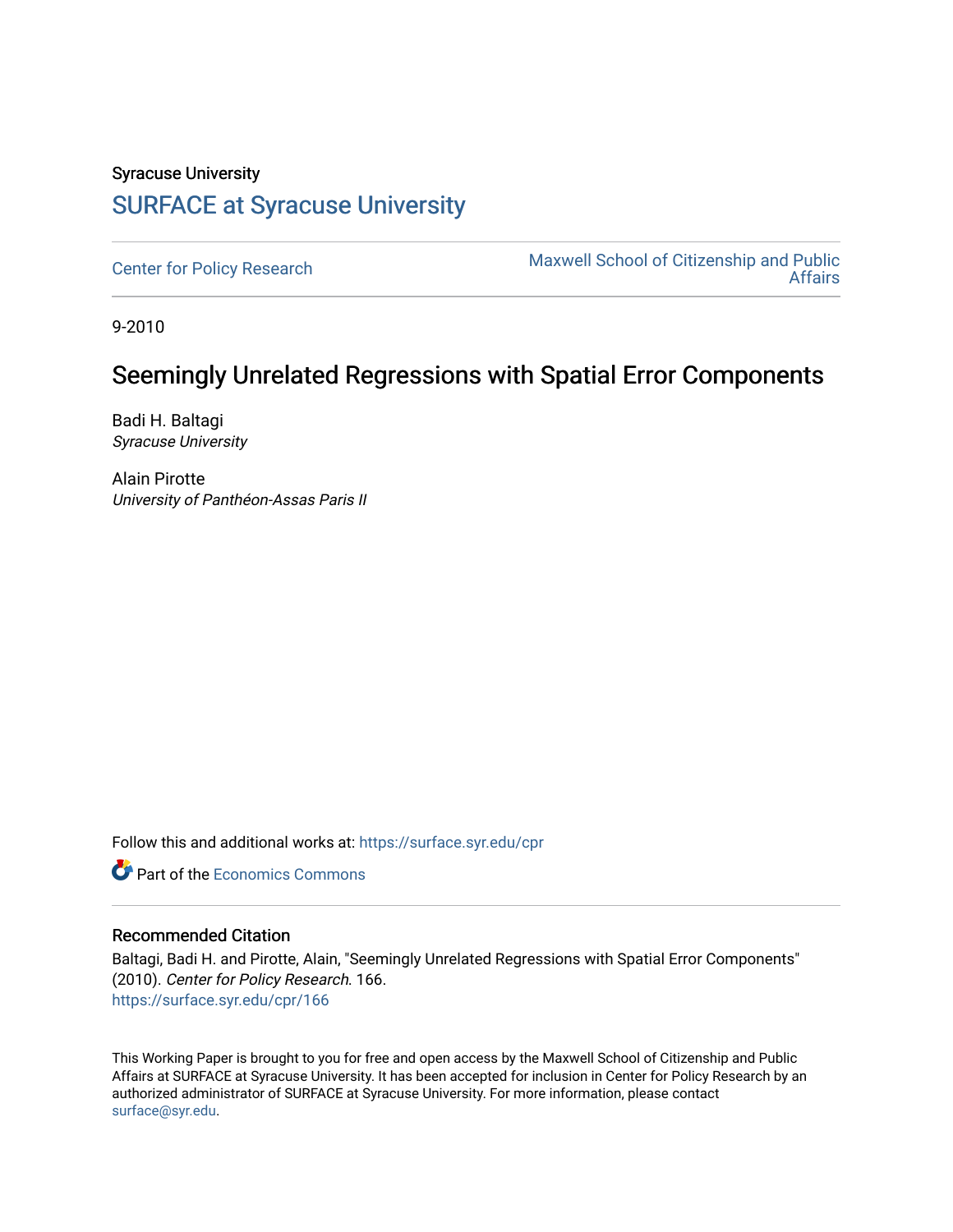Syracuse University

# SURFACE at Syracuse University

Center for Policy Research

Maxwell School of Citizenship and Public Affairs

9-2010

## Seemingly Unrelated Regressions with Spatial Error Components

Badi H. Baltagi
*Syracuse University*

Alain Pirotte
*University of Panthéon-Assas Paris II*

Follow this and additional works at: https://surface.syr.edu/cpr

Part of the Economics Commons

### Recommended Citation

Baltagi, Badi H. and Pirotte, Alain, "Seemingly Unrelated Regressions with Spatial Error Components" (2010). *Center for Policy Research*. 166.
https://surface.syr.edu/cpr/166

This Working Paper is brought to you for free and open access by the Maxwell School of Citizenship and Public Affairs at SURFACE at Syracuse University. It has been accepted for inclusion in Center for Policy Research by an authorized administrator of SURFACE at Syracuse University. For more information, please contact surface@syr.edu.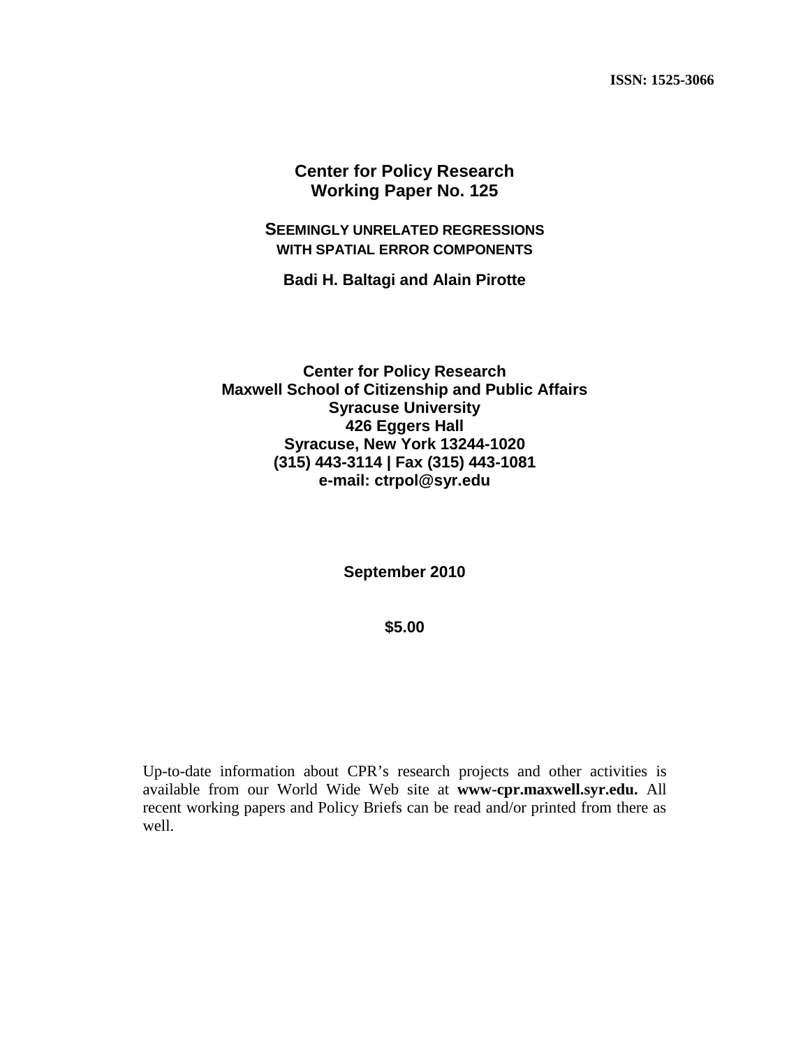**ISSN: 1525-3066**

# Center for Policy Research
# Working Paper No. 125

## SEEMINGLY UNRELATED REGRESSIONS WITH SPATIAL ERROR COMPONENTS

**Badi H. Baltagi and Alain Pirotte**

**Center for Policy Research**
**Maxwell School of Citizenship and Public Affairs**
**Syracuse University**
**426 Eggers Hall**
**Syracuse, New York 13244-1020**
**(315) 443-3114 | Fax (315) 443-1081**
**e-mail: ctrpol@syr.edu**

**September 2010**

**$5.00**

Up-to-date information about CPR's research projects and other activities is available from our World Wide Web site at **www-cpr.maxwell.syr.edu.** All recent working papers and Policy Briefs can be read and/or printed from there as well.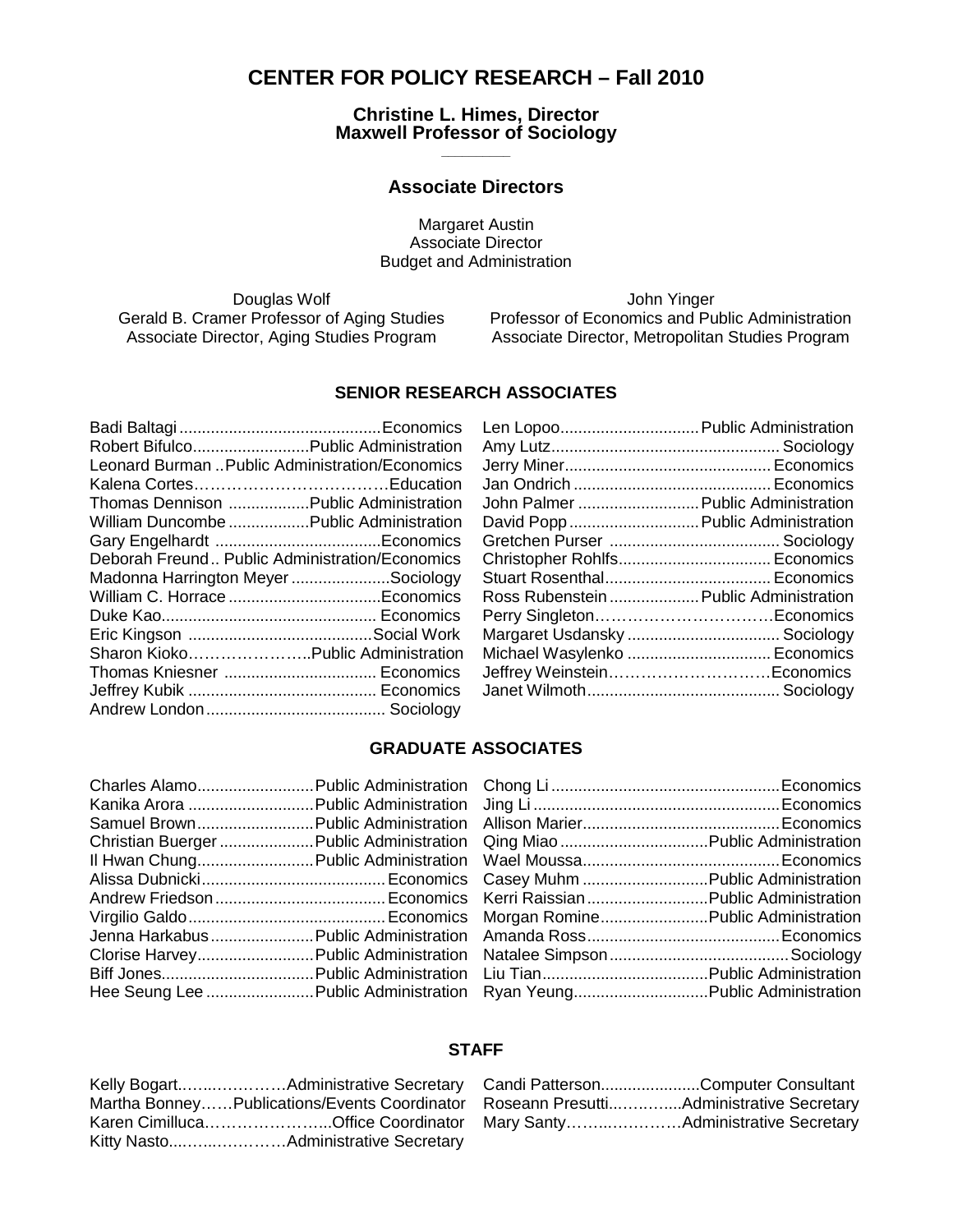# CENTER FOR POLICY RESEARCH – Fall 2010

**Christine L. Himes, Director**
**Maxwell Professor of Sociology**

---

## Associate Directors

Margaret Austin
Associate Director
Budget and Administration

Douglas Wolf
Gerald B. Cramer Professor of Aging Studies
Associate Director, Aging Studies Program

John Yinger
Professor of Economics and Public Administration
Associate Director, Metropolitan Studies Program

### SENIOR RESEARCH ASSOCIATES

| Name | Field |
|---|---|
| Badi Baltagi | Economics |
| Robert Bifulco | Public Administration |
| Leonard Burman | Public Administration/Economics |
| Kalena Cortes | Education |
| Thomas Dennison | Public Administration |
| William Duncombe | Public Administration |
| Gary Engelhardt | Economics |
| Deborah Freund | Public Administration/Economics |
| Madonna Harrington Meyer | Sociology |
| William C. Horrace | Economics |
| Duke Kao | Economics |
| Eric Kingson | Social Work |
| Sharon Kioko | Public Administration |
| Thomas Kniesner | Economics |
| Jeffrey Kubik | Economics |
| Andrew London | Sociology |
| Len Lopoo | Public Administration |
| Amy Lutz | Sociology |
| Jerry Miner | Economics |
| Jan Ondrich | Economics |
| John Palmer | Public Administration |
| David Popp | Public Administration |
| Gretchen Purser | Sociology |
| Christopher Rohlfs | Economics |
| Stuart Rosenthal | Economics |
| Ross Rubenstein | Public Administration |
| Perry Singleton | Economics |
| Margaret Usdansky | Sociology |
| Michael Wasylenko | Economics |
| Jeffrey Weinstein | Economics |
| Janet Wilmoth | Sociology |

### GRADUATE ASSOCIATES

| Name | Field |
|---|---|
| Charles Alamo | Public Administration |
| Kanika Arora | Public Administration |
| Samuel Brown | Public Administration |
| Christian Buerger | Public Administration |
| Il Hwan Chung | Public Administration |
| Alissa Dubnicki | Economics |
| Andrew Friedson | Economics |
| Virgilio Galdo | Economics |
| Jenna Harkabus | Public Administration |
| Clorise Harvey | Public Administration |
| Biff Jones | Public Administration |
| Hee Seung Lee | Public Administration |
| Chong Li | Economics |
| Jing Li | Economics |
| Allison Marier | Economics |
| Qing Miao | Public Administration |
| Wael Moussa | Economics |
| Casey Muhm | Public Administration |
| Kerri Raissian | Public Administration |
| Morgan Romine | Public Administration |
| Amanda Ross | Economics |
| Natalee Simpson | Sociology |
| Liu Tian | Public Administration |
| Ryan Yeung | Public Administration |

### STAFF

| Name | Position |
|---|---|
| Kelly Bogart | Administrative Secretary |
| Martha Bonney | Publications/Events Coordinator |
| Karen Cimilluca | Office Coordinator |
| Kitty Nasto | Administrative Secretary |
| Candi Patterson | Computer Consultant |
| Roseann Presutti | Administrative Secretary |
| Mary Santy | Administrative Secretary |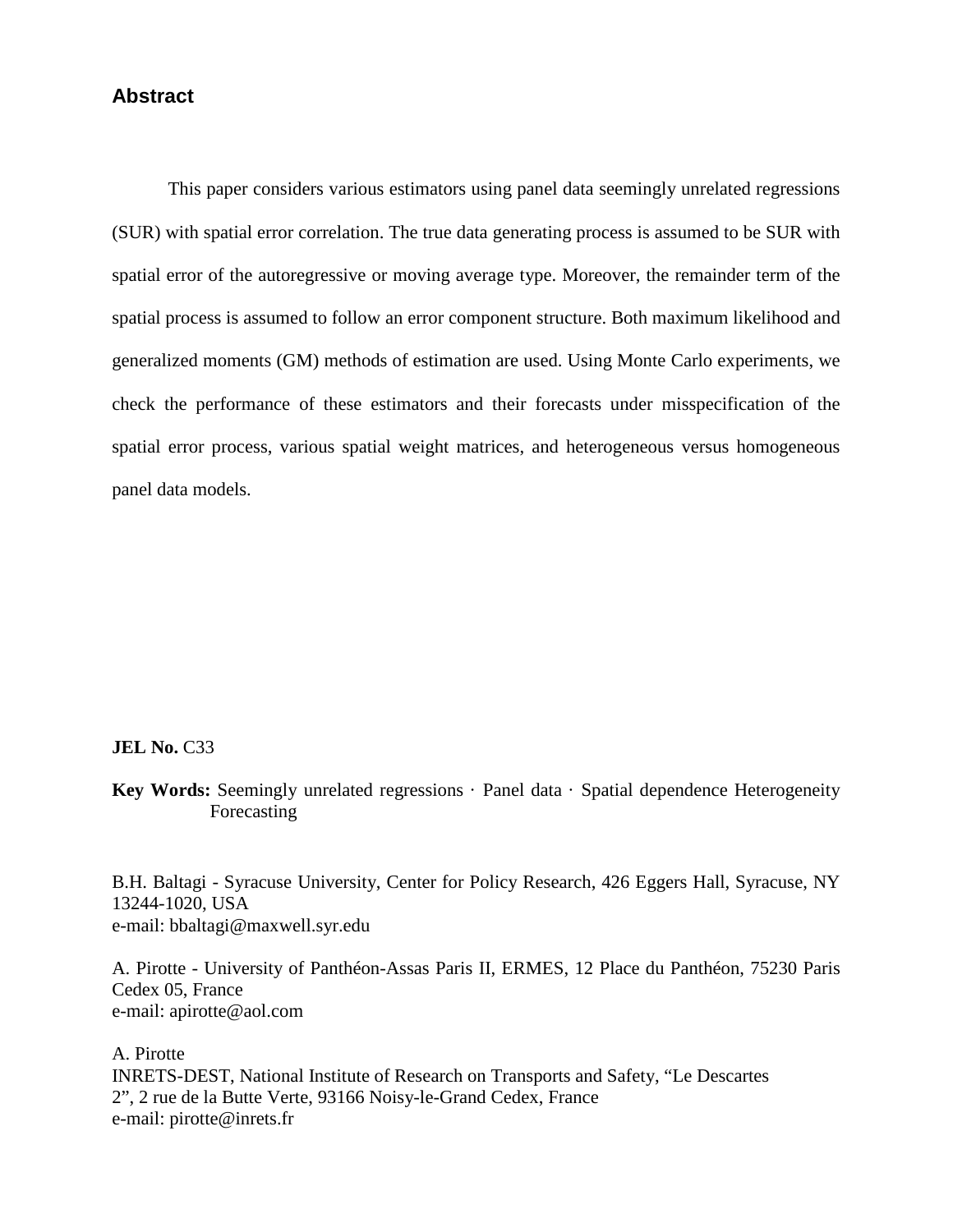## Abstract

This paper considers various estimators using panel data seemingly unrelated regressions (SUR) with spatial error correlation. The true data generating process is assumed to be SUR with spatial error of the autoregressive or moving average type. Moreover, the remainder term of the spatial process is assumed to follow an error component structure. Both maximum likelihood and generalized moments (GM) methods of estimation are used. Using Monte Carlo experiments, we check the performance of these estimators and their forecasts under misspecification of the spatial error process, various spatial weight matrices, and heterogeneous versus homogeneous panel data models.

**JEL No.** C33

**Key Words:** Seemingly unrelated regressions · Panel data · Spatial dependence Heterogeneity Forecasting

B.H. Baltagi - Syracuse University, Center for Policy Research, 426 Eggers Hall, Syracuse, NY 13244-1020, USA
e-mail: bbaltagi@maxwell.syr.edu

A. Pirotte - University of Panthéon-Assas Paris II, ERMES, 12 Place du Panthéon, 75230 Paris Cedex 05, France
e-mail: apirotte@aol.com

A. Pirotte
INRETS-DEST, National Institute of Research on Transports and Safety, "Le Descartes 2", 2 rue de la Butte Verte, 93166 Noisy-le-Grand Cedex, France
e-mail: pirotte@inrets.fr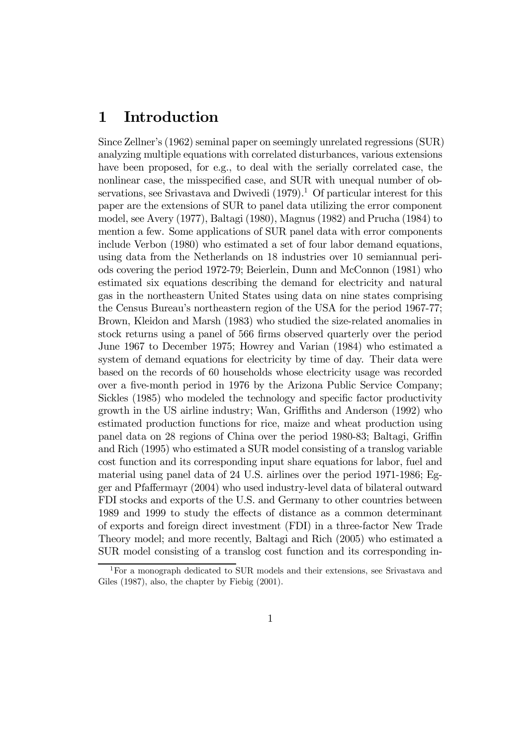# 1 Introduction

Since Zellner's (1962) seminal paper on seemingly unrelated regressions (SUR) analyzing multiple equations with correlated disturbances, various extensions have been proposed, for e.g., to deal with the serially correlated case, the nonlinear case, the misspecified case, and SUR with unequal number of observations, see Srivastava and Dwivedi (1979).[1] Of particular interest for this paper are the extensions of SUR to panel data utilizing the error component model, see Avery (1977), Baltagi (1980), Magnus (1982) and Prucha (1984) to mention a few. Some applications of SUR panel data with error components include Verbon (1980) who estimated a set of four labor demand equations, using data from the Netherlands on 18 industries over 10 semiannual periods covering the period 1972-79; Beierlein, Dunn and McConnon (1981) who estimated six equations describing the demand for electricity and natural gas in the northeastern United States using data on nine states comprising the Census Bureau's northeastern region of the USA for the period 1967-77; Brown, Kleidon and Marsh (1983) who studied the size-related anomalies in stock returns using a panel of 566 firms observed quarterly over the period June 1967 to December 1975; Howrey and Varian (1984) who estimated a system of demand equations for electricity by time of day. Their data were based on the records of 60 households whose electricity usage was recorded over a five-month period in 1976 by the Arizona Public Service Company; Sickles (1985) who modeled the technology and specific factor productivity growth in the US airline industry; Wan, Griffiths and Anderson (1992) who estimated production functions for rice, maize and wheat production using panel data on 28 regions of China over the period 1980-83; Baltagi, Griffin and Rich (1995) who estimated a SUR model consisting of a translog variable cost function and its corresponding input share equations for labor, fuel and material using panel data of 24 U.S. airlines over the period 1971-1986; Egger and Pfaffermayr (2004) who used industry-level data of bilateral outward FDI stocks and exports of the U.S. and Germany to other countries between 1989 and 1999 to study the effects of distance as a common determinant of exports and foreign direct investment (FDI) in a three-factor New Trade Theory model; and more recently, Baltagi and Rich (2005) who estimated a SUR model consisting of a translog cost function and its corresponding in-

[1] For a monograph dedicated to SUR models and their extensions, see Srivastava and Giles (1987), also, the chapter by Fiebig (2001).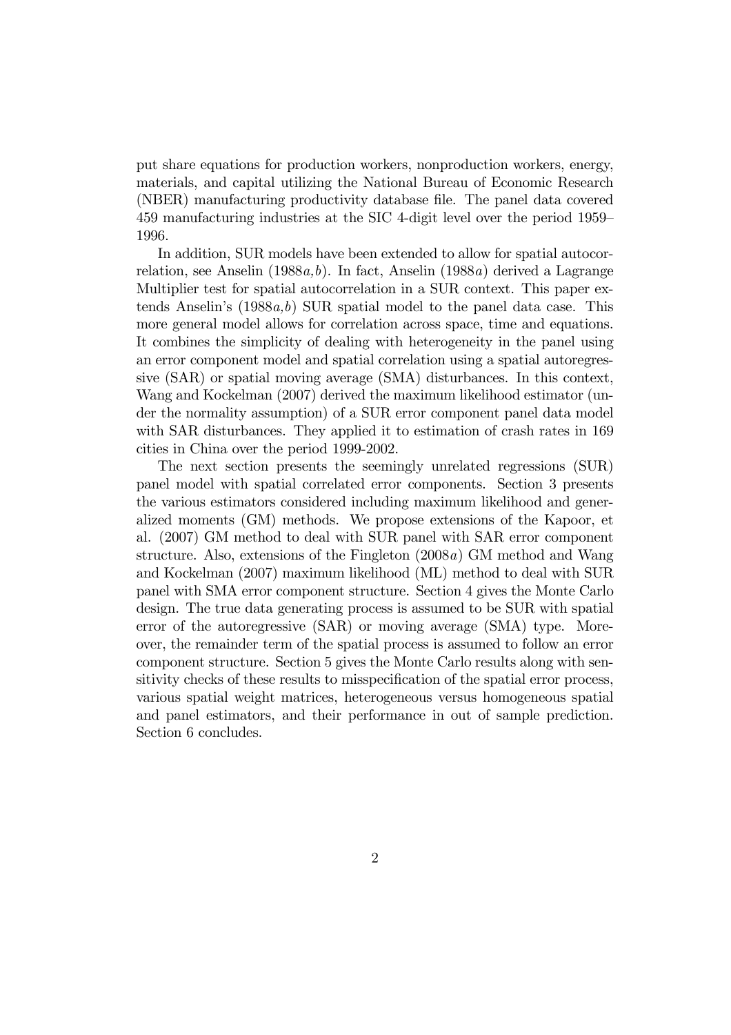put share equations for production workers, nonproduction workers, energy, materials, and capital utilizing the National Bureau of Economic Research (NBER) manufacturing productivity database file. The panel data covered 459 manufacturing industries at the SIC 4-digit level over the period 1959–1996.

In addition, SUR models have been extended to allow for spatial autocorrelation, see Anselin (1988*a,b*). In fact, Anselin (1988*a*) derived a Lagrange Multiplier test for spatial autocorrelation in a SUR context. This paper extends Anselin's (1988*a,b*) SUR spatial model to the panel data case. This more general model allows for correlation across space, time and equations. It combines the simplicity of dealing with heterogeneity in the panel using an error component model and spatial correlation using a spatial autoregressive (SAR) or spatial moving average (SMA) disturbances. In this context, Wang and Kockelman (2007) derived the maximum likelihood estimator (under the normality assumption) of a SUR error component panel data model with SAR disturbances. They applied it to estimation of crash rates in 169 cities in China over the period 1999-2002.

The next section presents the seemingly unrelated regressions (SUR) panel model with spatial correlated error components. Section 3 presents the various estimators considered including maximum likelihood and generalized moments (GM) methods. We propose extensions of the Kapoor, et al. (2007) GM method to deal with SUR panel with SAR error component structure. Also, extensions of the Fingleton (2008*a*) GM method and Wang and Kockelman (2007) maximum likelihood (ML) method to deal with SUR panel with SMA error component structure. Section 4 gives the Monte Carlo design. The true data generating process is assumed to be SUR with spatial error of the autoregressive (SAR) or moving average (SMA) type. Moreover, the remainder term of the spatial process is assumed to follow an error component structure. Section 5 gives the Monte Carlo results along with sensitivity checks of these results to misspecification of the spatial error process, various spatial weight matrices, heterogeneous versus homogeneous spatial and panel estimators, and their performance in out of sample prediction. Section 6 concludes.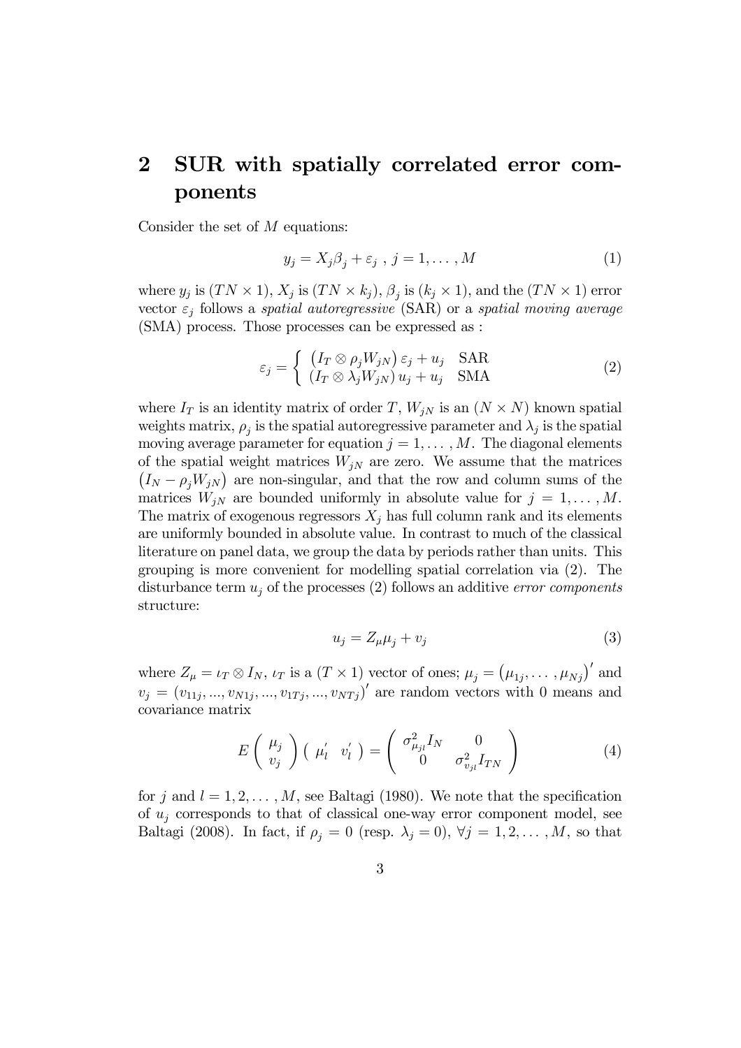## 2 SUR with spatially correlated error components

Consider the set of $M$ equations:

$$y_j = X_j \beta_j + \varepsilon_j \ , \ j = 1, \dots, M \tag{1}$$

where $y_j$ is $(TN \times 1)$, $X_j$ is $(TN \times k_j)$, $\beta_j$ is $(k_j \times 1)$, and the $(TN \times 1)$ error vector $\varepsilon_j$ follows a *spatial autoregressive* (SAR) or a *spatial moving average* (SMA) process. Those processes can be expressed as :

$$\varepsilon_j = \begin{cases} \left(I_T \otimes \rho_j W_{jN}\right) \varepsilon_j + u_j & \text{SAR} \\ \left(I_T \otimes \lambda_j W_{jN}\right) u_j + u_j & \text{SMA} \end{cases} \tag{2}$$

where $I_T$ is an identity matrix of order $T$, $W_{jN}$ is an $(N \times N)$ known spatial weights matrix, $\rho_j$ is the spatial autoregressive parameter and $\lambda_j$ is the spatial moving average parameter for equation $j = 1, \dots, M$. The diagonal elements of the spatial weight matrices $W_{jN}$ are zero. We assume that the matrices $\left(I_N - \rho_j W_{jN}\right)$ are non-singular, and that the row and column sums of the matrices $W_{jN}$ are bounded uniformly in absolute value for $j = 1, \dots, M$. The matrix of exogenous regressors $X_j$ has full column rank and its elements are uniformly bounded in absolute value. In contrast to much of the classical literature on panel data, we group the data by periods rather than units. This grouping is more convenient for modelling spatial correlation via (2). The disturbance term $u_j$ of the processes (2) follows an additive *error components* structure:

$$u_j = Z_\mu \mu_j + v_j \tag{3}$$

where $Z_\mu = \iota_T \otimes I_N$, $\iota_T$ is a $(T \times 1)$ vector of ones; $\mu_j = \left(\mu_{1j}, \dots, \mu_{Nj}\right)'$ and $v_j = \left(v_{11j}, ..., v_{N1j}, ..., v_{1Tj}, ..., v_{NTj}\right)'$ are random vectors with 0 means and covariance matrix

$$E \begin{pmatrix} \mu_j \\ v_j \end{pmatrix} \begin{pmatrix} \mu_l' & v_l' \end{pmatrix} = \begin{pmatrix} \sigma^2_{\mu_{jl}} I_N & 0 \\ 0 & \sigma^2_{v_{jl}} I_{TN} \end{pmatrix} \tag{4}$$

for $j$ and $l = 1, 2, \dots, M$, see Baltagi (1980). We note that the specification of $u_j$ corresponds to that of classical one-way error component model, see Baltagi (2008). In fact, if $\rho_j = 0$ (resp. $\lambda_j = 0$), $\forall j = 1, 2, \dots, M$, so that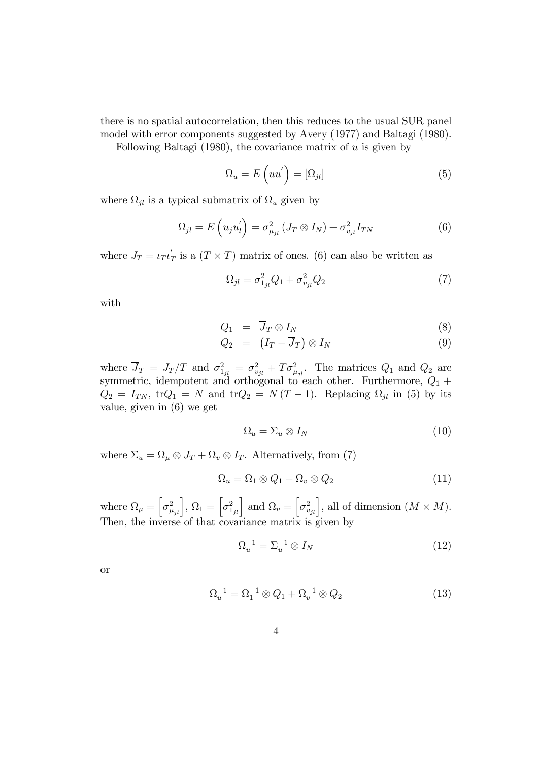there is no spatial autocorrelation, then this reduces to the usual SUR panel model with error components suggested by Avery (1977) and Baltagi (1980).

Following Baltagi (1980), the covariance matrix of $u$ is given by

$$\Omega_u = E\left(uu^{'}\right) = [\Omega_{jl}] \tag{5}$$

where $\Omega_{jl}$ is a typical submatrix of $\Omega_u$ given by

$$\Omega_{jl} = E\left(u_j u_l^{'}\right) = \sigma_{\mu_{jl}}^2 \left(J_T \otimes I_N\right) + \sigma_{v_{jl}}^2 I_{TN} \tag{6}$$

where $J_T = \iota_T \iota_T^{'}$ is a $(T \times T)$ matrix of ones. (6) can also be written as

$$\Omega_{jl} = \sigma_{1_{jl}}^2 Q_1 + \sigma_{v_{jl}}^2 Q_2 \tag{7}$$

with

$$Q_1 = \overline{J}_T \otimes I_N \tag{8}$$

$$Q_2 = \left(I_T - \overline{J}_T\right) \otimes I_N \tag{9}$$

where $\overline{J}_T = J_T/T$ and $\sigma_{1_{jl}}^2 = \sigma_{v_{jl}}^2 + T\sigma_{\mu_{jl}}^2$. The matrices $Q_1$ and $Q_2$ are symmetric, idempotent and orthogonal to each other. Furthermore, $Q_1 + Q_2 = I_{TN}$, $\text{tr}Q_1 = N$ and $\text{tr}Q_2 = N(T-1)$. Replacing $\Omega_{jl}$ in (5) by its value, given in (6) we get

$$\Omega_u = \Sigma_u \otimes I_N \tag{10}$$

where $\Sigma_u = \Omega_\mu \otimes J_T + \Omega_v \otimes I_T$. Alternatively, from (7)

$$\Omega_u = \Omega_1 \otimes Q_1 + \Omega_v \otimes Q_2 \tag{11}$$

where $\Omega_\mu = \left[\sigma_{\mu_{jl}}^2\right]$, $\Omega_1 = \left[\sigma_{1_{jl}}^2\right]$ and $\Omega_v = \left[\sigma_{v_{jl}}^2\right]$, all of dimension $(M \times M)$. Then, the inverse of that covariance matrix is given by

$$\Omega_u^{-1} = \Sigma_u^{-1} \otimes I_N \tag{12}$$

or

$$\Omega_u^{-1} = \Omega_1^{-1} \otimes Q_1 + \Omega_v^{-1} \otimes Q_2 \tag{13}$$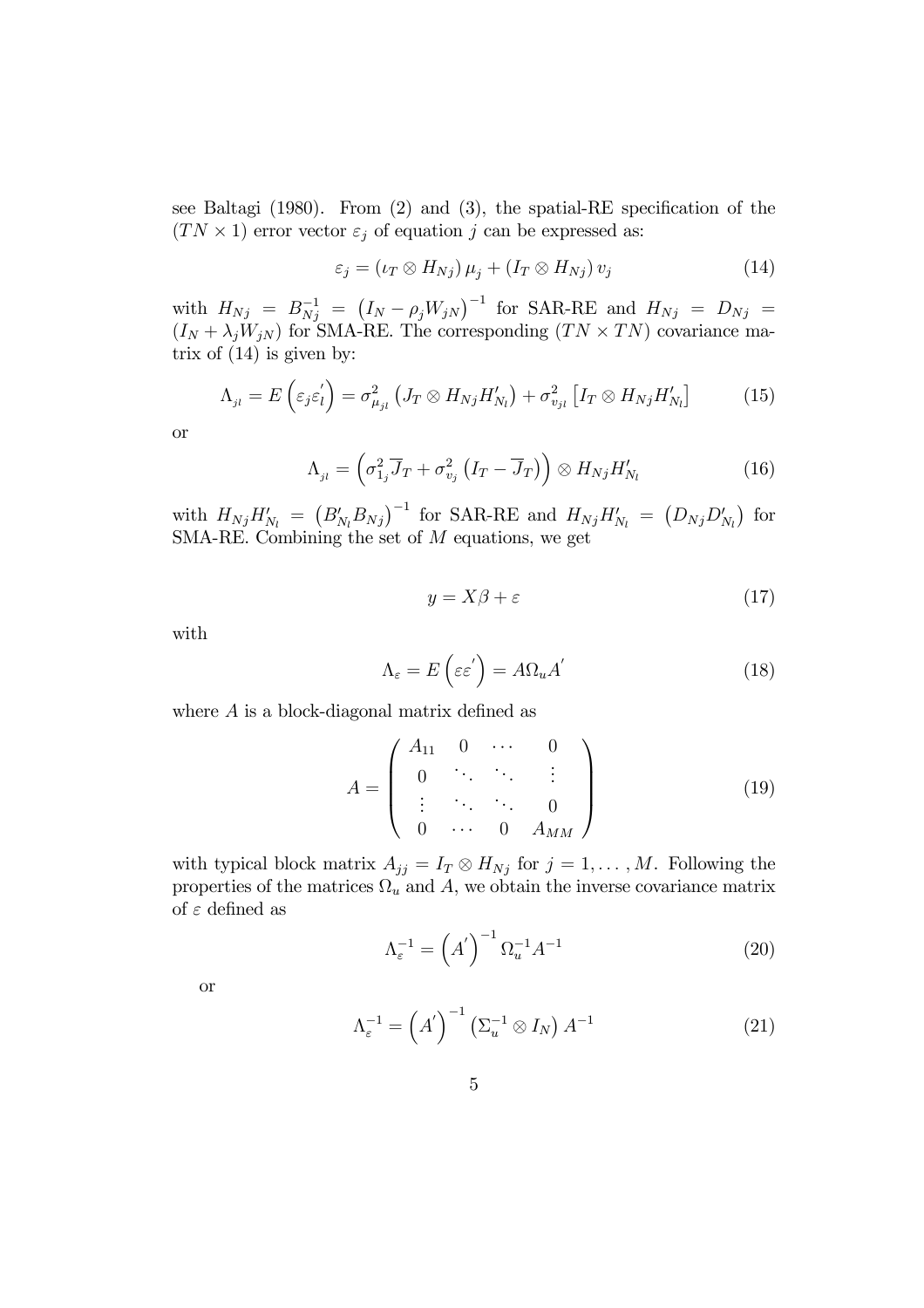see Baltagi (1980). From (2) and (3), the spatial-RE specification of the $(TN \times 1)$ error vector $\varepsilon_j$ of equation $j$ can be expressed as:

$$\varepsilon_j = (\iota_T \otimes H_{Nj})\,\mu_j + (I_T \otimes H_{Nj})\,v_j \tag{14}$$

with $H_{Nj} = B_{Nj}^{-1} = \left(I_N - \rho_j W_{jN}\right)^{-1}$ for SAR-RE and $H_{Nj} = D_{Nj} = (I_N + \lambda_j W_{jN})$ for SMA-RE. The corresponding $(TN \times TN)$ covariance matrix of (14) is given by:

$$\Lambda_{_{jl}} = E\left(\varepsilon_j \varepsilon_l^{'}\right) = \sigma_{\mu_{jl}}^2 \left(J_T \otimes H_{Nj} H_{N_l}^{\prime}\right) + \sigma_{v_{jl}}^2 \left[I_T \otimes H_{Nj} H_{N_l}^{\prime}\right] \tag{15}$$

or

$$\Lambda_{_{jl}} = \left(\sigma_{1_j}^2 \overline{J}_T + \sigma_{v_j}^2 \left(I_T - \overline{J}_T\right)\right) \otimes H_{Nj} H_{N_l}^{\prime} \tag{16}$$

with $H_{Nj} H_{N_l}^{\prime} = \left(B_{N_l}^{\prime} B_{Nj}\right)^{-1}$ for SAR-RE and $H_{Nj} H_{N_l}^{\prime} = \left(D_{Nj} D_{N_l}^{\prime}\right)$ for SMA-RE. Combining the set of $M$ equations, we get

$$y = X\beta + \varepsilon \tag{17}$$

with

$$\Lambda_{\varepsilon} = E\left(\varepsilon \varepsilon^{'}\right) = A \Omega_u A^{'} \tag{18}$$

where $A$ is a block-diagonal matrix defined as

$$A = \begin{pmatrix} A_{11} & 0 & \cdots & 0 \\ 0 & \ddots & \ddots & \vdots \\ \vdots & \ddots & \ddots & 0 \\ 0 & \cdots & 0 & A_{MM} \end{pmatrix} \tag{19}$$

with typical block matrix $A_{jj} = I_T \otimes H_{Nj}$ for $j = 1, \ldots, M$. Following the properties of the matrices $\Omega_u$ and $A$, we obtain the inverse covariance matrix of $\varepsilon$ defined as

$$\Lambda_{\varepsilon}^{-1} = \left(A^{'}\right)^{-1} \Omega_u^{-1} A^{-1} \tag{20}$$

or

$$\Lambda_{\varepsilon}^{-1} = \left(A^{'}\right)^{-1} \left(\Sigma_u^{-1} \otimes I_N\right) A^{-1} \tag{21}$$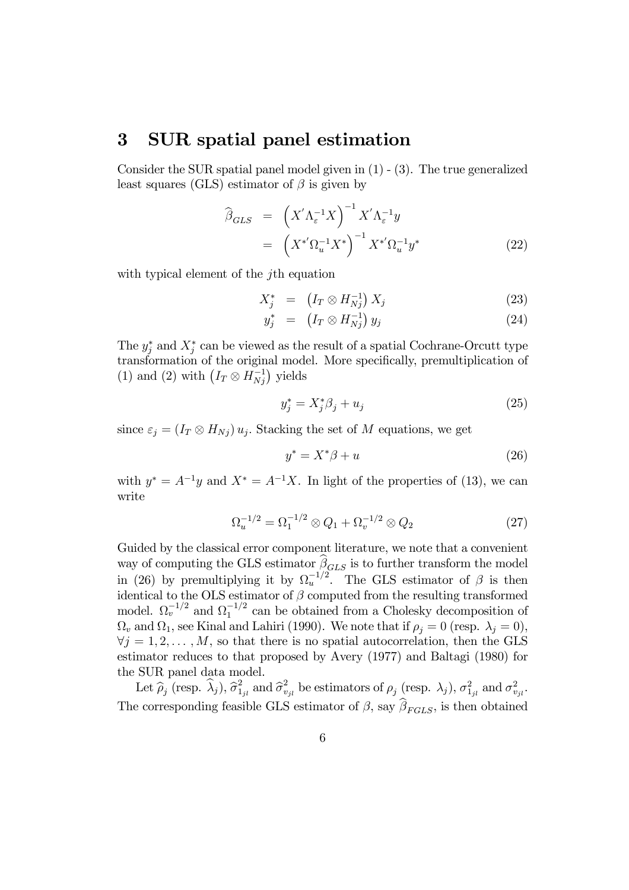## 3 SUR spatial panel estimation

Consider the SUR spatial panel model given in (1) - (3). The true generalized least squares (GLS) estimator of $\beta$ is given by

$$
\begin{aligned}
\widehat{\beta}_{GLS} &= \left(X'\Lambda_{\varepsilon}^{-1}X\right)^{-1} X'\Lambda_{\varepsilon}^{-1}y \\
&= \left(X^{*\prime}\Omega_u^{-1}X^{*}\right)^{-1} X^{*\prime}\Omega_u^{-1}y^{*} \qquad (22)
\end{aligned}
$$

with typical element of the $j$th equation

$$
X_j^* = \left(I_T \otimes H_{Nj}^{-1}\right) X_j \qquad (23)
$$

$$
y_j^* = \left(I_T \otimes H_{Nj}^{-1}\right) y_j \qquad (24)
$$

The $y_j^*$ and $X_j^*$ can be viewed as the result of a spatial Cochrane-Orcutt type transformation of the original model. More specifically, premultiplication of (1) and (2) with $\left(I_T \otimes H_{Nj}^{-1}\right)$ yields

$$
y_j^* = X_j^* \beta_j + u_j \qquad (25)
$$

since $\varepsilon_j = \left(I_T \otimes H_{Nj}\right) u_j$. Stacking the set of $M$ equations, we get

$$
y^* = X^* \beta + u \qquad (26)
$$

with $y^* = A^{-1}y$ and $X^* = A^{-1}X$. In light of the properties of (13), we can write

$$
\Omega_u^{-1/2} = \Omega_1^{-1/2} \otimes Q_1 + \Omega_v^{-1/2} \otimes Q_2 \qquad (27)
$$

Guided by the classical error component literature, we note that a convenient way of computing the GLS estimator $\widehat{\beta}_{GLS}$ is to further transform the model in (26) by premultiplying it by $\Omega_u^{-1/2}$. The GLS estimator of $\beta$ is then identical to the OLS estimator of $\beta$ computed from the resulting transformed model. $\Omega_v^{-1/2}$ and $\Omega_1^{-1/2}$ can be obtained from a Cholesky decomposition of $\Omega_v$ and $\Omega_1$, see Kinal and Lahiri (1990). We note that if $\rho_j = 0$ (resp. $\lambda_j = 0$), $\forall j = 1, 2, \ldots, M$, so that there is no spatial autocorrelation, then the GLS estimator reduces to that proposed by Avery (1977) and Baltagi (1980) for the SUR panel data model.

Let $\widehat{\rho}_j$ (resp. $\widehat{\lambda}_j$), $\widehat{\sigma}^2_{1_{jl}}$ and $\widehat{\sigma}^2_{v_{jl}}$ be estimators of $\rho_j$ (resp. $\lambda_j$), $\sigma^2_{1_{jl}}$ and $\sigma^2_{v_{jl}}$. The corresponding feasible GLS estimator of $\beta$, say $\widehat{\beta}_{FGLS}$, is then obtained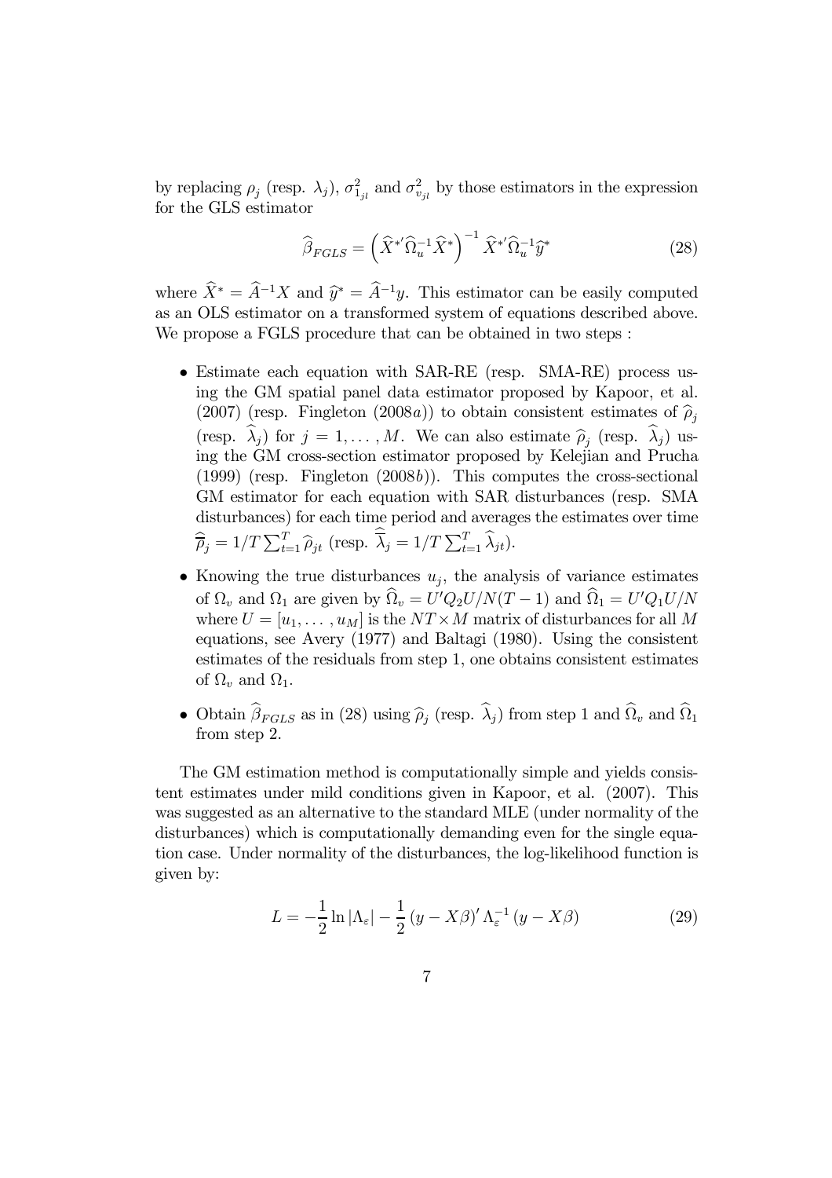by replacing $\rho_j$ (resp. $\lambda_j$), $\sigma^2_{1_{jl}}$ and $\sigma^2_{v_{jl}}$ by those estimators in the expression for the GLS estimator

$$\widehat{\beta}_{FGLS} = \left(\widehat{X}^{*\prime}\widehat{\Omega}_u^{-1}\widehat{X}^*\right)^{-1}\widehat{X}^{*\prime}\widehat{\Omega}_u^{-1}\widehat{y}^* \tag{28}$$

where $\widehat{X}^* = \widehat{A}^{-1}X$ and $\widehat{y}^* = \widehat{A}^{-1}y$. This estimator can be easily computed as an OLS estimator on a transformed system of equations described above. We propose a FGLS procedure that can be obtained in two steps :

- Estimate each equation with SAR-RE (resp. SMA-RE) process using the GM spatial panel data estimator proposed by Kapoor, et al. (2007) (resp. Fingleton (2008*a*)) to obtain consistent estimates of $\widehat{\rho}_j$ (resp. $\widehat{\lambda}_j$) for $j = 1, \ldots, M$. We can also estimate $\widehat{\rho}_j$ (resp. $\widehat{\lambda}_j$) using the GM cross-section estimator proposed by Kelejian and Prucha (1999) (resp. Fingleton (2008*b*)). This computes the cross-sectional GM estimator for each equation with SAR disturbances (resp. SMA disturbances) for each time period and averages the estimates over time $\widehat{\overline{\rho}}_j = 1/T\sum_{t=1}^{T}\widehat{\rho}_{jt}$ (resp. $\widehat{\overline{\lambda}}_j = 1/T\sum_{t=1}^{T}\widehat{\lambda}_{jt}$).
- Knowing the true disturbances $u_j$, the analysis of variance estimates of $\Omega_v$ and $\Omega_1$ are given by $\widehat{\Omega}_v = U'Q_2U/N(T-1)$ and $\widehat{\Omega}_1 = U'Q_1U/N$ where $U = [u_1, \ldots, u_M]$ is the $NT \times M$ matrix of disturbances for all $M$ equations, see Avery (1977) and Baltagi (1980). Using the consistent estimates of the residuals from step 1, one obtains consistent estimates of $\Omega_v$ and $\Omega_1$.
- Obtain $\widehat{\beta}_{FGLS}$ as in (28) using $\widehat{\rho}_j$ (resp. $\widehat{\lambda}_j$) from step 1 and $\widehat{\Omega}_v$ and $\widehat{\Omega}_1$ from step 2.

The GM estimation method is computationally simple and yields consistent estimates under mild conditions given in Kapoor, et al. (2007). This was suggested as an alternative to the standard MLE (under normality of the disturbances) which is computationally demanding even for the single equation case. Under normality of the disturbances, the log-likelihood function is given by:

$$L = -\frac{1}{2}\ln|\Lambda_\varepsilon| - \frac{1}{2}(y - X\beta)'\Lambda_\varepsilon^{-1}(y - X\beta) \tag{29}$$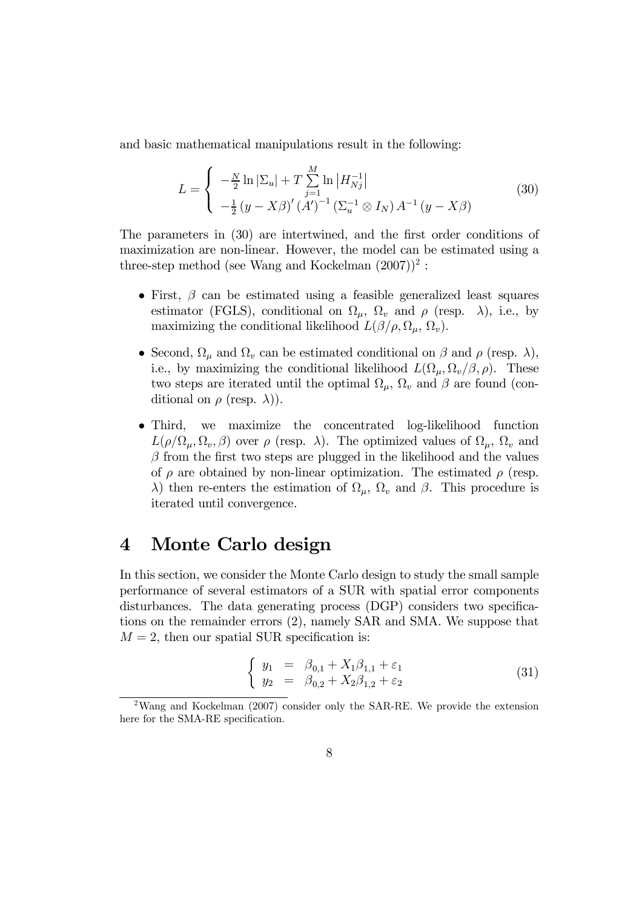and basic mathematical manipulations result in the following:

$$L = \begin{cases} -\frac{N}{2}\ln|\Sigma_u| + T\sum_{j=1}^{M}\ln\left|H_{Nj}^{-1}\right| \\ -\frac{1}{2}(y - X\beta)'(A')^{-1}(\Sigma_u^{-1}\otimes I_N)A^{-1}(y - X\beta) \end{cases} \tag{30}$$

The parameters in (30) are intertwined, and the first order conditions of maximization are non-linear. However, the model can be estimated using a three-step method (see Wang and Kockelman (2007))[2] :

- First, $\beta$ can be estimated using a feasible generalized least squares estimator (FGLS), conditional on $\Omega_\mu$, $\Omega_v$ and $\rho$ (resp. $\lambda$), i.e., by maximizing the conditional likelihood $L(\beta/\rho, \Omega_\mu, \Omega_v)$.
- Second, $\Omega_\mu$ and $\Omega_v$ can be estimated conditional on $\beta$ and $\rho$ (resp. $\lambda$), i.e., by maximizing the conditional likelihood $L(\Omega_\mu, \Omega_v/\beta, \rho)$. These two steps are iterated until the optimal $\Omega_\mu$, $\Omega_v$ and $\beta$ are found (conditional on $\rho$ (resp. $\lambda$)).
- Third, we maximize the concentrated log-likelihood function $L(\rho/\Omega_\mu, \Omega_v, \beta)$ over $\rho$ (resp. $\lambda$). The optimized values of $\Omega_\mu$, $\Omega_v$ and $\beta$ from the first two steps are plugged in the likelihood and the values of $\rho$ are obtained by non-linear optimization. The estimated $\rho$ (resp. $\lambda$) then re-enters the estimation of $\Omega_\mu$, $\Omega_v$ and $\beta$. This procedure is iterated until convergence.

# 4 Monte Carlo design

In this section, we consider the Monte Carlo design to study the small sample performance of several estimators of a SUR with spatial error components disturbances. The data generating process (DGP) considers two specifications on the remainder errors (2), namely SAR and SMA. We suppose that $M = 2$, then our spatial SUR specification is:

$$\begin{cases} y_1 = \beta_{0,1} + X_1\beta_{1,1} + \varepsilon_1 \\ y_2 = \beta_{0,2} + X_2\beta_{1,2} + \varepsilon_2 \end{cases} \tag{31}$$

[2] Wang and Kockelman (2007) consider only the SAR-RE. We provide the extension here for the SMA-RE specification.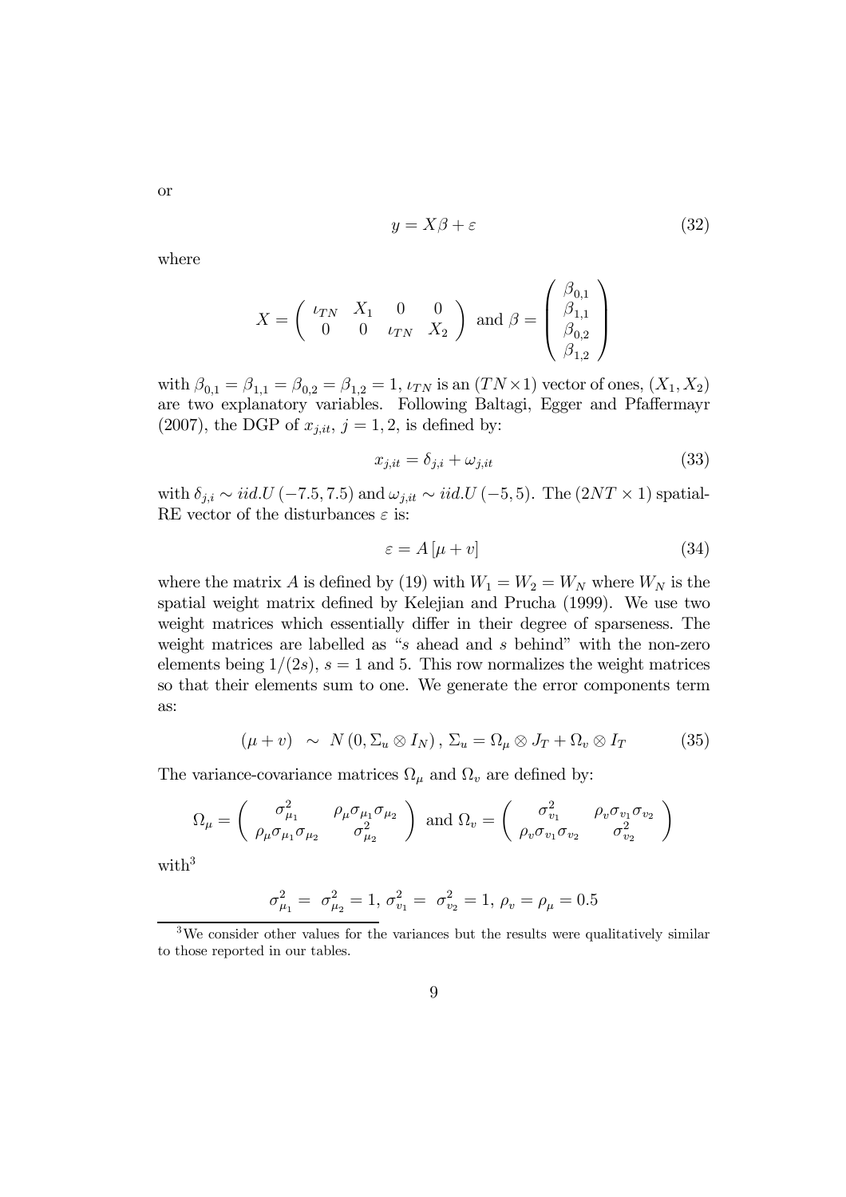or

$$y = X\beta + \varepsilon \tag{32}$$

where

$$X = \begin{pmatrix} \iota_{TN} & X_1 & 0 & 0 \\ 0 & 0 & \iota_{TN} & X_2 \end{pmatrix} \text{ and } \beta = \begin{pmatrix} \beta_{0,1} \\ \beta_{1,1} \\ \beta_{0,2} \\ \beta_{1,2} \end{pmatrix}$$

with $\beta_{0,1} = \beta_{1,1} = \beta_{0,2} = \beta_{1,2} = 1$, $\iota_{TN}$ is an $(TN \times 1)$ vector of ones, $(X_1, X_2)$ are two explanatory variables. Following Baltagi, Egger and Pfaffermayr (2007), the DGP of $x_{j,it}$, $j = 1, 2$, is defined by:

$$x_{j,it} = \delta_{j,i} + \omega_{j,it} \tag{33}$$

with $\delta_{j,i} \sim iid.U(-7.5, 7.5)$ and $\omega_{j,it} \sim iid.U(-5, 5)$. The $(2NT \times 1)$ spatial-RE vector of the disturbances $\varepsilon$ is:

$$\varepsilon = A[\mu + v] \tag{34}$$

where the matrix $A$ is defined by (19) with $W_1 = W_2 = W_N$ where $W_N$ is the spatial weight matrix defined by Kelejian and Prucha (1999). We use two weight matrices which essentially differ in their degree of sparseness. The weight matrices are labelled as "$s$ ahead and $s$ behind" with the non-zero elements being $1/(2s)$, $s = 1$ and 5. This row normalizes the weight matrices so that their elements sum to one. We generate the error components term as:

$$(\mu + v) \sim N(0, \Sigma_u \otimes I_N), \Sigma_u = \Omega_\mu \otimes J_T + \Omega_v \otimes I_T \tag{35}$$

The variance-covariance matrices $\Omega_\mu$ and $\Omega_v$ are defined by:

$$\Omega_\mu = \begin{pmatrix} \sigma^2_{\mu_1} & \rho_\mu \sigma_{\mu_1} \sigma_{\mu_2} \\ \rho_\mu \sigma_{\mu_1} \sigma_{\mu_2} & \sigma^2_{\mu_2} \end{pmatrix} \text{ and } \Omega_v = \begin{pmatrix} \sigma^2_{v_1} & \rho_v \sigma_{v_1} \sigma_{v_2} \\ \rho_v \sigma_{v_1} \sigma_{v_2} & \sigma^2_{v_2} \end{pmatrix}$$

with[3]

$$\sigma^2_{\mu_1} = \sigma^2_{\mu_2} = 1, \sigma^2_{v_1} = \sigma^2_{v_2} = 1, \rho_v = \rho_\mu = 0.5$$

[3] We consider other values for the variances but the results were qualitatively similar to those reported in our tables.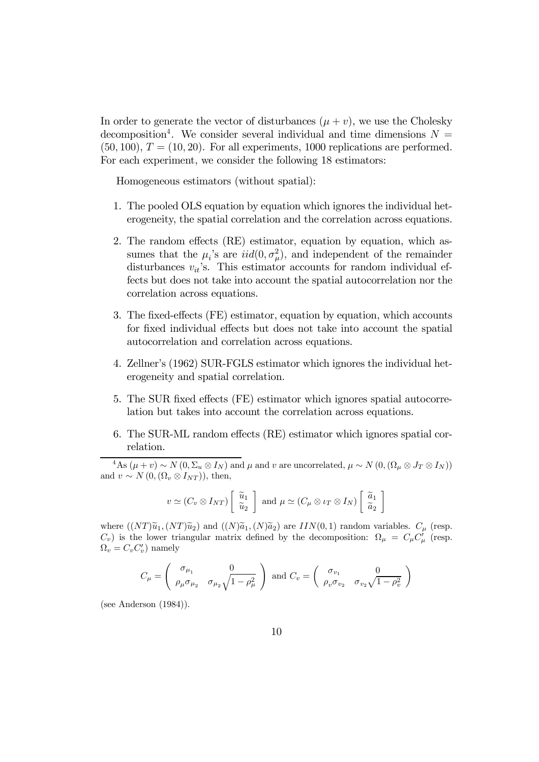In order to generate the vector of disturbances $(\mu + v)$, we use the Cholesky decomposition[4]. We consider several individual and time dimensions $N = (50, 100)$, $T = (10, 20)$. For all experiments, 1000 replications are performed. For each experiment, we consider the following 18 estimators:

Homogeneous estimators (without spatial):

1. The pooled OLS equation by equation which ignores the individual heterogeneity, the spatial correlation and the correlation across equations.

2. The random effects (RE) estimator, equation by equation, which assumes that the $\mu_i$'s are $iid(0, \sigma^2_\mu)$, and independent of the remainder disturbances $v_{it}$'s. This estimator accounts for random individual effects but does not take into account the spatial autocorrelation nor the correlation across equations.

3. The fixed-effects (FE) estimator, equation by equation, which accounts for fixed individual effects but does not take into account the spatial autocorrelation and correlation across equations.

4. Zellner's (1962) SUR-FGLS estimator which ignores the individual heterogeneity and spatial correlation.

5. The SUR fixed effects (FE) estimator which ignores spatial autocorrelation but takes into account the correlation across equations.

6. The SUR-ML random effects (RE) estimator which ignores spatial correlation.

---

[4] As $(\mu + v) \sim N(0, \Sigma_u \otimes I_N)$ and $\mu$ and $v$ are uncorrelated, $\mu \sim N(0, (\Omega_\mu \otimes J_T \otimes I_N))$ and $v \sim N(0, (\Omega_v \otimes I_{NT}))$, then,

$$v \simeq (C_v \otimes I_{NT}) \begin{bmatrix} \widetilde{u}_1 \\ \widetilde{u}_2 \end{bmatrix} \text{ and } \mu \simeq (C_\mu \otimes \iota_T \otimes I_N) \begin{bmatrix} \widetilde{a}_1 \\ \widetilde{a}_2 \end{bmatrix}$$

where $((NT)\widetilde{u}_1, (NT)\widetilde{u}_2)$ and $((N)\widetilde{a}_1, (N)\widetilde{a}_2)$ are $IIN(0,1)$ random variables. $C_\mu$ (resp. $C_v$) is the lower triangular matrix defined by the decomposition: $\Omega_\mu = C_\mu C'_\mu$ (resp. $\Omega_v = C_v C'_v$) namely

$$C_\mu = \begin{pmatrix} \sigma_{\mu_1} & 0 \\ \rho_\mu \sigma_{\mu_2} & \sigma_{\mu_2}\sqrt{1-\rho^2_\mu} \end{pmatrix} \text{ and } C_v = \begin{pmatrix} \sigma_{v_1} & 0 \\ \rho_v \sigma_{v_2} & \sigma_{v_2}\sqrt{1-\rho^2_v} \end{pmatrix}$$

(see Anderson (1984)).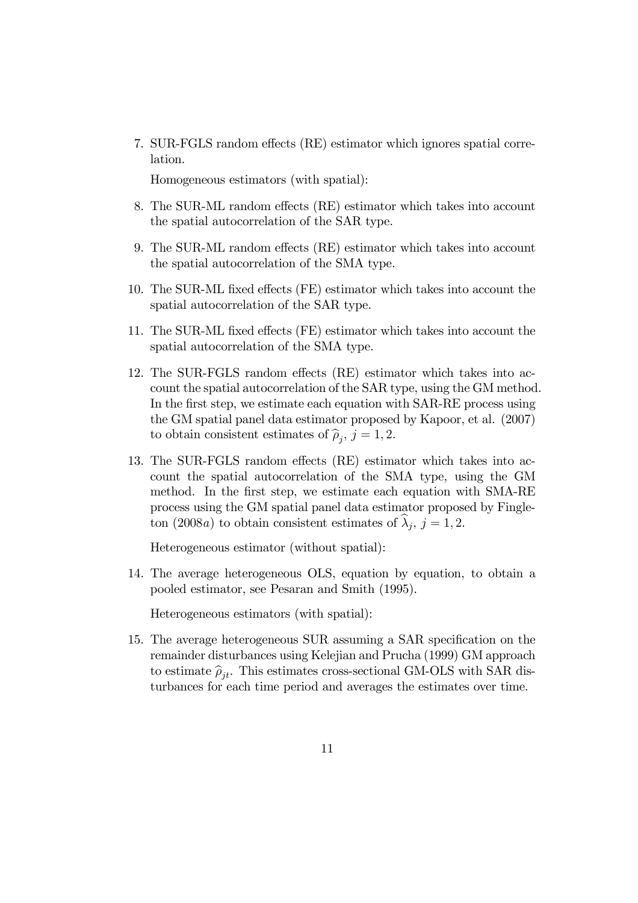7. SUR-FGLS random effects (RE) estimator which ignores spatial correlation.

   Homogeneous estimators (with spatial):

8. The SUR-ML random effects (RE) estimator which takes into account the spatial autocorrelation of the SAR type.

9. The SUR-ML random effects (RE) estimator which takes into account the spatial autocorrelation of the SMA type.

10. The SUR-ML fixed effects (FE) estimator which takes into account the spatial autocorrelation of the SAR type.

11. The SUR-ML fixed effects (FE) estimator which takes into account the spatial autocorrelation of the SMA type.

12. The SUR-FGLS random effects (RE) estimator which takes into account the spatial autocorrelation of the SAR type, using the GM method. In the first step, we estimate each equation with SAR-RE process using the GM spatial panel data estimator proposed by Kapoor, et al. (2007) to obtain consistent estimates of $\widehat{\rho}_j$, $j = 1, 2$.

13. The SUR-FGLS random effects (RE) estimator which takes into account the spatial autocorrelation of the SMA type, using the GM method. In the first step, we estimate each equation with SMA-RE process using the GM spatial panel data estimator proposed by Fingleton (2008*a*) to obtain consistent estimates of $\widehat{\lambda}_j$, $j = 1, 2$.

    Heterogeneous estimator (without spatial):

14. The average heterogeneous OLS, equation by equation, to obtain a pooled estimator, see Pesaran and Smith (1995).

    Heterogeneous estimators (with spatial):

15. The average heterogeneous SUR assuming a SAR specification on the remainder disturbances using Kelejian and Prucha (1999) GM approach to estimate $\widehat{\rho}_{jt}$. This estimates cross-sectional GM-OLS with SAR disturbances for each time period and averages the estimates over time.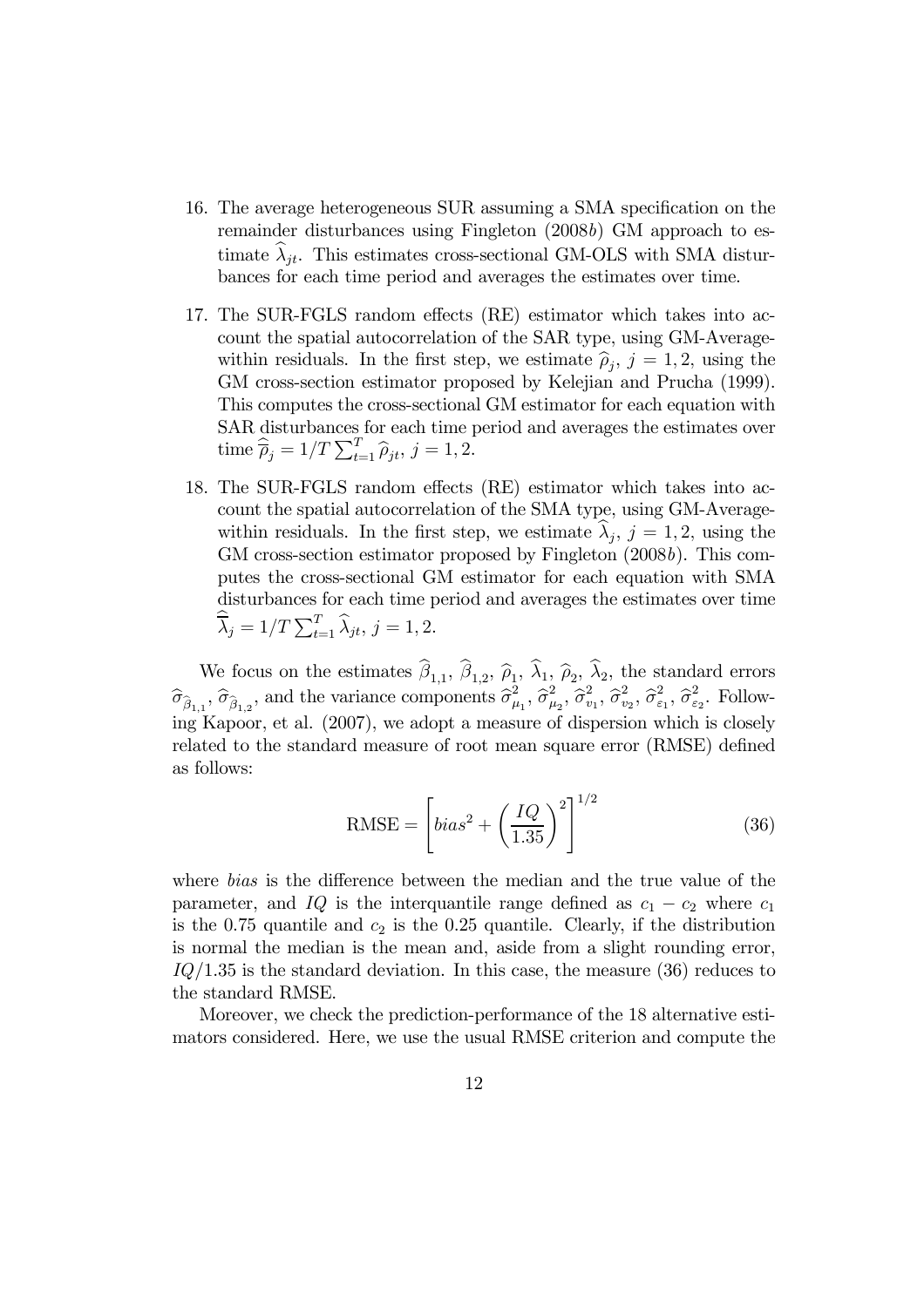16. The average heterogeneous SUR assuming a SMA specification on the remainder disturbances using Fingleton (2008*b*) GM approach to estimate $\widehat{\lambda}_{jt}$. This estimates cross-sectional GM-OLS with SMA disturbances for each time period and averages the estimates over time.

17. The SUR-FGLS random effects (RE) estimator which takes into account the spatial autocorrelation of the SAR type, using GM-Average-within residuals. In the first step, we estimate $\widehat{\rho}_j$, $j = 1, 2$, using the GM cross-section estimator proposed by Kelejian and Prucha (1999). This computes the cross-sectional GM estimator for each equation with SAR disturbances for each time period and averages the estimates over time $\widehat{\overline{\rho}}_j = 1/T \sum_{t=1}^{T} \widehat{\rho}_{jt}$, $j = 1, 2$.

18. The SUR-FGLS random effects (RE) estimator which takes into account the spatial autocorrelation of the SMA type, using GM-Average-within residuals. In the first step, we estimate $\widehat{\lambda}_j$, $j = 1, 2$, using the GM cross-section estimator proposed by Fingleton (2008*b*). This computes the cross-sectional GM estimator for each equation with SMA disturbances for each time period and averages the estimates over time $\widehat{\overline{\lambda}}_j = 1/T \sum_{t=1}^{T} \widehat{\lambda}_{jt}$, $j = 1, 2$.

We focus on the estimates $\widehat{\beta}_{1,1}$, $\widehat{\beta}_{1,2}$, $\widehat{\rho}_1$, $\widehat{\lambda}_1$, $\widehat{\rho}_2$, $\widehat{\lambda}_2$, the standard errors $\widehat{\sigma}_{\widehat{\beta}_{1,1}}$, $\widehat{\sigma}_{\widehat{\beta}_{1,2}}$, and the variance components $\widehat{\sigma}^2_{\mu_1}$, $\widehat{\sigma}^2_{\mu_2}$, $\widehat{\sigma}^2_{v_1}$, $\widehat{\sigma}^2_{v_2}$, $\widehat{\sigma}^2_{\varepsilon_1}$, $\widehat{\sigma}^2_{\varepsilon_2}$. Following Kapoor, et al. (2007), we adopt a measure of dispersion which is closely related to the standard measure of root mean square error (RMSE) defined as follows:

$$\text{RMSE} = \left[ bias^2 + \left( \frac{IQ}{1.35} \right)^2 \right]^{1/2} \tag{36}$$

where *bias* is the difference between the median and the true value of the parameter, and $IQ$ is the interquantile range defined as $c_1 - c_2$ where $c_1$ is the 0.75 quantile and $c_2$ is the 0.25 quantile. Clearly, if the distribution is normal the median is the mean and, aside from a slight rounding error, $IQ/1.35$ is the standard deviation. In this case, the measure (36) reduces to the standard RMSE.

Moreover, we check the prediction-performance of the 18 alternative estimators considered. Here, we use the usual RMSE criterion and compute the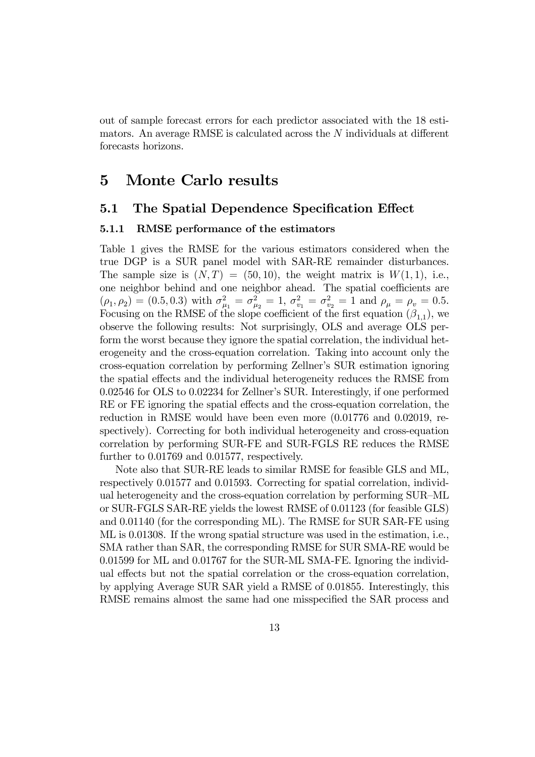out of sample forecast errors for each predictor associated with the 18 estimators. An average RMSE is calculated across the $N$ individuals at different forecasts horizons.

# 5 Monte Carlo results

## 5.1 The Spatial Dependence Specification Effect

### 5.1.1 RMSE performance of the estimators

Table 1 gives the RMSE for the various estimators considered when the true DGP is a SUR panel model with SAR-RE remainder disturbances. The sample size is $(N,T) = (50,10)$, the weight matrix is $W(1,1)$, i.e., one neighbor behind and one neighbor ahead. The spatial coefficients are $(\rho_1, \rho_2) = (0.5, 0.3)$ with $\sigma^2_{\mu_1} = \sigma^2_{\mu_2} = 1$, $\sigma^2_{v_1} = \sigma^2_{v_2} = 1$ and $\rho_\mu = \rho_v = 0.5$. Focusing on the RMSE of the slope coefficient of the first equation $(\beta_{1,1})$, we observe the following results: Not surprisingly, OLS and average OLS perform the worst because they ignore the spatial correlation, the individual heterogeneity and the cross-equation correlation. Taking into account only the cross-equation correlation by performing Zellner's SUR estimation ignoring the spatial effects and the individual heterogeneity reduces the RMSE from 0.02546 for OLS to 0.02234 for Zellner's SUR. Interestingly, if one performed RE or FE ignoring the spatial effects and the cross-equation correlation, the reduction in RMSE would have been even more (0.01776 and 0.02019, respectively). Correcting for both individual heterogeneity and cross-equation correlation by performing SUR-FE and SUR-FGLS RE reduces the RMSE further to 0.01769 and 0.01577, respectively.

Note also that SUR-RE leads to similar RMSE for feasible GLS and ML, respectively 0.01577 and 0.01593. Correcting for spatial correlation, individual heterogeneity and the cross-equation correlation by performing SUR–ML or SUR-FGLS SAR-RE yields the lowest RMSE of 0.01123 (for feasible GLS) and 0.01140 (for the corresponding ML). The RMSE for SUR SAR-FE using ML is 0.01308. If the wrong spatial structure was used in the estimation, i.e., SMA rather than SAR, the corresponding RMSE for SUR SMA-RE would be 0.01599 for ML and 0.01767 for the SUR-ML SMA-FE. Ignoring the individual effects but not the spatial correlation or the cross-equation correlation, by applying Average SUR SAR yield a RMSE of 0.01855. Interestingly, this RMSE remains almost the same had one misspecified the SAR process and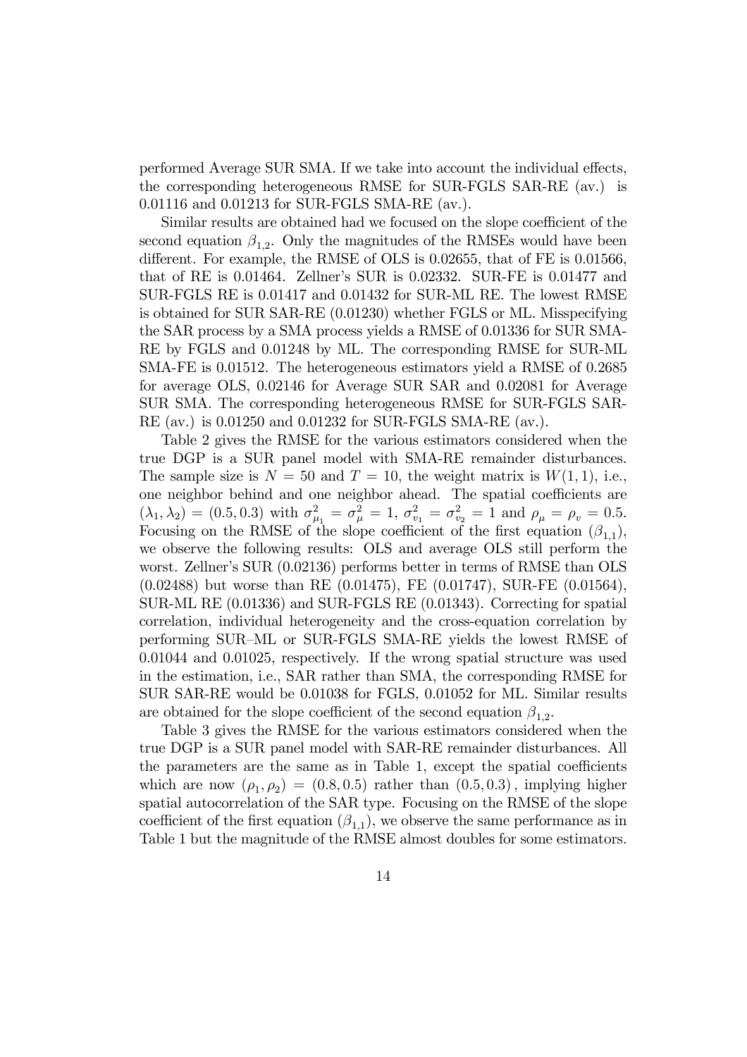performed Average SUR SMA. If we take into account the individual effects, the corresponding heterogeneous RMSE for SUR-FGLS SAR-RE (av.) is 0.01116 and 0.01213 for SUR-FGLS SMA-RE (av.).

Similar results are obtained had we focused on the slope coefficient of the second equation $\beta_{1,2}$. Only the magnitudes of the RMSEs would have been different. For example, the RMSE of OLS is 0.02655, that of FE is 0.01566, that of RE is 0.01464. Zellner's SUR is 0.02332. SUR-FE is 0.01477 and SUR-FGLS RE is 0.01417 and 0.01432 for SUR-ML RE. The lowest RMSE is obtained for SUR SAR-RE (0.01230) whether FGLS or ML. Misspecifying the SAR process by a SMA process yields a RMSE of 0.01336 for SUR SMA-RE by FGLS and 0.01248 by ML. The corresponding RMSE for SUR-ML SMA-FE is 0.01512. The heterogeneous estimators yield a RMSE of 0.2685 for average OLS, 0.02146 for Average SUR SAR and 0.02081 for Average SUR SMA. The corresponding heterogeneous RMSE for SUR-FGLS SAR-RE (av.) is 0.01250 and 0.01232 for SUR-FGLS SMA-RE (av.).

Table 2 gives the RMSE for the various estimators considered when the true DGP is a SUR panel model with SMA-RE remainder disturbances. The sample size is $N = 50$ and $T = 10$, the weight matrix is $W(1, 1)$, i.e., one neighbor behind and one neighbor ahead. The spatial coefficients are $(\lambda_1, \lambda_2) = (0.5, 0.3)$ with $\sigma^2_{\mu_1} = \sigma^2_{\mu} = 1$, $\sigma^2_{v_1} = \sigma^2_{v_2} = 1$ and $\rho_{\mu} = \rho_{v} = 0.5$. Focusing on the RMSE of the slope coefficient of the first equation $(\beta_{1,1})$, we observe the following results: OLS and average OLS still perform the worst. Zellner's SUR (0.02136) performs better in terms of RMSE than OLS (0.02488) but worse than RE (0.01475), FE (0.01747), SUR-FE (0.01564), SUR-ML RE (0.01336) and SUR-FGLS RE (0.01343). Correcting for spatial correlation, individual heterogeneity and the cross-equation correlation by performing SUR–ML or SUR-FGLS SMA-RE yields the lowest RMSE of 0.01044 and 0.01025, respectively. If the wrong spatial structure was used in the estimation, i.e., SAR rather than SMA, the corresponding RMSE for SUR SAR-RE would be 0.01038 for FGLS, 0.01052 for ML. Similar results are obtained for the slope coefficient of the second equation $\beta_{1,2}$.

Table 3 gives the RMSE for the various estimators considered when the true DGP is a SUR panel model with SAR-RE remainder disturbances. All the parameters are the same as in Table 1, except the spatial coefficients which are now $(\rho_1, \rho_2) = (0.8, 0.5)$ rather than $(0.5, 0.3)$, implying higher spatial autocorrelation of the SAR type. Focusing on the RMSE of the slope coefficient of the first equation $(\beta_{1,1})$, we observe the same performance as in Table 1 but the magnitude of the RMSE almost doubles for some estimators.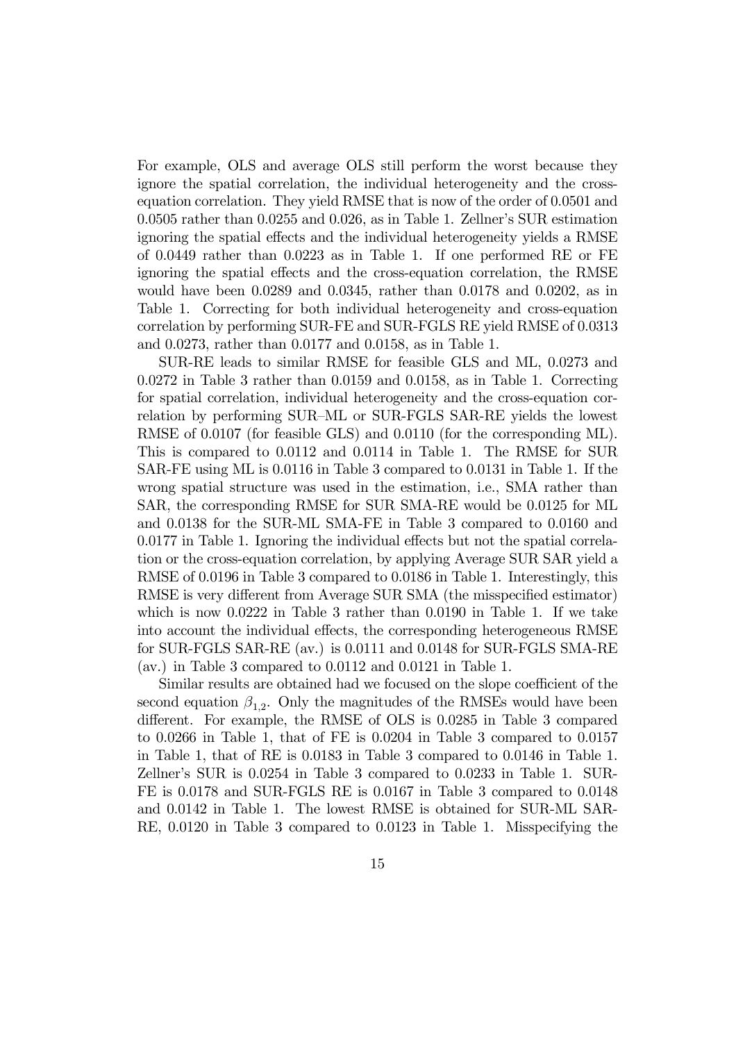For example, OLS and average OLS still perform the worst because they ignore the spatial correlation, the individual heterogeneity and the cross-equation correlation. They yield RMSE that is now of the order of 0.0501 and 0.0505 rather than 0.0255 and 0.026, as in Table 1. Zellner's SUR estimation ignoring the spatial effects and the individual heterogeneity yields a RMSE of 0.0449 rather than 0.0223 as in Table 1. If one performed RE or FE ignoring the spatial effects and the cross-equation correlation, the RMSE would have been 0.0289 and 0.0345, rather than 0.0178 and 0.0202, as in Table 1. Correcting for both individual heterogeneity and cross-equation correlation by performing SUR-FE and SUR-FGLS RE yield RMSE of 0.0313 and 0.0273, rather than 0.0177 and 0.0158, as in Table 1.

SUR-RE leads to similar RMSE for feasible GLS and ML, 0.0273 and 0.0272 in Table 3 rather than 0.0159 and 0.0158, as in Table 1. Correcting for spatial correlation, individual heterogeneity and the cross-equation correlation by performing SUR–ML or SUR-FGLS SAR-RE yields the lowest RMSE of 0.0107 (for feasible GLS) and 0.0110 (for the corresponding ML). This is compared to 0.0112 and 0.0114 in Table 1. The RMSE for SUR SAR-FE using ML is 0.0116 in Table 3 compared to 0.0131 in Table 1. If the wrong spatial structure was used in the estimation, i.e., SMA rather than SAR, the corresponding RMSE for SUR SMA-RE would be 0.0125 for ML and 0.0138 for the SUR-ML SMA-FE in Table 3 compared to 0.0160 and 0.0177 in Table 1. Ignoring the individual effects but not the spatial correlation or the cross-equation correlation, by applying Average SUR SAR yield a RMSE of 0.0196 in Table 3 compared to 0.0186 in Table 1. Interestingly, this RMSE is very different from Average SUR SMA (the misspecified estimator) which is now 0.0222 in Table 3 rather than 0.0190 in Table 1. If we take into account the individual effects, the corresponding heterogeneous RMSE for SUR-FGLS SAR-RE (av.) is 0.0111 and 0.0148 for SUR-FGLS SMA-RE (av.) in Table 3 compared to 0.0112 and 0.0121 in Table 1.

Similar results are obtained had we focused on the slope coefficient of the second equation $\beta_{1,2}$. Only the magnitudes of the RMSEs would have been different. For example, the RMSE of OLS is 0.0285 in Table 3 compared to 0.0266 in Table 1, that of FE is 0.0204 in Table 3 compared to 0.0157 in Table 1, that of RE is 0.0183 in Table 3 compared to 0.0146 in Table 1. Zellner's SUR is 0.0254 in Table 3 compared to 0.0233 in Table 1. SUR-FE is 0.0178 and SUR-FGLS RE is 0.0167 in Table 3 compared to 0.0148 and 0.0142 in Table 1. The lowest RMSE is obtained for SUR-ML SAR-RE, 0.0120 in Table 3 compared to 0.0123 in Table 1. Misspecifying the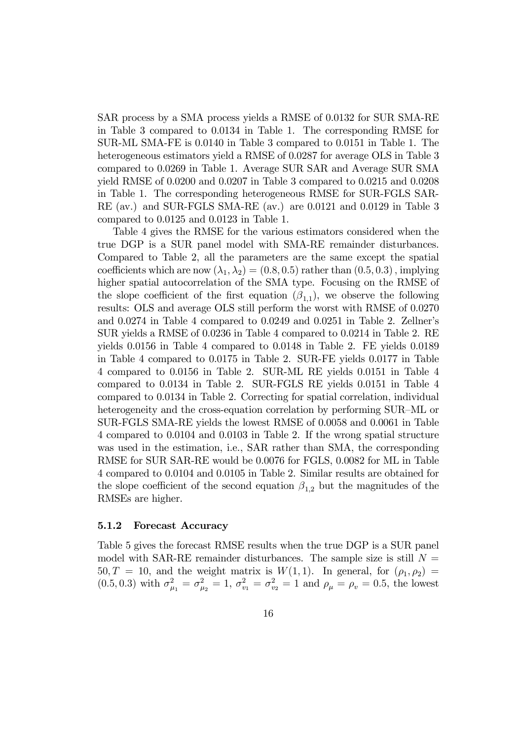SAR process by a SMA process yields a RMSE of 0.0132 for SUR SMA-RE in Table 3 compared to 0.0134 in Table 1. The corresponding RMSE for SUR-ML SMA-FE is 0.0140 in Table 3 compared to 0.0151 in Table 1. The heterogeneous estimators yield a RMSE of 0.0287 for average OLS in Table 3 compared to 0.0269 in Table 1. Average SUR SAR and Average SUR SMA yield RMSE of 0.0200 and 0.0207 in Table 3 compared to 0.0215 and 0.0208 in Table 1. The corresponding heterogeneous RMSE for SUR-FGLS SAR-RE (av.) and SUR-FGLS SMA-RE (av.) are 0.0121 and 0.0129 in Table 3 compared to 0.0125 and 0.0123 in Table 1.

Table 4 gives the RMSE for the various estimators considered when the true DGP is a SUR panel model with SMA-RE remainder disturbances. Compared to Table 2, all the parameters are the same except the spatial coefficients which are now $(\lambda_1, \lambda_2) = (0.8, 0.5)$ rather than $(0.5, 0.3)$, implying higher spatial autocorrelation of the SMA type. Focusing on the RMSE of the slope coefficient of the first equation $(\beta_{1,1})$, we observe the following results: OLS and average OLS still perform the worst with RMSE of 0.0270 and 0.0274 in Table 4 compared to 0.0249 and 0.0251 in Table 2. Zellner's SUR yields a RMSE of 0.0236 in Table 4 compared to 0.0214 in Table 2. RE yields 0.0156 in Table 4 compared to 0.0148 in Table 2. FE yields 0.0189 in Table 4 compared to 0.0175 in Table 2. SUR-FE yields 0.0177 in Table 4 compared to 0.0156 in Table 2. SUR-ML RE yields 0.0151 in Table 4 compared to 0.0134 in Table 2. SUR-FGLS RE yields 0.0151 in Table 4 compared to 0.0134 in Table 2. Correcting for spatial correlation, individual heterogeneity and the cross-equation correlation by performing SUR–ML or SUR-FGLS SMA-RE yields the lowest RMSE of 0.0058 and 0.0061 in Table 4 compared to 0.0104 and 0.0103 in Table 2. If the wrong spatial structure was used in the estimation, i.e., SAR rather than SMA, the corresponding RMSE for SUR SAR-RE would be 0.0076 for FGLS, 0.0082 for ML in Table 4 compared to 0.0104 and 0.0105 in Table 2. Similar results are obtained for the slope coefficient of the second equation $\beta_{1,2}$ but the magnitudes of the RMSEs are higher.

### 5.1.2 Forecast Accuracy

Table 5 gives the forecast RMSE results when the true DGP is a SUR panel model with SAR-RE remainder disturbances. The sample size is still $N = 50, T = 10$, and the weight matrix is $W(1,1)$. In general, for $(\rho_1, \rho_2) = (0.5, 0.3)$ with $\sigma^2_{\mu_1} = \sigma^2_{\mu_2} = 1$, $\sigma^2_{v_1} = \sigma^2_{v_2} = 1$ and $\rho_\mu = \rho_v = 0.5$, the lowest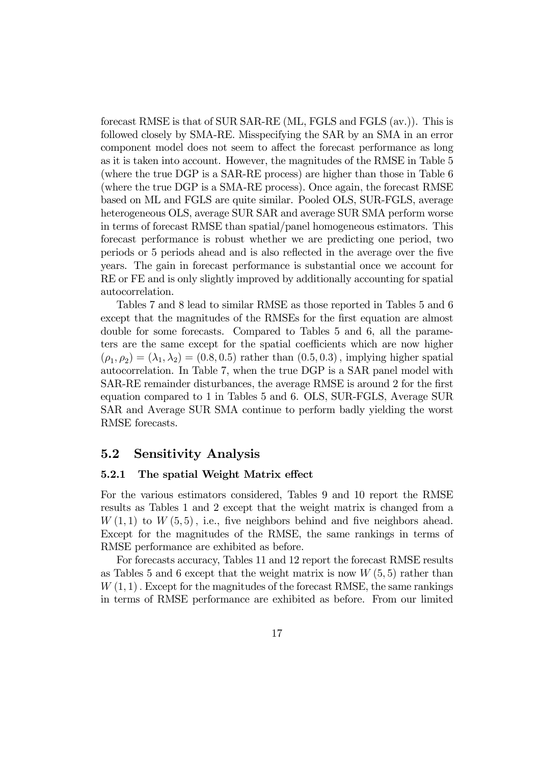forecast RMSE is that of SUR SAR-RE (ML, FGLS and FGLS (av.)). This is followed closely by SMA-RE. Misspecifying the SAR by an SMA in an error component model does not seem to affect the forecast performance as long as it is taken into account. However, the magnitudes of the RMSE in Table 5 (where the true DGP is a SAR-RE process) are higher than those in Table 6 (where the true DGP is a SMA-RE process). Once again, the forecast RMSE based on ML and FGLS are quite similar. Pooled OLS, SUR-FGLS, average heterogeneous OLS, average SUR SAR and average SUR SMA perform worse in terms of forecast RMSE than spatial/panel homogeneous estimators. This forecast performance is robust whether we are predicting one period, two periods or 5 periods ahead and is also reflected in the average over the five years. The gain in forecast performance is substantial once we account for RE or FE and is only slightly improved by additionally accounting for spatial autocorrelation.

Tables 7 and 8 lead to similar RMSE as those reported in Tables 5 and 6 except that the magnitudes of the RMSEs for the first equation are almost double for some forecasts. Compared to Tables 5 and 6, all the parameters are the same except for the spatial coefficients which are now higher $(\rho_1, \rho_2) = (\lambda_1, \lambda_2) = (0.8, 0.5)$ rather than $(0.5, 0.3)$, implying higher spatial autocorrelation. In Table 7, when the true DGP is a SAR panel model with SAR-RE remainder disturbances, the average RMSE is around 2 for the first equation compared to 1 in Tables 5 and 6. OLS, SUR-FGLS, Average SUR SAR and Average SUR SMA continue to perform badly yielding the worst RMSE forecasts.

## 5.2 Sensitivity Analysis

### 5.2.1 The spatial Weight Matrix effect

For the various estimators considered, Tables 9 and 10 report the RMSE results as Tables 1 and 2 except that the weight matrix is changed from a $W(1,1)$ to $W(5,5)$, i.e., five neighbors behind and five neighbors ahead. Except for the magnitudes of the RMSE, the same rankings in terms of RMSE performance are exhibited as before.

For forecasts accuracy, Tables 11 and 12 report the forecast RMSE results as Tables 5 and 6 except that the weight matrix is now $W(5,5)$ rather than $W(1,1)$. Except for the magnitudes of the forecast RMSE, the same rankings in terms of RMSE performance are exhibited as before. From our limited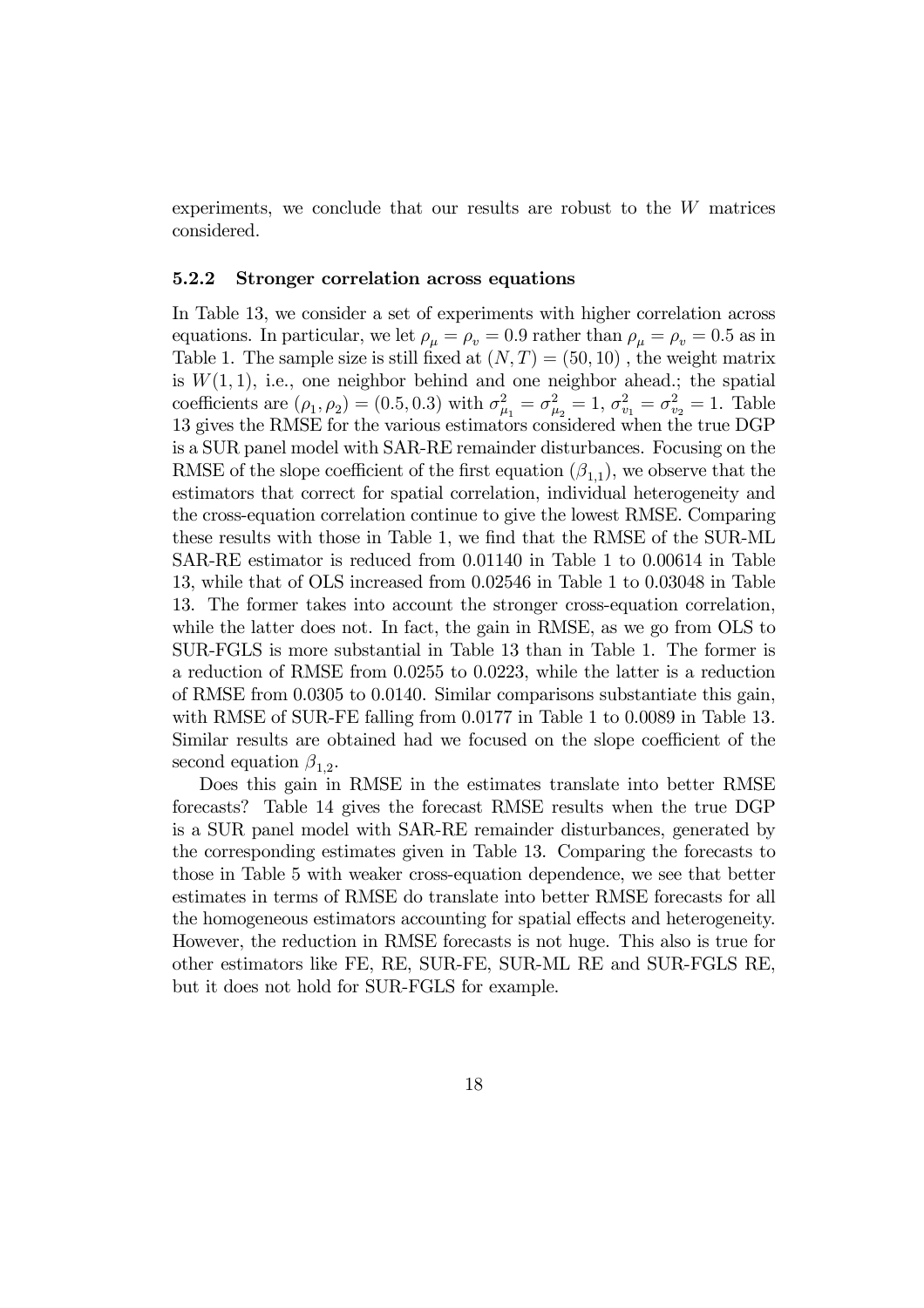experiments, we conclude that our results are robust to the $W$ matrices considered.

### 5.2.2 Stronger correlation across equations

In Table 13, we consider a set of experiments with higher correlation across equations. In particular, we let $\rho_\mu = \rho_v = 0.9$ rather than $\rho_\mu = \rho_v = 0.5$ as in Table 1. The sample size is still fixed at $(N, T) = (50, 10)$ , the weight matrix is $W(1, 1)$, i.e., one neighbor behind and one neighbor ahead.; the spatial coefficients are $(\rho_1, \rho_2) = (0.5, 0.3)$ with $\sigma^2_{\mu_1} = \sigma^2_{\mu_2} = 1$, $\sigma^2_{v_1} = \sigma^2_{v_2} = 1$. Table 13 gives the RMSE for the various estimators considered when the true DGP is a SUR panel model with SAR-RE remainder disturbances. Focusing on the RMSE of the slope coefficient of the first equation ($\beta_{1,1}$), we observe that the estimators that correct for spatial correlation, individual heterogeneity and the cross-equation correlation continue to give the lowest RMSE. Comparing these results with those in Table 1, we find that the RMSE of the SUR-ML SAR-RE estimator is reduced from 0.01140 in Table 1 to 0.00614 in Table 13, while that of OLS increased from 0.02546 in Table 1 to 0.03048 in Table 13. The former takes into account the stronger cross-equation correlation, while the latter does not. In fact, the gain in RMSE, as we go from OLS to SUR-FGLS is more substantial in Table 13 than in Table 1. The former is a reduction of RMSE from 0.0255 to 0.0223, while the latter is a reduction of RMSE from 0.0305 to 0.0140. Similar comparisons substantiate this gain, with RMSE of SUR-FE falling from 0.0177 in Table 1 to 0.0089 in Table 13. Similar results are obtained had we focused on the slope coefficient of the second equation $\beta_{1,2}$.

Does this gain in RMSE in the estimates translate into better RMSE forecasts? Table 14 gives the forecast RMSE results when the true DGP is a SUR panel model with SAR-RE remainder disturbances, generated by the corresponding estimates given in Table 13. Comparing the forecasts to those in Table 5 with weaker cross-equation dependence, we see that better estimates in terms of RMSE do translate into better RMSE forecasts for all the homogeneous estimators accounting for spatial effects and heterogeneity. However, the reduction in RMSE forecasts is not huge. This also is true for other estimators like FE, RE, SUR-FE, SUR-ML RE and SUR-FGLS RE, but it does not hold for SUR-FGLS for example.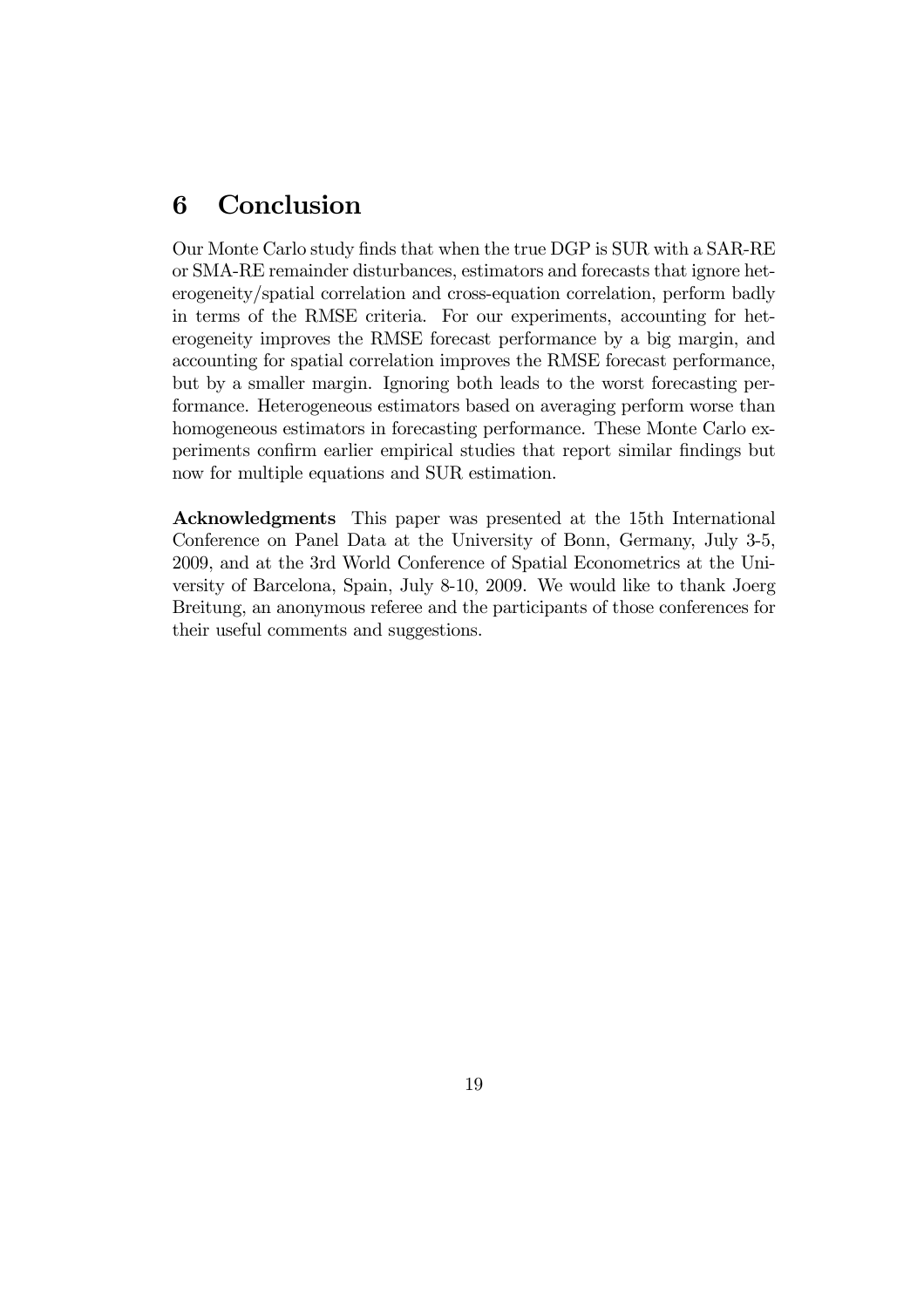## 6 Conclusion

Our Monte Carlo study finds that when the true DGP is SUR with a SAR-RE or SMA-RE remainder disturbances, estimators and forecasts that ignore heterogeneity/spatial correlation and cross-equation correlation, perform badly in terms of the RMSE criteria. For our experiments, accounting for heterogeneity improves the RMSE forecast performance by a big margin, and accounting for spatial correlation improves the RMSE forecast performance, but by a smaller margin. Ignoring both leads to the worst forecasting performance. Heterogeneous estimators based on averaging perform worse than homogeneous estimators in forecasting performance. These Monte Carlo experiments confirm earlier empirical studies that report similar findings but now for multiple equations and SUR estimation.

**Acknowledgments** This paper was presented at the 15th International Conference on Panel Data at the University of Bonn, Germany, July 3-5, 2009, and at the 3rd World Conference of Spatial Econometrics at the University of Barcelona, Spain, July 8-10, 2009. We would like to thank Joerg Breitung, an anonymous referee and the participants of those conferences for their useful comments and suggestions.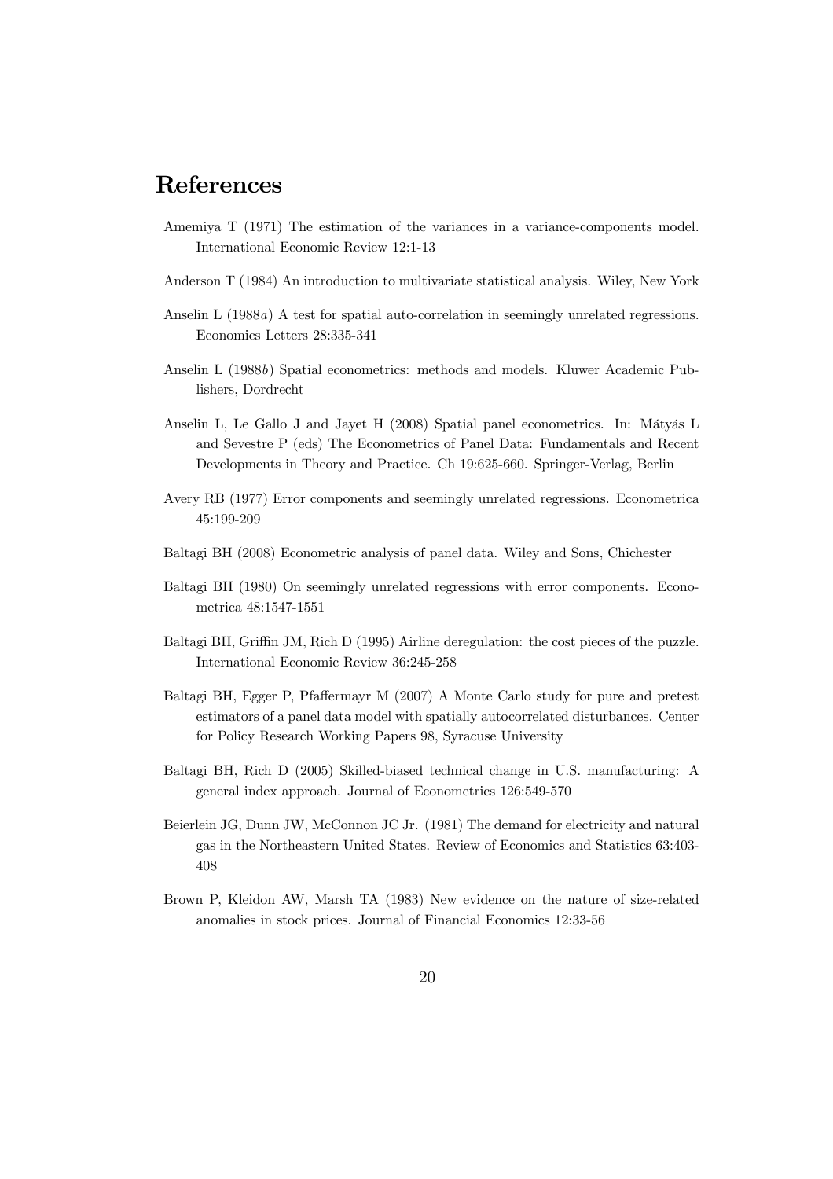## References

Amemiya T (1971) The estimation of the variances in a variance-components model. International Economic Review 12:1-13

Anderson T (1984) An introduction to multivariate statistical analysis. Wiley, New York

Anselin L (1988*a*) A test for spatial auto-correlation in seemingly unrelated regressions. Economics Letters 28:335-341

Anselin L (1988*b*) Spatial econometrics: methods and models. Kluwer Academic Publishers, Dordrecht

Anselin L, Le Gallo J and Jayet H (2008) Spatial panel econometrics. In: Mátyás L and Sevestre P (eds) The Econometrics of Panel Data: Fundamentals and Recent Developments in Theory and Practice. Ch 19:625-660. Springer-Verlag, Berlin

Avery RB (1977) Error components and seemingly unrelated regressions. Econometrica 45:199-209

Baltagi BH (2008) Econometric analysis of panel data. Wiley and Sons, Chichester

Baltagi BH (1980) On seemingly unrelated regressions with error components. Econometrica 48:1547-1551

Baltagi BH, Griffin JM, Rich D (1995) Airline deregulation: the cost pieces of the puzzle. International Economic Review 36:245-258

Baltagi BH, Egger P, Pfaffermayr M (2007) A Monte Carlo study for pure and pretest estimators of a panel data model with spatially autocorrelated disturbances. Center for Policy Research Working Papers 98, Syracuse University

Baltagi BH, Rich D (2005) Skilled-biased technical change in U.S. manufacturing: A general index approach. Journal of Econometrics 126:549-570

Beierlein JG, Dunn JW, McConnon JC Jr. (1981) The demand for electricity and natural gas in the Northeastern United States. Review of Economics and Statistics 63:403-408

Brown P, Kleidon AW, Marsh TA (1983) New evidence on the nature of size-related anomalies in stock prices. Journal of Financial Economics 12:33-56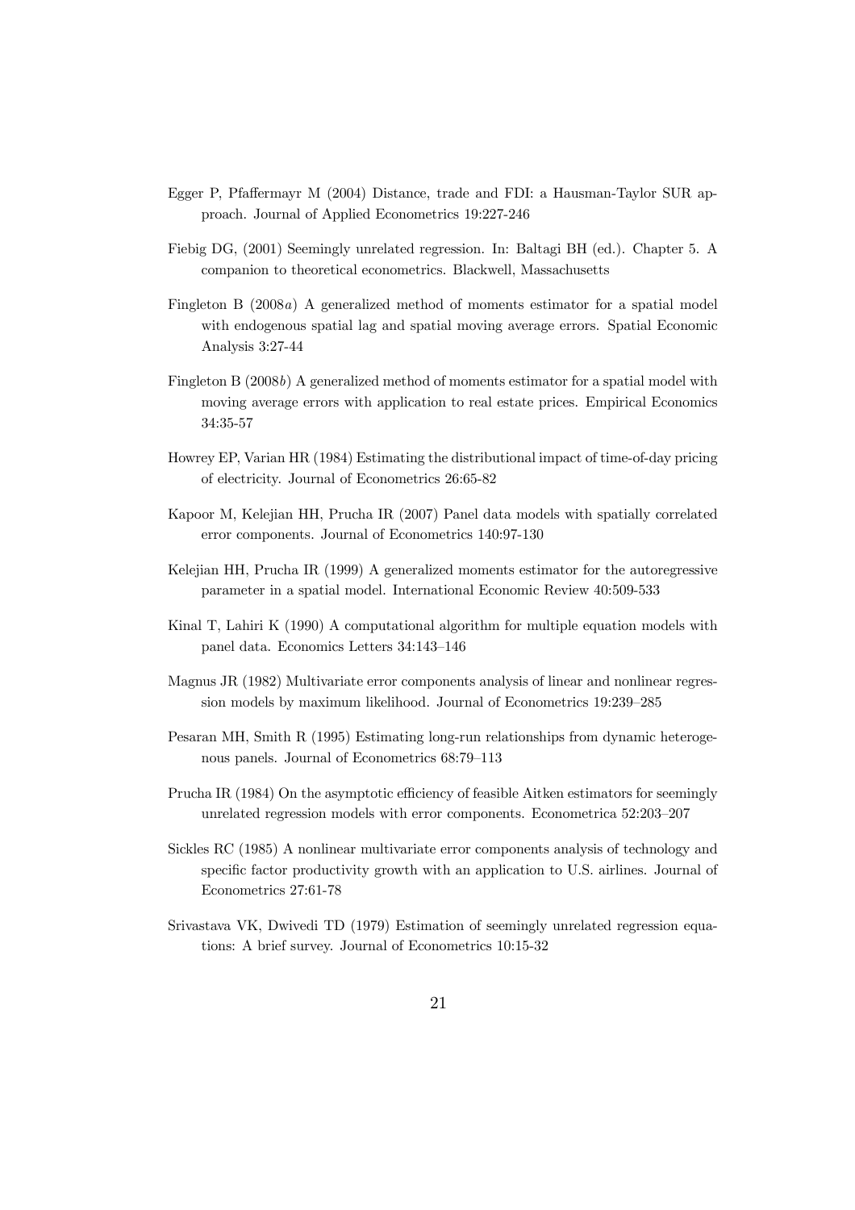Egger P, Pfaffermayr M (2004) Distance, trade and FDI: a Hausman-Taylor SUR approach. Journal of Applied Econometrics 19:227-246

Fiebig DG, (2001) Seemingly unrelated regression. In: Baltagi BH (ed.). Chapter 5. A companion to theoretical econometrics. Blackwell, Massachusetts

Fingleton B (2008*a*) A generalized method of moments estimator for a spatial model with endogenous spatial lag and spatial moving average errors. Spatial Economic Analysis 3:27-44

Fingleton B (2008*b*) A generalized method of moments estimator for a spatial model with moving average errors with application to real estate prices. Empirical Economics 34:35-57

Howrey EP, Varian HR (1984) Estimating the distributional impact of time-of-day pricing of electricity. Journal of Econometrics 26:65-82

Kapoor M, Kelejian HH, Prucha IR (2007) Panel data models with spatially correlated error components. Journal of Econometrics 140:97-130

Kelejian HH, Prucha IR (1999) A generalized moments estimator for the autoregressive parameter in a spatial model. International Economic Review 40:509-533

Kinal T, Lahiri K (1990) A computational algorithm for multiple equation models with panel data. Economics Letters 34:143–146

Magnus JR (1982) Multivariate error components analysis of linear and nonlinear regression models by maximum likelihood. Journal of Econometrics 19:239–285

Pesaran MH, Smith R (1995) Estimating long-run relationships from dynamic heterogenous panels. Journal of Econometrics 68:79–113

Prucha IR (1984) On the asymptotic efficiency of feasible Aitken estimators for seemingly unrelated regression models with error components. Econometrica 52:203–207

Sickles RC (1985) A nonlinear multivariate error components analysis of technology and specific factor productivity growth with an application to U.S. airlines. Journal of Econometrics 27:61-78

Srivastava VK, Dwivedi TD (1979) Estimation of seemingly unrelated regression equations: A brief survey. Journal of Econometrics 10:15-32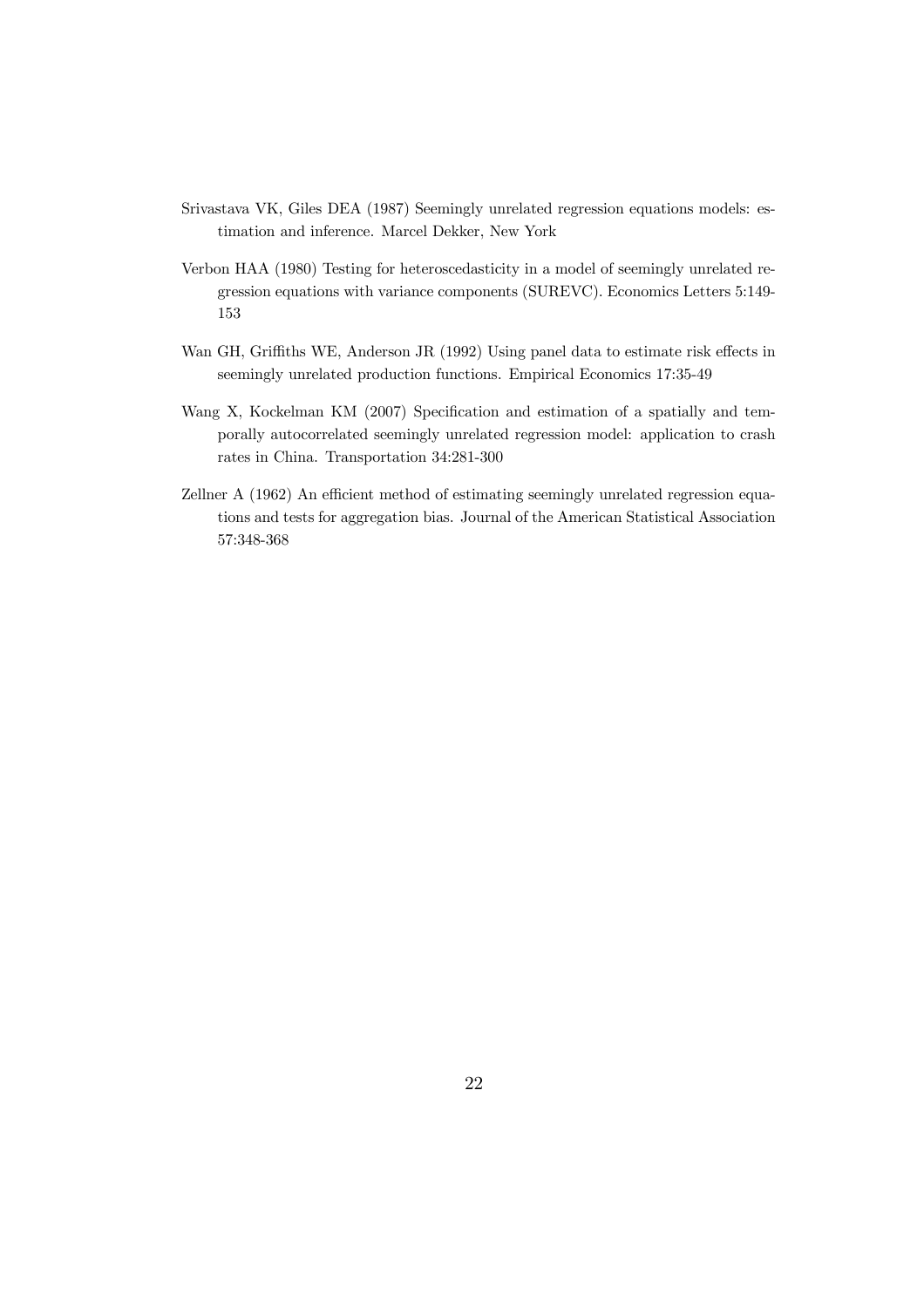Srivastava VK, Giles DEA (1987) Seemingly unrelated regression equations models: estimation and inference. Marcel Dekker, New York

Verbon HAA (1980) Testing for heteroscedasticity in a model of seemingly unrelated regression equations with variance components (SUREVC). Economics Letters 5:149-153

Wan GH, Griffiths WE, Anderson JR (1992) Using panel data to estimate risk effects in seemingly unrelated production functions. Empirical Economics 17:35-49

Wang X, Kockelman KM (2007) Specification and estimation of a spatially and temporally autocorrelated seemingly unrelated regression model: application to crash rates in China. Transportation 34:281-300

Zellner A (1962) An efficient method of estimating seemingly unrelated regression equations and tests for aggregation bias. Journal of the American Statistical Association 57:348-368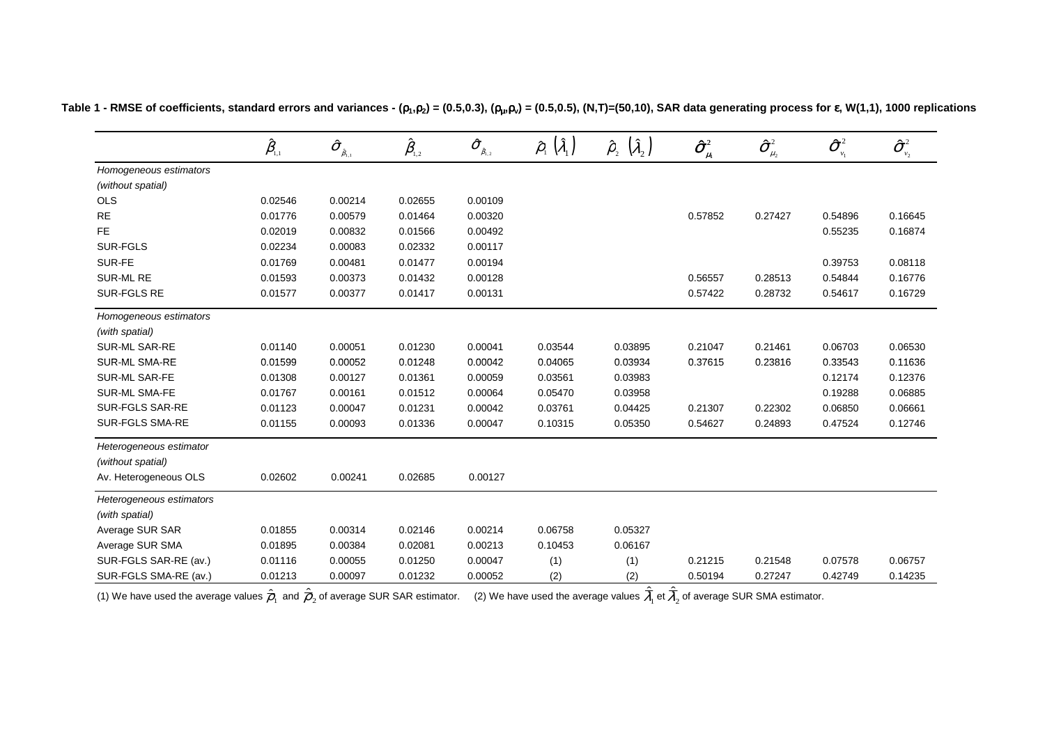**Table 1 - RMSE of coefficients, standard errors and variances - $(\rho_1,\rho_2) = (0.5,0.3)$, $(\rho_\mu,\rho_\nu) = (0.5,0.5)$, $(N,T)=(50,10)$, SAR data generating process for $\varepsilon$, W(1,1), 1000 replications**

| | $\hat{\beta}_{1,1}$ | $\hat{\sigma}_{\hat{\beta}_{1,1}}$ | $\hat{\beta}_{1,2}$ | $\hat{\sigma}_{\hat{\beta}_{1,2}}$ | $\hat{\rho}_1\ (\hat{\lambda}_1)$ | $\hat{\rho}_2\ (\hat{\lambda}_2)$ | $\hat{\sigma}^2_{\mu_1}$ | $\hat{\sigma}^2_{\mu_2}$ | $\hat{\sigma}^2_{\nu_1}$ | $\hat{\sigma}^2_{\nu_2}$ |
|---|---|---|---|---|---|---|---|---|---|---|
| *Homogeneous estimators* | | | | | | | | | | |
| *(without spatial)* | | | | | | | | | | |
| OLS | 0.02546 | 0.00214 | 0.02655 | 0.00109 | | | | | | |
| RE | 0.01776 | 0.00579 | 0.01464 | 0.00320 | | | 0.57852 | 0.27427 | 0.54896 | 0.16645 |
| FE | 0.02019 | 0.00832 | 0.01566 | 0.00492 | | | | | 0.55235 | 0.16874 |
| SUR-FGLS | 0.02234 | 0.00083 | 0.02332 | 0.00117 | | | | | | |
| SUR-FE | 0.01769 | 0.00481 | 0.01477 | 0.00194 | | | | | 0.39753 | 0.08118 |
| SUR-ML RE | 0.01593 | 0.00373 | 0.01432 | 0.00128 | | | 0.56557 | 0.28513 | 0.54844 | 0.16776 |
| SUR-FGLS RE | 0.01577 | 0.00377 | 0.01417 | 0.00131 | | | 0.57422 | 0.28732 | 0.54617 | 0.16729 |
| *Homogeneous estimators* | | | | | | | | | | |
| *(with spatial)* | | | | | | | | | | |
| SUR-ML SAR-RE | 0.01140 | 0.00051 | 0.01230 | 0.00041 | 0.03544 | 0.03895 | 0.21047 | 0.21461 | 0.06703 | 0.06530 |
| SUR-ML SMA-RE | 0.01599 | 0.00052 | 0.01248 | 0.00042 | 0.04065 | 0.03934 | 0.37615 | 0.23816 | 0.33543 | 0.11636 |
| SUR-ML SAR-FE | 0.01308 | 0.00127 | 0.01361 | 0.00059 | 0.03561 | 0.03983 | | | 0.12174 | 0.12376 |
| SUR-ML SMA-FE | 0.01767 | 0.00161 | 0.01512 | 0.00064 | 0.05470 | 0.03958 | | | 0.19288 | 0.06885 |
| SUR-FGLS SAR-RE | 0.01123 | 0.00047 | 0.01231 | 0.00042 | 0.03761 | 0.04425 | 0.21307 | 0.22302 | 0.06850 | 0.06661 |
| SUR-FGLS SMA-RE | 0.01155 | 0.00093 | 0.01336 | 0.00047 | 0.10315 | 0.05350 | 0.54627 | 0.24893 | 0.47524 | 0.12746 |
| *Heterogeneous estimator* | | | | | | | | | | |
| *(without spatial)* | | | | | | | | | | |
| Av. Heterogeneous OLS | 0.02602 | 0.00241 | 0.02685 | 0.00127 | | | | | | |
| *Heterogeneous estimators* | | | | | | | | | | |
| *(with spatial)* | | | | | | | | | | |
| Average SUR SAR | 0.01855 | 0.00314 | 0.02146 | 0.00214 | 0.06758 | 0.05327 | | | | |
| Average SUR SMA | 0.01895 | 0.00384 | 0.02081 | 0.00213 | 0.10453 | 0.06167 | | | | |
| SUR-FGLS SAR-RE (av.) | 0.01116 | 0.00055 | 0.01250 | 0.00047 | (1) | (1) | 0.21215 | 0.21548 | 0.07578 | 0.06757 |
| SUR-FGLS SMA-RE (av.) | 0.01213 | 0.00097 | 0.01232 | 0.00052 | (2) | (2) | 0.50194 | 0.27247 | 0.42749 | 0.14235 |

(1) We have used the average values $\hat{\bar{\rho}}_1$ and $\hat{\bar{\rho}}_2$ of average SUR SAR estimator. (2) We have used the average values $\hat{\bar{\lambda}}_1$ et $\hat{\bar{\lambda}}_2$ of average SUR SMA estimator.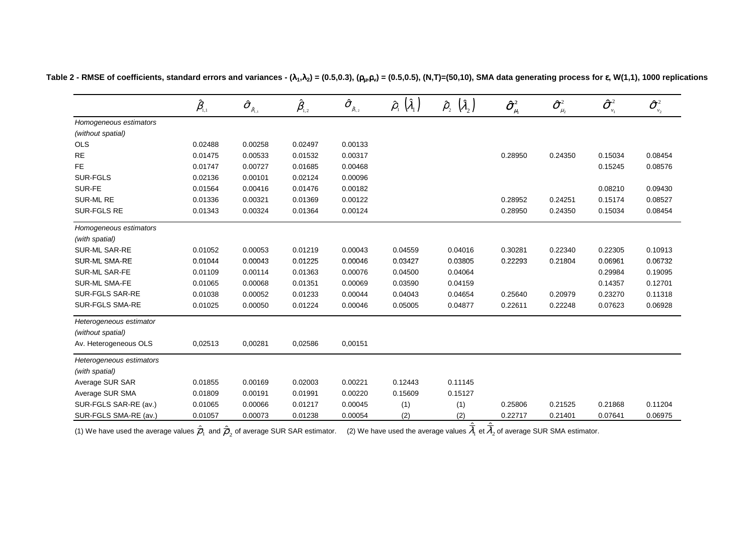**Table 2 - RMSE of coefficients, standard errors and variances - $(\lambda_1,\lambda_2) = (0.5,0.3)$, $(\rho_\mu,\rho_\nu) = (0.5,0.5)$, $(N,T)=(50,10)$, SMA data generating process for $\varepsilon$, W(1,1), 1000 replications**

| | $\hat{\beta}_{1,1}$ | $\hat{\sigma}_{\hat{\beta}_{1,1}}$ | $\hat{\beta}_{1,2}$ | $\hat{\sigma}_{\hat{\beta}_{1,2}}$ | $\hat{\rho}_1\ (\hat{\lambda}_1)$ | $\hat{\rho}_2\ (\hat{\lambda}_2)$ | $\hat{\sigma}^2_{\mu_1}$ | $\hat{\sigma}^2_{\mu_2}$ | $\hat{\sigma}^2_{\nu_1}$ | $\hat{\sigma}^2_{\nu_2}$ |
|---|---|---|---|---|---|---|---|---|---|---|
| *Homogeneous estimators* | | | | | | | | | | |
| *(without spatial)* | | | | | | | | | | |
| OLS | 0.02488 | 0.00258 | 0.02497 | 0.00133 | | | | | | |
| RE | 0.01475 | 0.00533 | 0.01532 | 0.00317 | | | 0.28950 | 0.24350 | 0.15034 | 0.08454 |
| FE | 0.01747 | 0.00727 | 0.01685 | 0.00468 | | | | | 0.15245 | 0.08576 |
| SUR-FGLS | 0.02136 | 0.00101 | 0.02124 | 0.00096 | | | | | | |
| SUR-FE | 0.01564 | 0.00416 | 0.01476 | 0.00182 | | | | | 0.08210 | 0.09430 |
| SUR-ML RE | 0.01336 | 0.00321 | 0.01369 | 0.00122 | | | 0.28952 | 0.24251 | 0.15174 | 0.08527 |
| SUR-FGLS RE | 0.01343 | 0.00324 | 0.01364 | 0.00124 | | | 0.28950 | 0.24350 | 0.15034 | 0.08454 |
| *Homogeneous estimators* | | | | | | | | | | |
| *(with spatial)* | | | | | | | | | | |
| SUR-ML SAR-RE | 0.01052 | 0.00053 | 0.01219 | 0.00043 | 0.04559 | 0.04016 | 0.30281 | 0.22340 | 0.22305 | 0.10913 |
| SUR-ML SMA-RE | 0.01044 | 0.00043 | 0.01225 | 0.00046 | 0.03427 | 0.03805 | 0.22293 | 0.21804 | 0.06961 | 0.06732 |
| SUR-ML SAR-FE | 0.01109 | 0.00114 | 0.01363 | 0.00076 | 0.04500 | 0.04064 | | | 0.29984 | 0.19095 |
| SUR-ML SMA-FE | 0.01065 | 0.00068 | 0.01351 | 0.00069 | 0.03590 | 0.04159 | | | 0.14357 | 0.12701 |
| SUR-FGLS SAR-RE | 0.01038 | 0.00052 | 0.01233 | 0.00044 | 0.04043 | 0.04654 | 0.25640 | 0.20979 | 0.23270 | 0.11318 |
| SUR-FGLS SMA-RE | 0.01025 | 0.00050 | 0.01224 | 0.00046 | 0.05005 | 0.04877 | 0.22611 | 0.22248 | 0.07623 | 0.06928 |
| *Heterogeneous estimator* | | | | | | | | | | |
| *(without spatial)* | | | | | | | | | | |
| Av. Heterogeneous OLS | 0,02513 | 0,00281 | 0,02586 | 0,00151 | | | | | | |
| *Heterogeneous estimators* | | | | | | | | | | |
| *(with spatial)* | | | | | | | | | | |
| Average SUR SAR | 0.01855 | 0.00169 | 0.02003 | 0.00221 | 0.12443 | 0.11145 | | | | |
| Average SUR SMA | 0.01809 | 0.00191 | 0.01991 | 0.00220 | 0.15609 | 0.15127 | | | | |
| SUR-FGLS SAR-RE (av.) | 0.01065 | 0.00066 | 0.01217 | 0.00045 | (1) | (1) | 0.25806 | 0.21525 | 0.21868 | 0.11204 |
| SUR-FGLS SMA-RE (av.) | 0.01057 | 0.00073 | 0.01238 | 0.00054 | (2) | (2) | 0.22717 | 0.21401 | 0.07641 | 0.06975 |

(1) We have used the average values $\hat{\bar{\rho}}_1$ and $\hat{\bar{\rho}}_2$ of average SUR SAR estimator. (2) We have used the average values $\hat{\bar{\lambda}}_1$ et $\hat{\bar{\lambda}}_2$ of average SUR SMA estimator.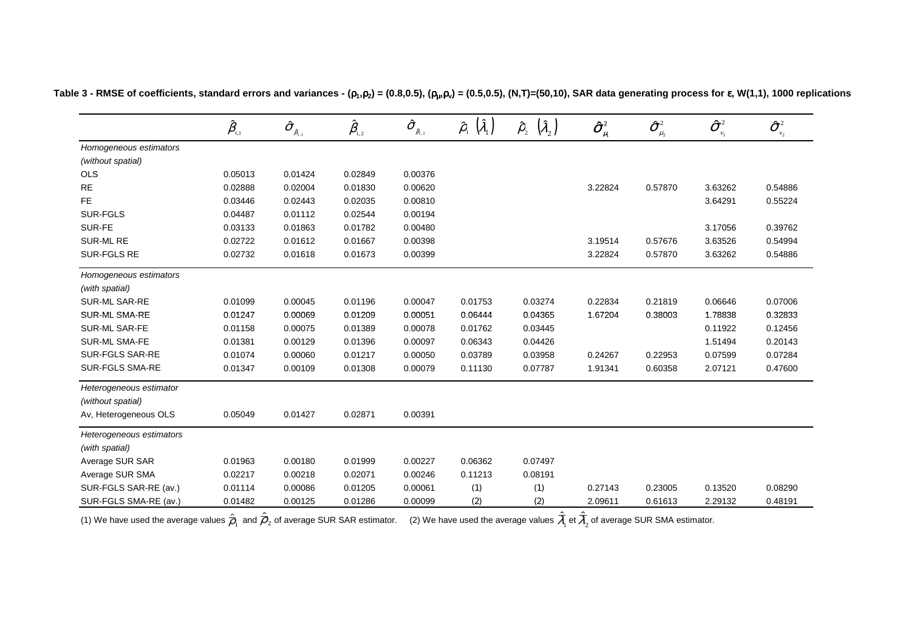**Table 3 - RMSE of coefficients, standard errors and variances - ($\rho_1$,$\rho_2$) = (0.8,0.5), ($\rho_\mu$,$\rho_\nu$) = (0.5,0.5), (N,T)=(50,10), SAR data generating process for $\varepsilon$, W(1,1), 1000 replications**

| | $\hat{\beta}_{1,1}$ | $\hat{\sigma}_{\hat{\beta}_{1,1}}$ | $\hat{\beta}_{1,2}$ | $\hat{\sigma}_{\hat{\beta}_{1,2}}$ | $\hat{\rho}_1$ $(\hat{\lambda}_1)$ | $\hat{\rho}_2$ $(\hat{\lambda}_2)$ | $\hat{\sigma}^2_{\mu_1}$ | $\hat{\sigma}^2_{\mu_2}$ | $\hat{\sigma}^2_{\nu_1}$ | $\hat{\sigma}^2_{\nu_2}$ |
|---|---|---|---|---|---|---|---|---|---|---|
| *Homogeneous estimators* | | | | | | | | | | |
| *(without spatial)* | | | | | | | | | | |
| OLS | 0.05013 | 0.01424 | 0.02849 | 0.00376 | | | | | | |
| RE | 0.02888 | 0.02004 | 0.01830 | 0.00620 | | | 3.22824 | 0.57870 | 3.63262 | 0.54886 |
| FE | 0.03446 | 0.02443 | 0.02035 | 0.00810 | | | | | 3.64291 | 0.55224 |
| SUR-FGLS | 0.04487 | 0.01112 | 0.02544 | 0.00194 | | | | | | |
| SUR-FE | 0.03133 | 0.01863 | 0.01782 | 0.00480 | | | | | 3.17056 | 0.39762 |
| SUR-ML RE | 0.02722 | 0.01612 | 0.01667 | 0.00398 | | | 3.19514 | 0.57676 | 3.63526 | 0.54994 |
| SUR-FGLS RE | 0.02732 | 0.01618 | 0.01673 | 0.00399 | | | 3.22824 | 0.57870 | 3.63262 | 0.54886 |
| *Homogeneous estimators* | | | | | | | | | | |
| *(with spatial)* | | | | | | | | | | |
| SUR-ML SAR-RE | 0.01099 | 0.00045 | 0.01196 | 0.00047 | 0.01753 | 0.03274 | 0.22834 | 0.21819 | 0.06646 | 0.07006 |
| SUR-ML SMA-RE | 0.01247 | 0.00069 | 0.01209 | 0.00051 | 0.06444 | 0.04365 | 1.67204 | 0.38003 | 1.78838 | 0.32833 |
| SUR-ML SAR-FE | 0.01158 | 0.00075 | 0.01389 | 0.00078 | 0.01762 | 0.03445 | | | 0.11922 | 0.12456 |
| SUR-ML SMA-FE | 0.01381 | 0.00129 | 0.01396 | 0.00097 | 0.06343 | 0.04426 | | | 1.51494 | 0.20143 |
| SUR-FGLS SAR-RE | 0.01074 | 0.00060 | 0.01217 | 0.00050 | 0.03789 | 0.03958 | 0.24267 | 0.22953 | 0.07599 | 0.07284 |
| SUR-FGLS SMA-RE | 0.01347 | 0.00109 | 0.01308 | 0.00079 | 0.11130 | 0.07787 | 1.91341 | 0.60358 | 2.07121 | 0.47600 |
| *Heterogeneous estimator* | | | | | | | | | | |
| *(without spatial)* | | | | | | | | | | |
| Av, Heterogeneous OLS | 0.05049 | 0.01427 | 0.02871 | 0.00391 | | | | | | |
| *Heterogeneous estimators* | | | | | | | | | | |
| *(with spatial)* | | | | | | | | | | |
| Average SUR SAR | 0.01963 | 0.00180 | 0.01999 | 0.00227 | 0.06362 | 0.07497 | | | | |
| Average SUR SMA | 0.02217 | 0.00218 | 0.02071 | 0.00246 | 0.11213 | 0.08191 | | | | |
| SUR-FGLS SAR-RE (av.) | 0.01114 | 0.00086 | 0.01205 | 0.00061 | (1) | (1) | 0.27143 | 0.23005 | 0.13520 | 0.08290 |
| SUR-FGLS SMA-RE (av.) | 0.01482 | 0.00125 | 0.01286 | 0.00099 | (2) | (2) | 2.09611 | 0.61613 | 2.29132 | 0.48191 |

(1) We have used the average values $\hat{\bar{\rho}}_1$ and $\hat{\bar{\rho}}_2$ of average SUR SAR estimator. (2) We have used the average values $\hat{\bar{\lambda}}_1$ et $\hat{\bar{\lambda}}_2$ of average SUR SMA estimator.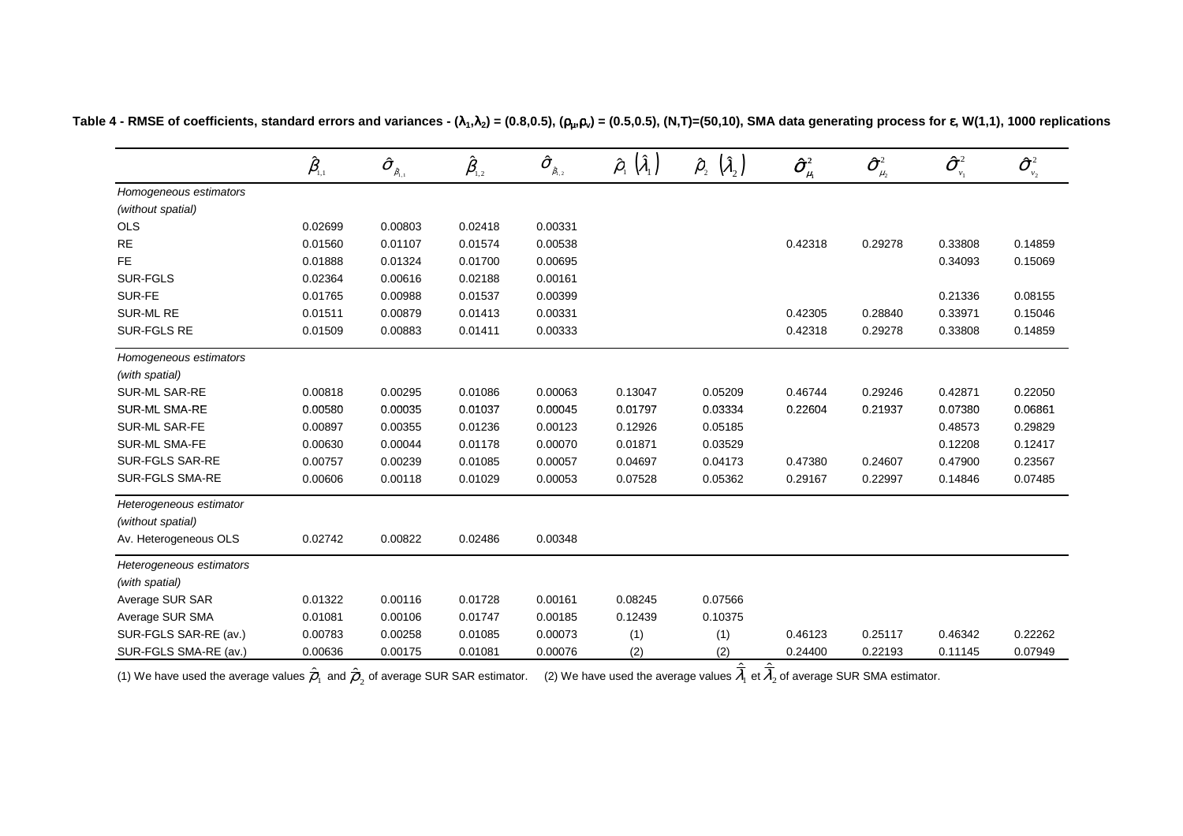**Table 4 - RMSE of coefficients, standard errors and variances - $(\lambda_1,\lambda_2)$ = (0.8,0.5), $(\rho_\mu,\rho_\nu)$ = (0.5,0.5), (N,T)=(50,10), SMA data generating process for ε, W(1,1), 1000 replications**

| | $\hat{\beta}_{1,1}$ | $\hat{\sigma}_{\hat{\beta}_{1,1}}$ | $\hat{\beta}_{1,2}$ | $\hat{\sigma}_{\hat{\beta}_{1,2}}$ | $\hat{\rho}_1\ (\hat{\lambda}_1)$ | $\hat{\rho}_2\ (\hat{\lambda}_2)$ | $\hat{\sigma}^2_{\mu_1}$ | $\hat{\sigma}^2_{\mu_2}$ | $\hat{\sigma}^2_{\nu_1}$ | $\hat{\sigma}^2_{\nu_2}$ |
|---|---|---|---|---|---|---|---|---|---|---|
| *Homogeneous estimators* | | | | | | | | | | |
| *(without spatial)* | | | | | | | | | | |
| OLS | 0.02699 | 0.00803 | 0.02418 | 0.00331 | | | | | | |
| RE | 0.01560 | 0.01107 | 0.01574 | 0.00538 | | | 0.42318 | 0.29278 | 0.33808 | 0.14859 |
| FE | 0.01888 | 0.01324 | 0.01700 | 0.00695 | | | | | 0.34093 | 0.15069 |
| SUR-FGLS | 0.02364 | 0.00616 | 0.02188 | 0.00161 | | | | | | |
| SUR-FE | 0.01765 | 0.00988 | 0.01537 | 0.00399 | | | | | 0.21336 | 0.08155 |
| SUR-ML RE | 0.01511 | 0.00879 | 0.01413 | 0.00331 | | | 0.42305 | 0.28840 | 0.33971 | 0.15046 |
| SUR-FGLS RE | 0.01509 | 0.00883 | 0.01411 | 0.00333 | | | 0.42318 | 0.29278 | 0.33808 | 0.14859 |
| *Homogeneous estimators* | | | | | | | | | | |
| *(with spatial)* | | | | | | | | | | |
| SUR-ML SAR-RE | 0.00818 | 0.00295 | 0.01086 | 0.00063 | 0.13047 | 0.05209 | 0.46744 | 0.29246 | 0.42871 | 0.22050 |
| SUR-ML SMA-RE | 0.00580 | 0.00035 | 0.01037 | 0.00045 | 0.01797 | 0.03334 | 0.22604 | 0.21937 | 0.07380 | 0.06861 |
| SUR-ML SAR-FE | 0.00897 | 0.00355 | 0.01236 | 0.00123 | 0.12926 | 0.05185 | | | 0.48573 | 0.29829 |
| SUR-ML SMA-FE | 0.00630 | 0.00044 | 0.01178 | 0.00070 | 0.01871 | 0.03529 | | | 0.12208 | 0.12417 |
| SUR-FGLS SAR-RE | 0.00757 | 0.00239 | 0.01085 | 0.00057 | 0.04697 | 0.04173 | 0.47380 | 0.24607 | 0.47900 | 0.23567 |
| SUR-FGLS SMA-RE | 0.00606 | 0.00118 | 0.01029 | 0.00053 | 0.07528 | 0.05362 | 0.29167 | 0.22997 | 0.14846 | 0.07485 |
| *Heterogeneous estimator* | | | | | | | | | | |
| *(without spatial)* | | | | | | | | | | |
| Av. Heterogeneous OLS | 0.02742 | 0.00822 | 0.02486 | 0.00348 | | | | | | |
| *Heterogeneous estimators* | | | | | | | | | | |
| *(with spatial)* | | | | | | | | | | |
| Average SUR SAR | 0.01322 | 0.00116 | 0.01728 | 0.00161 | 0.08245 | 0.07566 | | | | |
| Average SUR SMA | 0.01081 | 0.00106 | 0.01747 | 0.00185 | 0.12439 | 0.10375 | | | | |
| SUR-FGLS SAR-RE (av.) | 0.00783 | 0.00258 | 0.01085 | 0.00073 | (1) | (1) | 0.46123 | 0.25117 | 0.46342 | 0.22262 |
| SUR-FGLS SMA-RE (av.) | 0.00636 | 0.00175 | 0.01081 | 0.00076 | (2) | (2) | 0.24400 | 0.22193 | 0.11145 | 0.07949 |

(1) We have used the average values $\hat{\bar{\rho}}_1$ and $\hat{\bar{\rho}}_2$ of average SUR SAR estimator. (2) We have used the average values $\hat{\bar{\lambda}}_1$ et $\hat{\bar{\lambda}}_2$ of average SUR SMA estimator.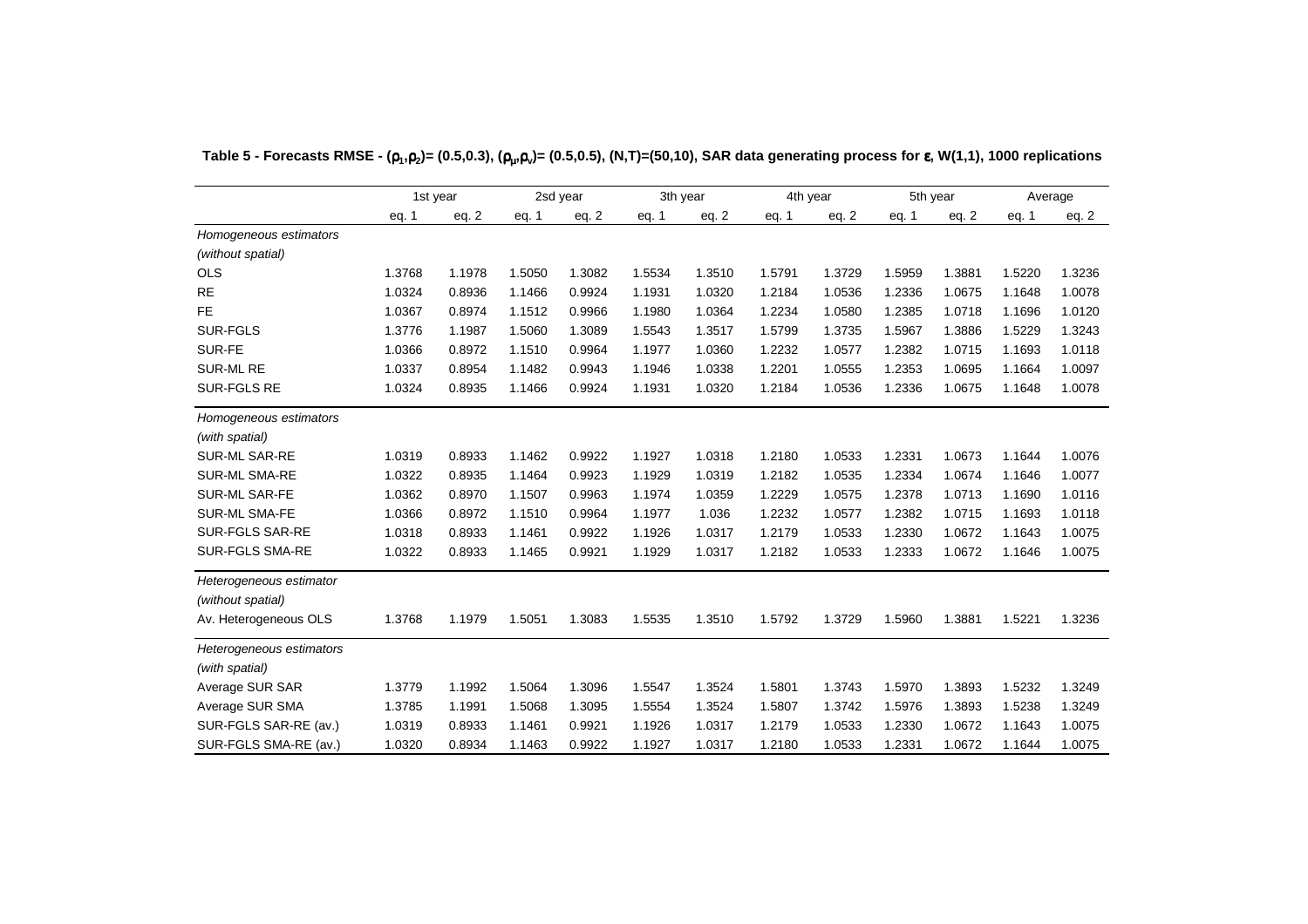**Table 5 - Forecasts RMSE - $(\rho_1,\rho_2)$= (0.5,0.3), $(\rho_\mu,\rho_\nu)$= (0.5,0.5), (N,T)=(50,10), SAR data generating process for $\varepsilon$, W(1,1), 1000 replications**

| | 1st year | | 2sd year | | 3th year | | 4th year | | 5th year | | Average | |
|---|---|---|---|---|---|---|---|---|---|---|---|---|
| | eq. 1 | eq. 2 | eq. 1 | eq. 2 | eq. 1 | eq. 2 | eq. 1 | eq. 2 | eq. 1 | eq. 2 | eq. 1 | eq. 2 |
| *Homogeneous estimators* | | | | | | | | | | | | |
| *(without spatial)* | | | | | | | | | | | | |
| OLS | 1.3768 | 1.1978 | 1.5050 | 1.3082 | 1.5534 | 1.3510 | 1.5791 | 1.3729 | 1.5959 | 1.3881 | 1.5220 | 1.3236 |
| RE | 1.0324 | 0.8936 | 1.1466 | 0.9924 | 1.1931 | 1.0320 | 1.2184 | 1.0536 | 1.2336 | 1.0675 | 1.1648 | 1.0078 |
| FE | 1.0367 | 0.8974 | 1.1512 | 0.9966 | 1.1980 | 1.0364 | 1.2234 | 1.0580 | 1.2385 | 1.0718 | 1.1696 | 1.0120 |
| SUR-FGLS | 1.3776 | 1.1987 | 1.5060 | 1.3089 | 1.5543 | 1.3517 | 1.5799 | 1.3735 | 1.5967 | 1.3886 | 1.5229 | 1.3243 |
| SUR-FE | 1.0366 | 0.8972 | 1.1510 | 0.9964 | 1.1977 | 1.0360 | 1.2232 | 1.0577 | 1.2382 | 1.0715 | 1.1693 | 1.0118 |
| SUR-ML RE | 1.0337 | 0.8954 | 1.1482 | 0.9943 | 1.1946 | 1.0338 | 1.2201 | 1.0555 | 1.2353 | 1.0695 | 1.1664 | 1.0097 |
| SUR-FGLS RE | 1.0324 | 0.8935 | 1.1466 | 0.9924 | 1.1931 | 1.0320 | 1.2184 | 1.0536 | 1.2336 | 1.0675 | 1.1648 | 1.0078 |
| *Homogeneous estimators* | | | | | | | | | | | | |
| *(with spatial)* | | | | | | | | | | | | |
| SUR-ML SAR-RE | 1.0319 | 0.8933 | 1.1462 | 0.9922 | 1.1927 | 1.0318 | 1.2180 | 1.0533 | 1.2331 | 1.0673 | 1.1644 | 1.0076 |
| SUR-ML SMA-RE | 1.0322 | 0.8935 | 1.1464 | 0.9923 | 1.1929 | 1.0319 | 1.2182 | 1.0535 | 1.2334 | 1.0674 | 1.1646 | 1.0077 |
| SUR-ML SAR-FE | 1.0362 | 0.8970 | 1.1507 | 0.9963 | 1.1974 | 1.0359 | 1.2229 | 1.0575 | 1.2378 | 1.0713 | 1.1690 | 1.0116 |
| SUR-ML SMA-FE | 1.0366 | 0.8972 | 1.1510 | 0.9964 | 1.1977 | 1.036 | 1.2232 | 1.0577 | 1.2382 | 1.0715 | 1.1693 | 1.0118 |
| SUR-FGLS SAR-RE | 1.0318 | 0.8933 | 1.1461 | 0.9922 | 1.1926 | 1.0317 | 1.2179 | 1.0533 | 1.2330 | 1.0672 | 1.1643 | 1.0075 |
| SUR-FGLS SMA-RE | 1.0322 | 0.8933 | 1.1465 | 0.9921 | 1.1929 | 1.0317 | 1.2182 | 1.0533 | 1.2333 | 1.0672 | 1.1646 | 1.0075 |
| *Heterogeneous estimator* | | | | | | | | | | | | |
| *(without spatial)* | | | | | | | | | | | | |
| Av. Heterogeneous OLS | 1.3768 | 1.1979 | 1.5051 | 1.3083 | 1.5535 | 1.3510 | 1.5792 | 1.3729 | 1.5960 | 1.3881 | 1.5221 | 1.3236 |
| *Heterogeneous estimators* | | | | | | | | | | | | |
| *(with spatial)* | | | | | | | | | | | | |
| Average SUR SAR | 1.3779 | 1.1992 | 1.5064 | 1.3096 | 1.5547 | 1.3524 | 1.5801 | 1.3743 | 1.5970 | 1.3893 | 1.5232 | 1.3249 |
| Average SUR SMA | 1.3785 | 1.1991 | 1.5068 | 1.3095 | 1.5554 | 1.3524 | 1.5807 | 1.3742 | 1.5976 | 1.3893 | 1.5238 | 1.3249 |
| SUR-FGLS SAR-RE (av.) | 1.0319 | 0.8933 | 1.1461 | 0.9921 | 1.1926 | 1.0317 | 1.2179 | 1.0533 | 1.2330 | 1.0672 | 1.1643 | 1.0075 |
| SUR-FGLS SMA-RE (av.) | 1.0320 | 0.8934 | 1.1463 | 0.9922 | 1.1927 | 1.0317 | 1.2180 | 1.0533 | 1.2331 | 1.0672 | 1.1644 | 1.0075 |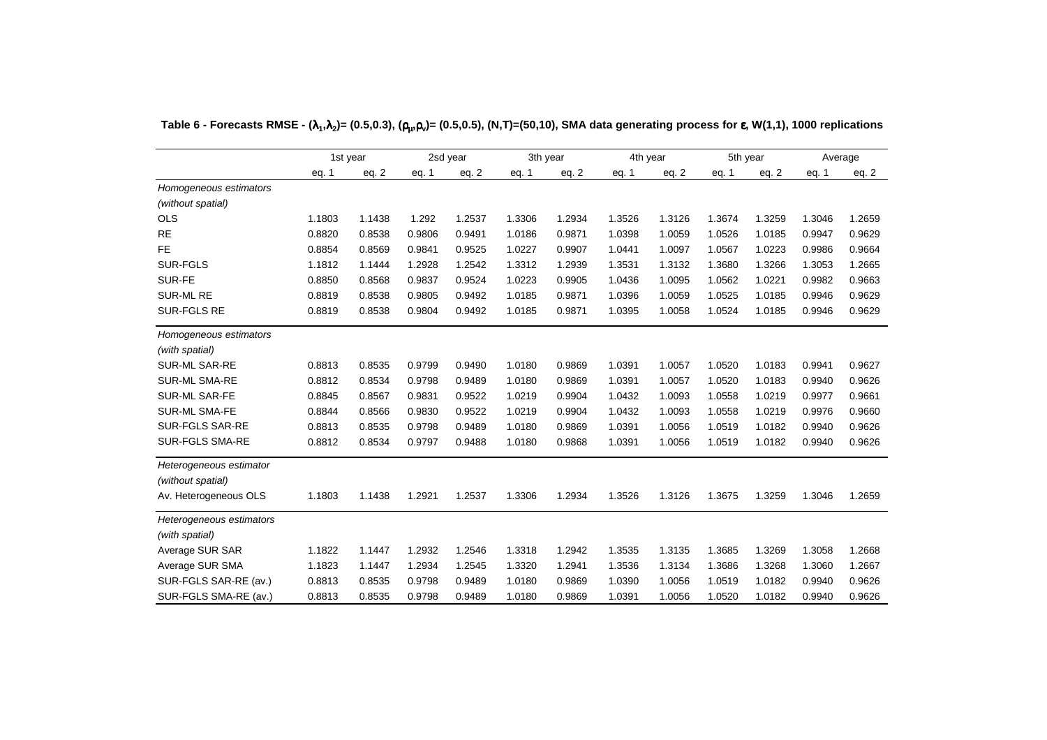**Table 6 - Forecasts RMSE - $(\lambda_1,\lambda_2)$= (0.5,0.3), $(\rho_\mu,\rho_\nu)$= (0.5,0.5), (N,T)=(50,10), SMA data generating process for $\varepsilon$, W(1,1), 1000 replications**

| | 1st year | | 2sd year | | 3th year | | 4th year | | 5th year | | Average | |
|---|---|---|---|---|---|---|---|---|---|---|---|---|
| | eq. 1 | eq. 2 | eq. 1 | eq. 2 | eq. 1 | eq. 2 | eq. 1 | eq. 2 | eq. 1 | eq. 2 | eq. 1 | eq. 2 |
| *Homogeneous estimators* | | | | | | | | | | | | |
| *(without spatial)* | | | | | | | | | | | | |
| OLS | 1.1803 | 1.1438 | 1.292 | 1.2537 | 1.3306 | 1.2934 | 1.3526 | 1.3126 | 1.3674 | 1.3259 | 1.3046 | 1.2659 |
| RE | 0.8820 | 0.8538 | 0.9806 | 0.9491 | 1.0186 | 0.9871 | 1.0398 | 1.0059 | 1.0526 | 1.0185 | 0.9947 | 0.9629 |
| FE | 0.8854 | 0.8569 | 0.9841 | 0.9525 | 1.0227 | 0.9907 | 1.0441 | 1.0097 | 1.0567 | 1.0223 | 0.9986 | 0.9664 |
| SUR-FGLS | 1.1812 | 1.1444 | 1.2928 | 1.2542 | 1.3312 | 1.2939 | 1.3531 | 1.3132 | 1.3680 | 1.3266 | 1.3053 | 1.2665 |
| SUR-FE | 0.8850 | 0.8568 | 0.9837 | 0.9524 | 1.0223 | 0.9905 | 1.0436 | 1.0095 | 1.0562 | 1.0221 | 0.9982 | 0.9663 |
| SUR-ML RE | 0.8819 | 0.8538 | 0.9805 | 0.9492 | 1.0185 | 0.9871 | 1.0396 | 1.0059 | 1.0525 | 1.0185 | 0.9946 | 0.9629 |
| SUR-FGLS RE | 0.8819 | 0.8538 | 0.9804 | 0.9492 | 1.0185 | 0.9871 | 1.0395 | 1.0058 | 1.0524 | 1.0185 | 0.9946 | 0.9629 |
| *Homogeneous estimators* | | | | | | | | | | | | |
| *(with spatial)* | | | | | | | | | | | | |
| SUR-ML SAR-RE | 0.8813 | 0.8535 | 0.9799 | 0.9490 | 1.0180 | 0.9869 | 1.0391 | 1.0057 | 1.0520 | 1.0183 | 0.9941 | 0.9627 |
| SUR-ML SMA-RE | 0.8812 | 0.8534 | 0.9798 | 0.9489 | 1.0180 | 0.9869 | 1.0391 | 1.0057 | 1.0520 | 1.0183 | 0.9940 | 0.9626 |
| SUR-ML SAR-FE | 0.8845 | 0.8567 | 0.9831 | 0.9522 | 1.0219 | 0.9904 | 1.0432 | 1.0093 | 1.0558 | 1.0219 | 0.9977 | 0.9661 |
| SUR-ML SMA-FE | 0.8844 | 0.8566 | 0.9830 | 0.9522 | 1.0219 | 0.9904 | 1.0432 | 1.0093 | 1.0558 | 1.0219 | 0.9976 | 0.9660 |
| SUR-FGLS SAR-RE | 0.8813 | 0.8535 | 0.9798 | 0.9489 | 1.0180 | 0.9869 | 1.0391 | 1.0056 | 1.0519 | 1.0182 | 0.9940 | 0.9626 |
| SUR-FGLS SMA-RE | 0.8812 | 0.8534 | 0.9797 | 0.9488 | 1.0180 | 0.9868 | 1.0391 | 1.0056 | 1.0519 | 1.0182 | 0.9940 | 0.9626 |
| *Heterogeneous estimator* | | | | | | | | | | | | |
| *(without spatial)* | | | | | | | | | | | | |
| Av. Heterogeneous OLS | 1.1803 | 1.1438 | 1.2921 | 1.2537 | 1.3306 | 1.2934 | 1.3526 | 1.3126 | 1.3675 | 1.3259 | 1.3046 | 1.2659 |
| *Heterogeneous estimators* | | | | | | | | | | | | |
| *(with spatial)* | | | | | | | | | | | | |
| Average SUR SAR | 1.1822 | 1.1447 | 1.2932 | 1.2546 | 1.3318 | 1.2942 | 1.3535 | 1.3135 | 1.3685 | 1.3269 | 1.3058 | 1.2668 |
| Average SUR SMA | 1.1823 | 1.1447 | 1.2934 | 1.2545 | 1.3320 | 1.2941 | 1.3536 | 1.3134 | 1.3686 | 1.3268 | 1.3060 | 1.2667 |
| SUR-FGLS SAR-RE (av.) | 0.8813 | 0.8535 | 0.9798 | 0.9489 | 1.0180 | 0.9869 | 1.0390 | 1.0056 | 1.0519 | 1.0182 | 0.9940 | 0.9626 |
| SUR-FGLS SMA-RE (av.) | 0.8813 | 0.8535 | 0.9798 | 0.9489 | 1.0180 | 0.9869 | 1.0391 | 1.0056 | 1.0520 | 1.0182 | 0.9940 | 0.9626 |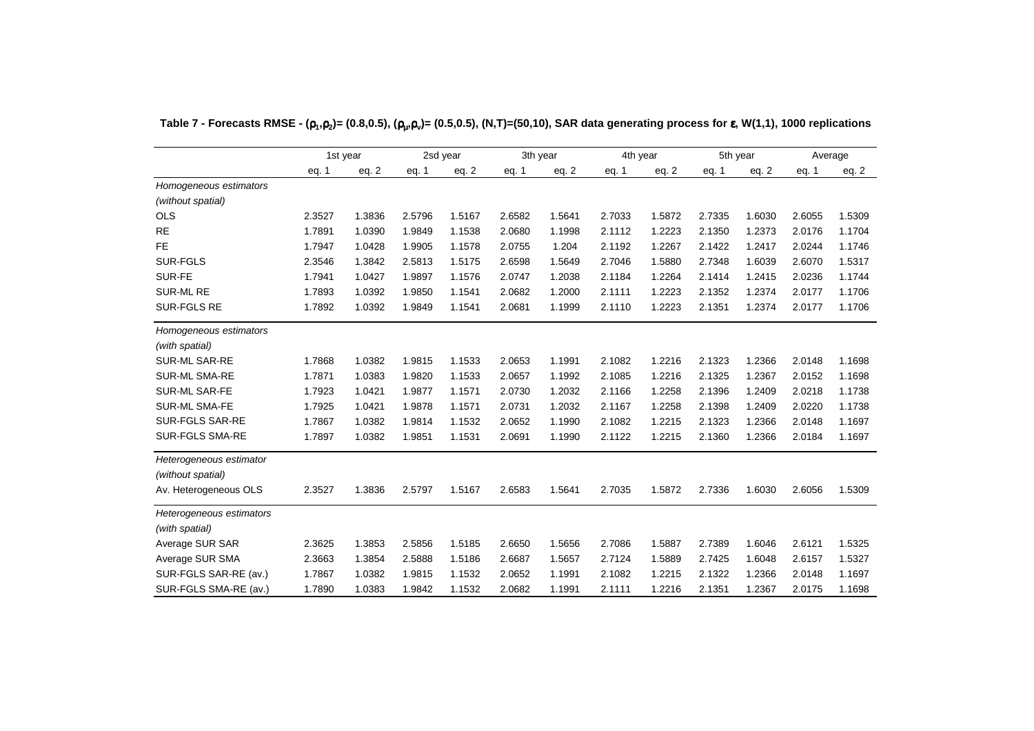**Table 7 - Forecasts RMSE - $(\rho_1,\rho_2)$= (0.8,0.5), $(\rho_\mu,\rho_\nu)$= (0.5,0.5), (N,T)=(50,10), SAR data generating process for $\varepsilon$, W(1,1), 1000 replications**

| | 1st year | | 2sd year | | 3th year | | 4th year | | 5th year | | Average | |
|---|---|---|---|---|---|---|---|---|---|---|---|---|
| | eq. 1 | eq. 2 | eq. 1 | eq. 2 | eq. 1 | eq. 2 | eq. 1 | eq. 2 | eq. 1 | eq. 2 | eq. 1 | eq. 2 |
| *Homogeneous estimators* | | | | | | | | | | | | |
| *(without spatial)* | | | | | | | | | | | | |
| OLS | 2.3527 | 1.3836 | 2.5796 | 1.5167 | 2.6582 | 1.5641 | 2.7033 | 1.5872 | 2.7335 | 1.6030 | 2.6055 | 1.5309 |
| RE | 1.7891 | 1.0390 | 1.9849 | 1.1538 | 2.0680 | 1.1998 | 2.1112 | 1.2223 | 2.1350 | 1.2373 | 2.0176 | 1.1704 |
| FE | 1.7947 | 1.0428 | 1.9905 | 1.1578 | 2.0755 | 1.204 | 2.1192 | 1.2267 | 2.1422 | 1.2417 | 2.0244 | 1.1746 |
| SUR-FGLS | 2.3546 | 1.3842 | 2.5813 | 1.5175 | 2.6598 | 1.5649 | 2.7046 | 1.5880 | 2.7348 | 1.6039 | 2.6070 | 1.5317 |
| SUR-FE | 1.7941 | 1.0427 | 1.9897 | 1.1576 | 2.0747 | 1.2038 | 2.1184 | 1.2264 | 2.1414 | 1.2415 | 2.0236 | 1.1744 |
| SUR-ML RE | 1.7893 | 1.0392 | 1.9850 | 1.1541 | 2.0682 | 1.2000 | 2.1111 | 1.2223 | 2.1352 | 1.2374 | 2.0177 | 1.1706 |
| SUR-FGLS RE | 1.7892 | 1.0392 | 1.9849 | 1.1541 | 2.0681 | 1.1999 | 2.1110 | 1.2223 | 2.1351 | 1.2374 | 2.0177 | 1.1706 |
| *Homogeneous estimators* | | | | | | | | | | | | |
| *(with spatial)* | | | | | | | | | | | | |
| SUR-ML SAR-RE | 1.7868 | 1.0382 | 1.9815 | 1.1533 | 2.0653 | 1.1991 | 2.1082 | 1.2216 | 2.1323 | 1.2366 | 2.0148 | 1.1698 |
| SUR-ML SMA-RE | 1.7871 | 1.0383 | 1.9820 | 1.1533 | 2.0657 | 1.1992 | 2.1085 | 1.2216 | 2.1325 | 1.2367 | 2.0152 | 1.1698 |
| SUR-ML SAR-FE | 1.7923 | 1.0421 | 1.9877 | 1.1571 | 2.0730 | 1.2032 | 2.1166 | 1.2258 | 2.1396 | 1.2409 | 2.0218 | 1.1738 |
| SUR-ML SMA-FE | 1.7925 | 1.0421 | 1.9878 | 1.1571 | 2.0731 | 1.2032 | 2.1167 | 1.2258 | 2.1398 | 1.2409 | 2.0220 | 1.1738 |
| SUR-FGLS SAR-RE | 1.7867 | 1.0382 | 1.9814 | 1.1532 | 2.0652 | 1.1990 | 2.1082 | 1.2215 | 2.1323 | 1.2366 | 2.0148 | 1.1697 |
| SUR-FGLS SMA-RE | 1.7897 | 1.0382 | 1.9851 | 1.1531 | 2.0691 | 1.1990 | 2.1122 | 1.2215 | 2.1360 | 1.2366 | 2.0184 | 1.1697 |
| *Heterogeneous estimator* | | | | | | | | | | | | |
| *(without spatial)* | | | | | | | | | | | | |
| Av. Heterogeneous OLS | 2.3527 | 1.3836 | 2.5797 | 1.5167 | 2.6583 | 1.5641 | 2.7035 | 1.5872 | 2.7336 | 1.6030 | 2.6056 | 1.5309 |
| *Heterogeneous estimators* | | | | | | | | | | | | |
| *(with spatial)* | | | | | | | | | | | | |
| Average SUR SAR | 2.3625 | 1.3853 | 2.5856 | 1.5185 | 2.6650 | 1.5656 | 2.7086 | 1.5887 | 2.7389 | 1.6046 | 2.6121 | 1.5325 |
| Average SUR SMA | 2.3663 | 1.3854 | 2.5888 | 1.5186 | 2.6687 | 1.5657 | 2.7124 | 1.5889 | 2.7425 | 1.6048 | 2.6157 | 1.5327 |
| SUR-FGLS SAR-RE (av.) | 1.7867 | 1.0382 | 1.9815 | 1.1532 | 2.0652 | 1.1991 | 2.1082 | 1.2215 | 2.1322 | 1.2366 | 2.0148 | 1.1697 |
| SUR-FGLS SMA-RE (av.) | 1.7890 | 1.0383 | 1.9842 | 1.1532 | 2.0682 | 1.1991 | 2.1111 | 1.2216 | 2.1351 | 1.2367 | 2.0175 | 1.1698 |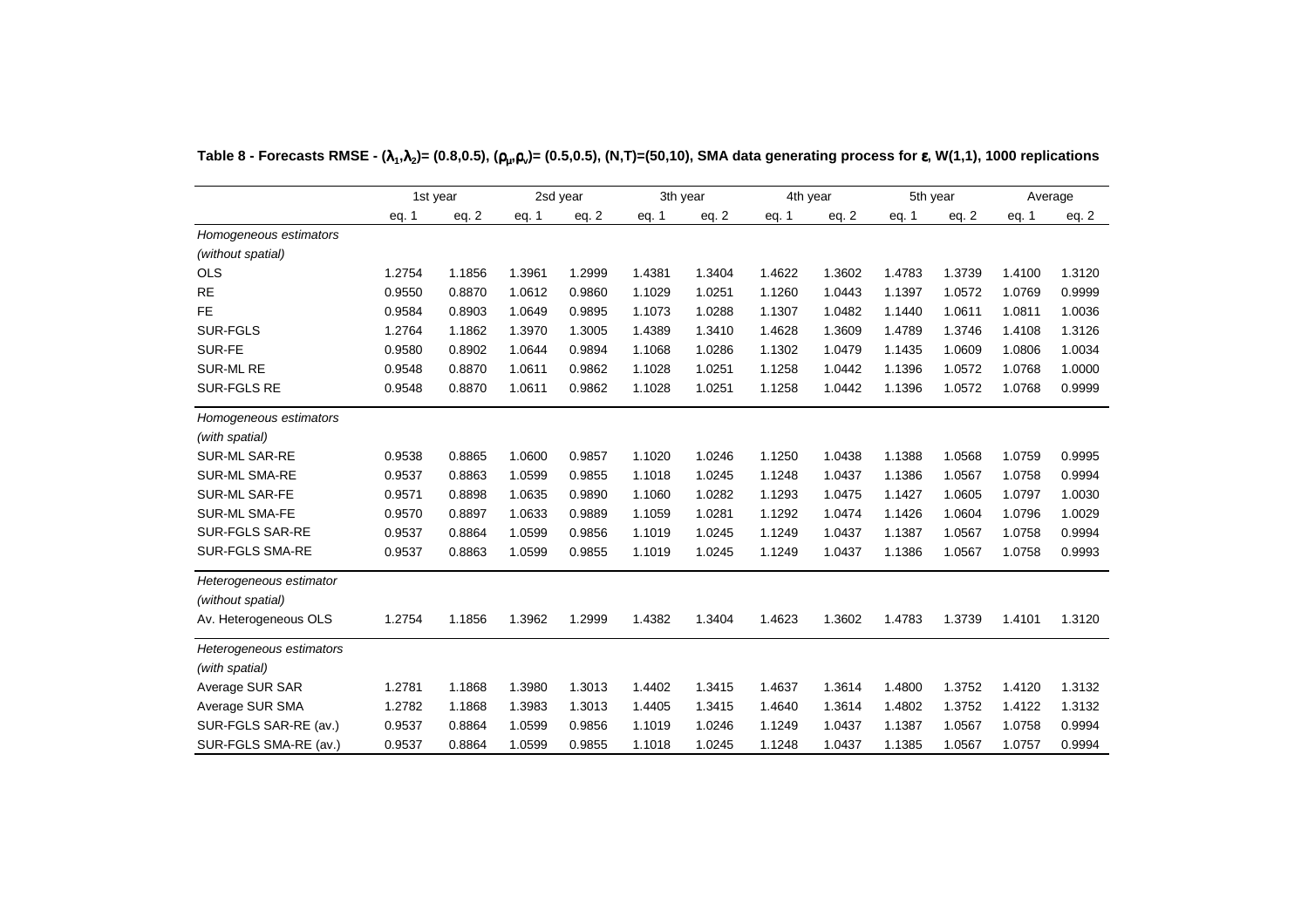**Table 8 - Forecasts RMSE - ($\lambda_1$,$\lambda_2$)= (0.8,0.5), ($\rho_\mu$,$\rho_\nu$)= (0.5,0.5), (N,T)=(50,10), SMA data generating process for $\varepsilon$, W(1,1), 1000 replications**

| | 1st year | | 2sd year | | 3th year | | 4th year | | 5th year | | Average | |
|---|---|---|---|---|---|---|---|---|---|---|---|---|
| | eq. 1 | eq. 2 | eq. 1 | eq. 2 | eq. 1 | eq. 2 | eq. 1 | eq. 2 | eq. 1 | eq. 2 | eq. 1 | eq. 2 |
| *Homogeneous estimators* | | | | | | | | | | | | |
| *(without spatial)* | | | | | | | | | | | | |
| OLS | 1.2754 | 1.1856 | 1.3961 | 1.2999 | 1.4381 | 1.3404 | 1.4622 | 1.3602 | 1.4783 | 1.3739 | 1.4100 | 1.3120 |
| RE | 0.9550 | 0.8870 | 1.0612 | 0.9860 | 1.1029 | 1.0251 | 1.1260 | 1.0443 | 1.1397 | 1.0572 | 1.0769 | 0.9999 |
| FE | 0.9584 | 0.8903 | 1.0649 | 0.9895 | 1.1073 | 1.0288 | 1.1307 | 1.0482 | 1.1440 | 1.0611 | 1.0811 | 1.0036 |
| SUR-FGLS | 1.2764 | 1.1862 | 1.3970 | 1.3005 | 1.4389 | 1.3410 | 1.4628 | 1.3609 | 1.4789 | 1.3746 | 1.4108 | 1.3126 |
| SUR-FE | 0.9580 | 0.8902 | 1.0644 | 0.9894 | 1.1068 | 1.0286 | 1.1302 | 1.0479 | 1.1435 | 1.0609 | 1.0806 | 1.0034 |
| SUR-ML RE | 0.9548 | 0.8870 | 1.0611 | 0.9862 | 1.1028 | 1.0251 | 1.1258 | 1.0442 | 1.1396 | 1.0572 | 1.0768 | 1.0000 |
| SUR-FGLS RE | 0.9548 | 0.8870 | 1.0611 | 0.9862 | 1.1028 | 1.0251 | 1.1258 | 1.0442 | 1.1396 | 1.0572 | 1.0768 | 0.9999 |
| *Homogeneous estimators* | | | | | | | | | | | | |
| *(with spatial)* | | | | | | | | | | | | |
| SUR-ML SAR-RE | 0.9538 | 0.8865 | 1.0600 | 0.9857 | 1.1020 | 1.0246 | 1.1250 | 1.0438 | 1.1388 | 1.0568 | 1.0759 | 0.9995 |
| SUR-ML SMA-RE | 0.9537 | 0.8863 | 1.0599 | 0.9855 | 1.1018 | 1.0245 | 1.1248 | 1.0437 | 1.1386 | 1.0567 | 1.0758 | 0.9994 |
| SUR-ML SAR-FE | 0.9571 | 0.8898 | 1.0635 | 0.9890 | 1.1060 | 1.0282 | 1.1293 | 1.0475 | 1.1427 | 1.0605 | 1.0797 | 1.0030 |
| SUR-ML SMA-FE | 0.9570 | 0.8897 | 1.0633 | 0.9889 | 1.1059 | 1.0281 | 1.1292 | 1.0474 | 1.1426 | 1.0604 | 1.0796 | 1.0029 |
| SUR-FGLS SAR-RE | 0.9537 | 0.8864 | 1.0599 | 0.9856 | 1.1019 | 1.0245 | 1.1249 | 1.0437 | 1.1387 | 1.0567 | 1.0758 | 0.9994 |
| SUR-FGLS SMA-RE | 0.9537 | 0.8863 | 1.0599 | 0.9855 | 1.1019 | 1.0245 | 1.1249 | 1.0437 | 1.1386 | 1.0567 | 1.0758 | 0.9993 |
| *Heterogeneous estimator* | | | | | | | | | | | | |
| *(without spatial)* | | | | | | | | | | | | |
| Av. Heterogeneous OLS | 1.2754 | 1.1856 | 1.3962 | 1.2999 | 1.4382 | 1.3404 | 1.4623 | 1.3602 | 1.4783 | 1.3739 | 1.4101 | 1.3120 |
| *Heterogeneous estimators* | | | | | | | | | | | | |
| *(with spatial)* | | | | | | | | | | | | |
| Average SUR SAR | 1.2781 | 1.1868 | 1.3980 | 1.3013 | 1.4402 | 1.3415 | 1.4637 | 1.3614 | 1.4800 | 1.3752 | 1.4120 | 1.3132 |
| Average SUR SMA | 1.2782 | 1.1868 | 1.3983 | 1.3013 | 1.4405 | 1.3415 | 1.4640 | 1.3614 | 1.4802 | 1.3752 | 1.4122 | 1.3132 |
| SUR-FGLS SAR-RE (av.) | 0.9537 | 0.8864 | 1.0599 | 0.9856 | 1.1019 | 1.0246 | 1.1249 | 1.0437 | 1.1387 | 1.0567 | 1.0758 | 0.9994 |
| SUR-FGLS SMA-RE (av.) | 0.9537 | 0.8864 | 1.0599 | 0.9855 | 1.1018 | 1.0245 | 1.1248 | 1.0437 | 1.1385 | 1.0567 | 1.0757 | 0.9994 |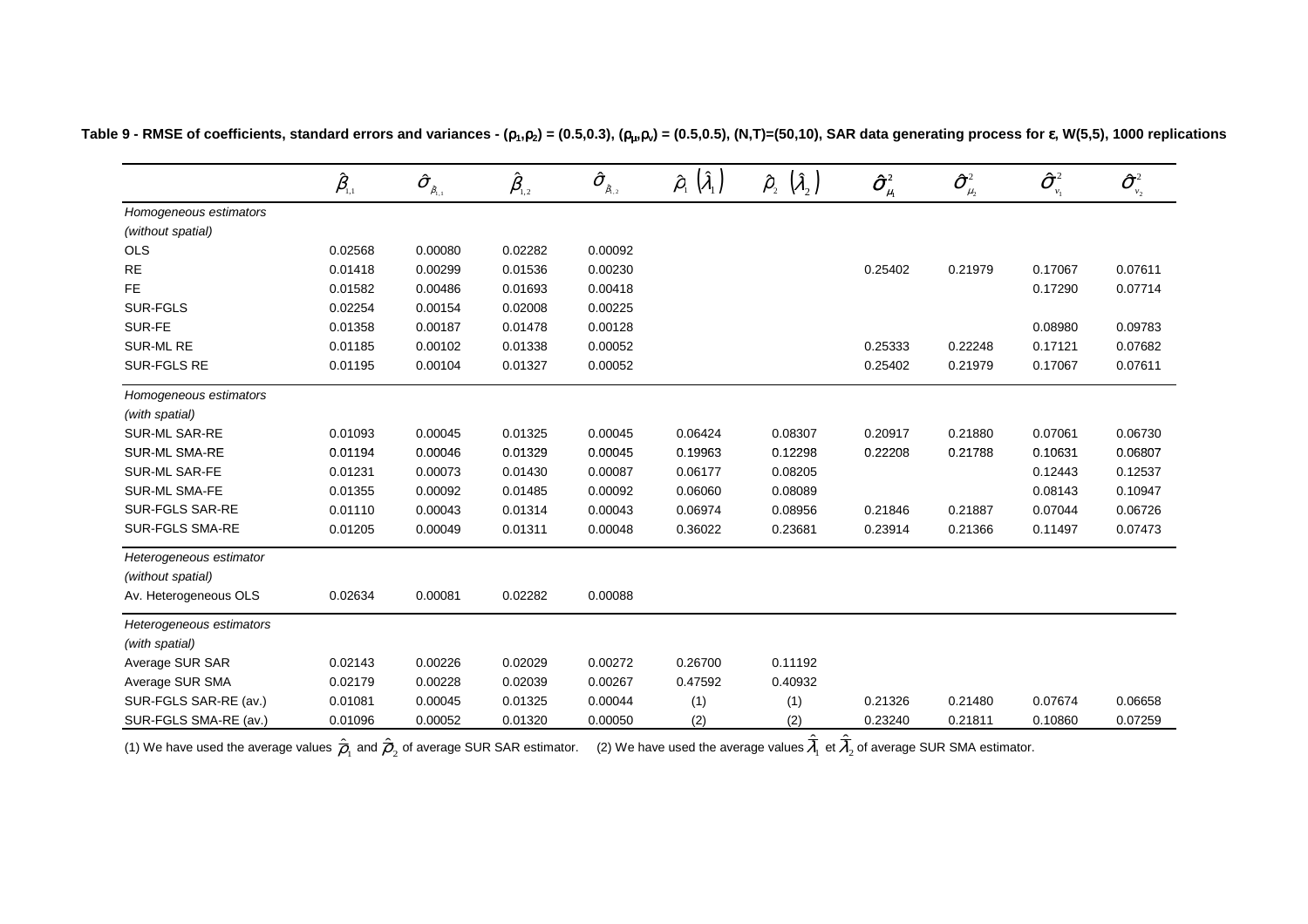**Table 9 - RMSE of coefficients, standard errors and variances - $(\rho_1,\rho_2)$ = (0.5,0.3), $(\rho_\mu,\rho_\nu)$ = (0.5,0.5), (N,T)=(50,10), SAR data generating process for $\varepsilon$, W(5,5), 1000 replications**

| | $\hat{\beta}_{1,1}$ | $\hat{\sigma}_{\hat{\beta}_{1,1}}$ | $\hat{\beta}_{1,2}$ | $\hat{\sigma}_{\hat{\beta}_{1,2}}$ | $\hat{\rho}_1\ (\hat{\lambda}_1)$ | $\hat{\rho}_2\ (\hat{\lambda}_2)$ | $\hat{\sigma}^2_{\mu_1}$ | $\hat{\sigma}^2_{\mu_2}$ | $\hat{\sigma}^2_{\nu_1}$ | $\hat{\sigma}^2_{\nu_2}$ |
|---|---|---|---|---|---|---|---|---|---|---|
| *Homogeneous estimators* | | | | | | | | | | |
| *(without spatial)* | | | | | | | | | | |
| OLS | 0.02568 | 0.00080 | 0.02282 | 0.00092 | | | | | | |
| RE | 0.01418 | 0.00299 | 0.01536 | 0.00230 | | | 0.25402 | 0.21979 | 0.17067 | 0.07611 |
| FE | 0.01582 | 0.00486 | 0.01693 | 0.00418 | | | | | 0.17290 | 0.07714 |
| SUR-FGLS | 0.02254 | 0.00154 | 0.02008 | 0.00225 | | | | | | |
| SUR-FE | 0.01358 | 0.00187 | 0.01478 | 0.00128 | | | | | 0.08980 | 0.09783 |
| SUR-ML RE | 0.01185 | 0.00102 | 0.01338 | 0.00052 | | | 0.25333 | 0.22248 | 0.17121 | 0.07682 |
| SUR-FGLS RE | 0.01195 | 0.00104 | 0.01327 | 0.00052 | | | 0.25402 | 0.21979 | 0.17067 | 0.07611 |
| *Homogeneous estimators* | | | | | | | | | | |
| *(with spatial)* | | | | | | | | | | |
| SUR-ML SAR-RE | 0.01093 | 0.00045 | 0.01325 | 0.00045 | 0.06424 | 0.08307 | 0.20917 | 0.21880 | 0.07061 | 0.06730 |
| SUR-ML SMA-RE | 0.01194 | 0.00046 | 0.01329 | 0.00045 | 0.19963 | 0.12298 | 0.22208 | 0.21788 | 0.10631 | 0.06807 |
| SUR-ML SAR-FE | 0.01231 | 0.00073 | 0.01430 | 0.00087 | 0.06177 | 0.08205 | | | 0.12443 | 0.12537 |
| SUR-ML SMA-FE | 0.01355 | 0.00092 | 0.01485 | 0.00092 | 0.06060 | 0.08089 | | | 0.08143 | 0.10947 |
| SUR-FGLS SAR-RE | 0.01110 | 0.00043 | 0.01314 | 0.00043 | 0.06974 | 0.08956 | 0.21846 | 0.21887 | 0.07044 | 0.06726 |
| SUR-FGLS SMA-RE | 0.01205 | 0.00049 | 0.01311 | 0.00048 | 0.36022 | 0.23681 | 0.23914 | 0.21366 | 0.11497 | 0.07473 |
| *Heterogeneous estimator* | | | | | | | | | | |
| *(without spatial)* | | | | | | | | | | |
| Av. Heterogeneous OLS | 0.02634 | 0.00081 | 0.02282 | 0.00088 | | | | | | |
| *Heterogeneous estimators* | | | | | | | | | | |
| *(with spatial)* | | | | | | | | | | |
| Average SUR SAR | 0.02143 | 0.00226 | 0.02029 | 0.00272 | 0.26700 | 0.11192 | | | | |
| Average SUR SMA | 0.02179 | 0.00228 | 0.02039 | 0.00267 | 0.47592 | 0.40932 | | | | |
| SUR-FGLS SAR-RE (av.) | 0.01081 | 0.00045 | 0.01325 | 0.00044 | (1) | (1) | 0.21326 | 0.21480 | 0.07674 | 0.06658 |
| SUR-FGLS SMA-RE (av.) | 0.01096 | 0.00052 | 0.01320 | 0.00050 | (2) | (2) | 0.23240 | 0.21811 | 0.10860 | 0.07259 |

(1) We have used the average values $\hat{\bar{\rho}}_1$ and $\hat{\bar{\rho}}_2$ of average SUR SAR estimator. (2) We have used the average values $\hat{\bar{\lambda}}_1$ et $\hat{\bar{\lambda}}_2$ of average SUR SMA estimator.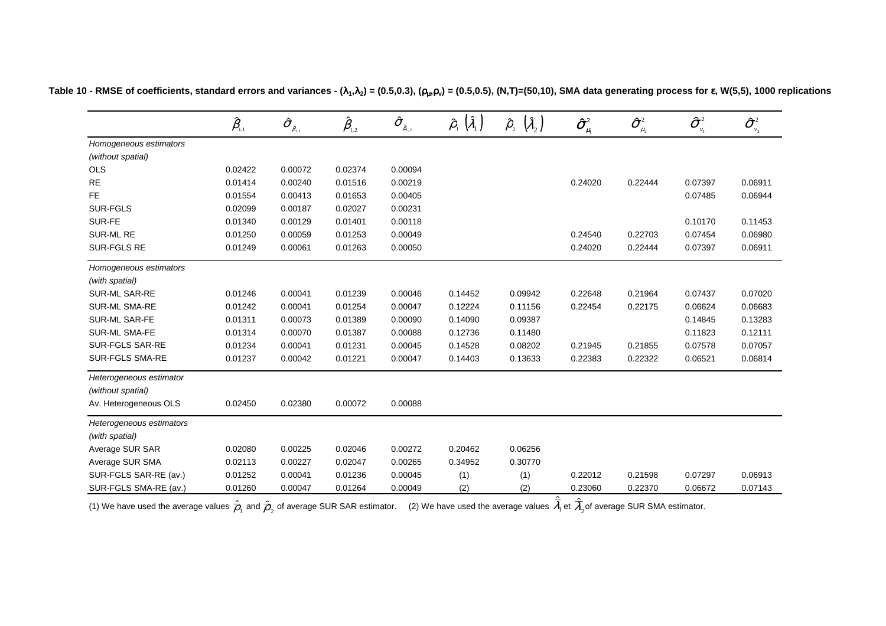**Table 10 - RMSE of coefficients, standard errors and variances - $(\lambda_1,\lambda_2) = (0.5,0.3)$, $(\rho_\mu,\rho_\nu) = (0.5,0.5)$, $(N,T)=(50,10)$, SMA data generating process for $\varepsilon$, W(5,5), 1000 replications**

| | $\hat{\beta}_{1,1}$ | $\hat{\sigma}_{\hat{\beta}_{1,1}}$ | $\hat{\beta}_{1,2}$ | $\hat{\sigma}_{\hat{\beta}_{1,2}}$ | $\hat{\rho}_1 \left(\hat{\lambda}_1\right)$ | $\hat{\rho}_2 \left(\hat{\lambda}_2\right)$ | $\hat{\sigma}^2_{\mu_1}$ | $\hat{\sigma}^2_{\mu_2}$ | $\hat{\sigma}^2_{\nu_1}$ | $\hat{\sigma}^2_{\nu_2}$ |
|---|---|---|---|---|---|---|---|---|---|---|
| *Homogeneous estimators* | | | | | | | | | | |
| *(without spatial)* | | | | | | | | | | |
| OLS | 0.02422 | 0.00072 | 0.02374 | 0.00094 | | | | | | |
| RE | 0.01414 | 0.00240 | 0.01516 | 0.00219 | | | 0.24020 | 0.22444 | 0.07397 | 0.06911 |
| FE | 0.01554 | 0.00413 | 0.01653 | 0.00405 | | | | | 0.07485 | 0.06944 |
| SUR-FGLS | 0.02099 | 0.00187 | 0.02027 | 0.00231 | | | | | | |
| SUR-FE | 0.01340 | 0.00129 | 0.01401 | 0.00118 | | | | | 0.10170 | 0.11453 |
| SUR-ML RE | 0.01250 | 0.00059 | 0.01253 | 0.00049 | | | 0.24540 | 0.22703 | 0.07454 | 0.06980 |
| SUR-FGLS RE | 0.01249 | 0.00061 | 0.01263 | 0.00050 | | | 0.24020 | 0.22444 | 0.07397 | 0.06911 |
| *Homogeneous estimators* | | | | | | | | | | |
| *(with spatial)* | | | | | | | | | | |
| SUR-ML SAR-RE | 0.01246 | 0.00041 | 0.01239 | 0.00046 | 0.14452 | 0.09942 | 0.22648 | 0.21964 | 0.07437 | 0.07020 |
| SUR-ML SMA-RE | 0.01242 | 0.00041 | 0.01254 | 0.00047 | 0.12224 | 0.11156 | 0.22454 | 0.22175 | 0.06624 | 0.06683 |
| SUR-ML SAR-FE | 0.01311 | 0.00073 | 0.01389 | 0.00090 | 0.14090 | 0.09387 | | | 0.14845 | 0.13283 |
| SUR-ML SMA-FE | 0.01314 | 0.00070 | 0.01387 | 0.00088 | 0.12736 | 0.11480 | | | 0.11823 | 0.12111 |
| SUR-FGLS SAR-RE | 0.01234 | 0.00041 | 0.01231 | 0.00045 | 0.14528 | 0.08202 | 0.21945 | 0.21855 | 0.07578 | 0.07057 |
| SUR-FGLS SMA-RE | 0.01237 | 0.00042 | 0.01221 | 0.00047 | 0.14403 | 0.13633 | 0.22383 | 0.22322 | 0.06521 | 0.06814 |
| *Heterogeneous estimator* | | | | | | | | | | |
| *(without spatial)* | | | | | | | | | | |
| Av. Heterogeneous OLS | 0.02450 | 0.02380 | 0.00072 | 0.00088 | | | | | | |
| *Heterogeneous estimators* | | | | | | | | | | |
| *(with spatial)* | | | | | | | | | | |
| Average SUR SAR | 0.02080 | 0.00225 | 0.02046 | 0.00272 | 0.20462 | 0.06256 | | | | |
| Average SUR SMA | 0.02113 | 0.00227 | 0.02047 | 0.00265 | 0.34952 | 0.30770 | | | | |
| SUR-FGLS SAR-RE (av.) | 0.01252 | 0.00041 | 0.01236 | 0.00045 | (1) | (1) | 0.22012 | 0.21598 | 0.07297 | 0.06913 |
| SUR-FGLS SMA-RE (av.) | 0.01260 | 0.00047 | 0.01264 | 0.00049 | (2) | (2) | 0.23060 | 0.22370 | 0.06672 | 0.07143 |

(1) We have used the average values $\hat{\bar{\rho}}_1$ and $\hat{\bar{\rho}}_2$ of average SUR SAR estimator. (2) We have used the average values $\hat{\bar{\lambda}}_1$ et $\hat{\bar{\lambda}}_2$ of average SUR SMA estimator.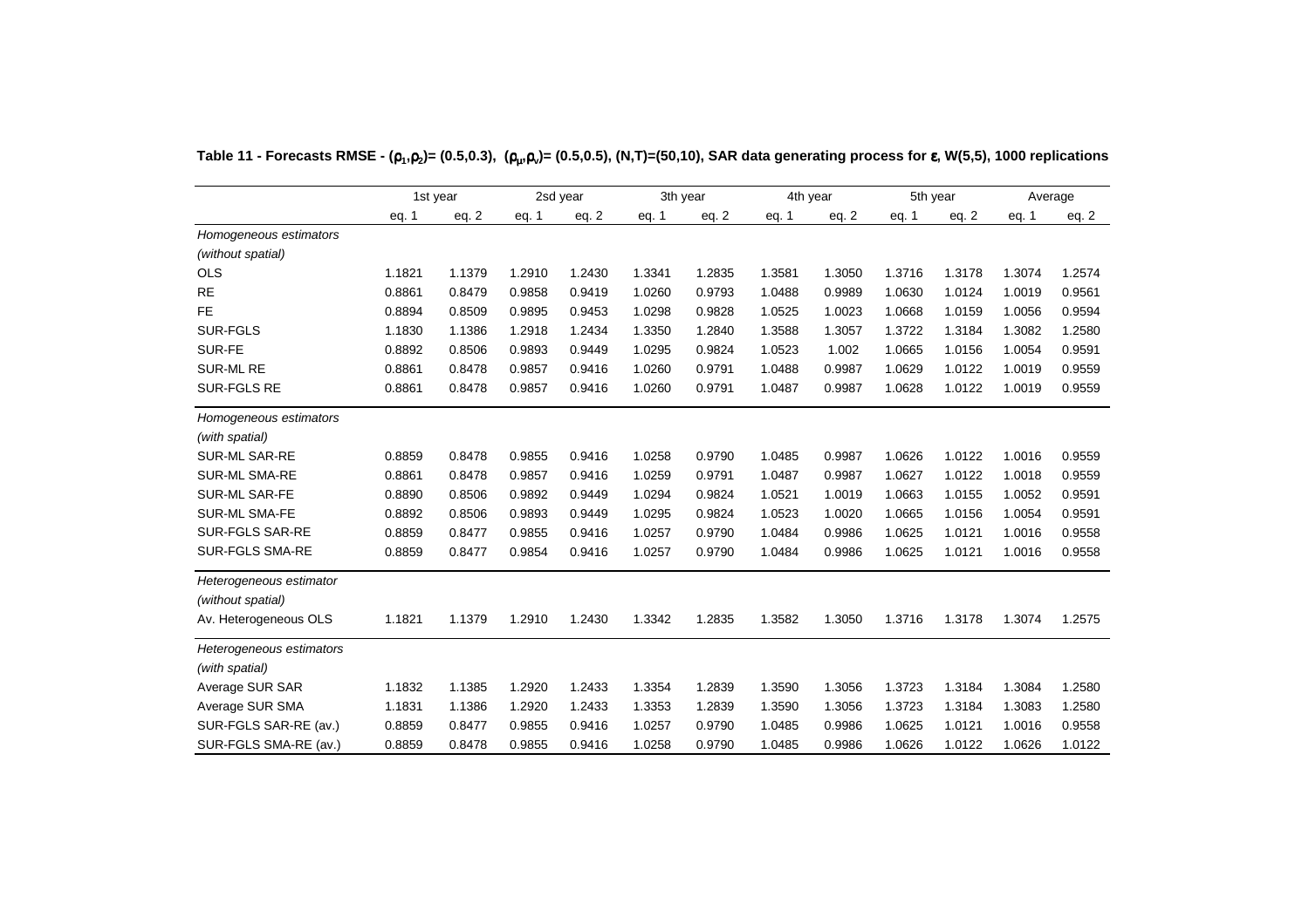**Table 11 - Forecasts RMSE - $(\rho_1,\rho_2)$= (0.5,0.3), $(\rho_\mu,\rho_\nu)$= (0.5,0.5), (N,T)=(50,10), SAR data generating process for $\varepsilon$, W(5,5), 1000 replications**

| | 1st year | | 2sd year | | 3th year | | 4th year | | 5th year | | Average | |
|---|---|---|---|---|---|---|---|---|---|---|---|---|
| | eq. 1 | eq. 2 | eq. 1 | eq. 2 | eq. 1 | eq. 2 | eq. 1 | eq. 2 | eq. 1 | eq. 2 | eq. 1 | eq. 2 |
| *Homogeneous estimators* | | | | | | | | | | | | |
| *(without spatial)* | | | | | | | | | | | | |
| OLS | 1.1821 | 1.1379 | 1.2910 | 1.2430 | 1.3341 | 1.2835 | 1.3581 | 1.3050 | 1.3716 | 1.3178 | 1.3074 | 1.2574 |
| RE | 0.8861 | 0.8479 | 0.9858 | 0.9419 | 1.0260 | 0.9793 | 1.0488 | 0.9989 | 1.0630 | 1.0124 | 1.0019 | 0.9561 |
| FE | 0.8894 | 0.8509 | 0.9895 | 0.9453 | 1.0298 | 0.9828 | 1.0525 | 1.0023 | 1.0668 | 1.0159 | 1.0056 | 0.9594 |
| SUR-FGLS | 1.1830 | 1.1386 | 1.2918 | 1.2434 | 1.3350 | 1.2840 | 1.3588 | 1.3057 | 1.3722 | 1.3184 | 1.3082 | 1.2580 |
| SUR-FE | 0.8892 | 0.8506 | 0.9893 | 0.9449 | 1.0295 | 0.9824 | 1.0523 | 1.002 | 1.0665 | 1.0156 | 1.0054 | 0.9591 |
| SUR-ML RE | 0.8861 | 0.8478 | 0.9857 | 0.9416 | 1.0260 | 0.9791 | 1.0488 | 0.9987 | 1.0629 | 1.0122 | 1.0019 | 0.9559 |
| SUR-FGLS RE | 0.8861 | 0.8478 | 0.9857 | 0.9416 | 1.0260 | 0.9791 | 1.0487 | 0.9987 | 1.0628 | 1.0122 | 1.0019 | 0.9559 |
| *Homogeneous estimators* | | | | | | | | | | | | |
| *(with spatial)* | | | | | | | | | | | | |
| SUR-ML SAR-RE | 0.8859 | 0.8478 | 0.9855 | 0.9416 | 1.0258 | 0.9790 | 1.0485 | 0.9987 | 1.0626 | 1.0122 | 1.0016 | 0.9559 |
| SUR-ML SMA-RE | 0.8861 | 0.8478 | 0.9857 | 0.9416 | 1.0259 | 0.9791 | 1.0487 | 0.9987 | 1.0627 | 1.0122 | 1.0018 | 0.9559 |
| SUR-ML SAR-FE | 0.8890 | 0.8506 | 0.9892 | 0.9449 | 1.0294 | 0.9824 | 1.0521 | 1.0019 | 1.0663 | 1.0155 | 1.0052 | 0.9591 |
| SUR-ML SMA-FE | 0.8892 | 0.8506 | 0.9893 | 0.9449 | 1.0295 | 0.9824 | 1.0523 | 1.0020 | 1.0665 | 1.0156 | 1.0054 | 0.9591 |
| SUR-FGLS SAR-RE | 0.8859 | 0.8477 | 0.9855 | 0.9416 | 1.0257 | 0.9790 | 1.0484 | 0.9986 | 1.0625 | 1.0121 | 1.0016 | 0.9558 |
| SUR-FGLS SMA-RE | 0.8859 | 0.8477 | 0.9854 | 0.9416 | 1.0257 | 0.9790 | 1.0484 | 0.9986 | 1.0625 | 1.0121 | 1.0016 | 0.9558 |
| *Heterogeneous estimator* | | | | | | | | | | | | |
| *(without spatial)* | | | | | | | | | | | | |
| Av. Heterogeneous OLS | 1.1821 | 1.1379 | 1.2910 | 1.2430 | 1.3342 | 1.2835 | 1.3582 | 1.3050 | 1.3716 | 1.3178 | 1.3074 | 1.2575 |
| *Heterogeneous estimators* | | | | | | | | | | | | |
| *(with spatial)* | | | | | | | | | | | | |
| Average SUR SAR | 1.1832 | 1.1385 | 1.2920 | 1.2433 | 1.3354 | 1.2839 | 1.3590 | 1.3056 | 1.3723 | 1.3184 | 1.3084 | 1.2580 |
| Average SUR SMA | 1.1831 | 1.1386 | 1.2920 | 1.2433 | 1.3353 | 1.2839 | 1.3590 | 1.3056 | 1.3723 | 1.3184 | 1.3083 | 1.2580 |
| SUR-FGLS SAR-RE (av.) | 0.8859 | 0.8477 | 0.9855 | 0.9416 | 1.0257 | 0.9790 | 1.0485 | 0.9986 | 1.0625 | 1.0121 | 1.0016 | 0.9558 |
| SUR-FGLS SMA-RE (av.) | 0.8859 | 0.8478 | 0.9855 | 0.9416 | 1.0258 | 0.9790 | 1.0485 | 0.9986 | 1.0626 | 1.0122 | 1.0626 | 1.0122 |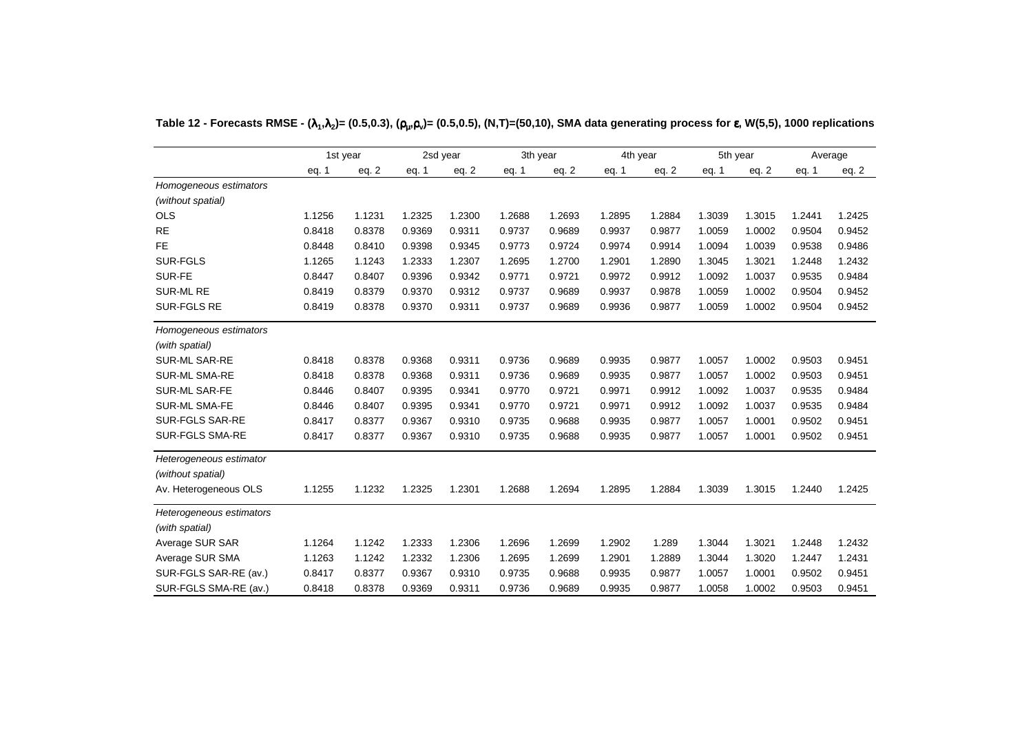**Table 12 - Forecasts RMSE - $(\lambda_1,\lambda_2)$= (0.5,0.3), $(\rho_\mu,\rho_\nu)$= (0.5,0.5), (N,T)=(50,10), SMA data generating process for $\varepsilon$, W(5,5), 1000 replications**

| | 1st year | | 2sd year | | 3th year | | 4th year | | 5th year | | Average | |
|---|---|---|---|---|---|---|---|---|---|---|---|---|
| | eq. 1 | eq. 2 | eq. 1 | eq. 2 | eq. 1 | eq. 2 | eq. 1 | eq. 2 | eq. 1 | eq. 2 | eq. 1 | eq. 2 |
| *Homogeneous estimators* | | | | | | | | | | | | |
| *(without spatial)* | | | | | | | | | | | | |
| OLS | 1.1256 | 1.1231 | 1.2325 | 1.2300 | 1.2688 | 1.2693 | 1.2895 | 1.2884 | 1.3039 | 1.3015 | 1.2441 | 1.2425 |
| RE | 0.8418 | 0.8378 | 0.9369 | 0.9311 | 0.9737 | 0.9689 | 0.9937 | 0.9877 | 1.0059 | 1.0002 | 0.9504 | 0.9452 |
| FE | 0.8448 | 0.8410 | 0.9398 | 0.9345 | 0.9773 | 0.9724 | 0.9974 | 0.9914 | 1.0094 | 1.0039 | 0.9538 | 0.9486 |
| SUR-FGLS | 1.1265 | 1.1243 | 1.2333 | 1.2307 | 1.2695 | 1.2700 | 1.2901 | 1.2890 | 1.3045 | 1.3021 | 1.2448 | 1.2432 |
| SUR-FE | 0.8447 | 0.8407 | 0.9396 | 0.9342 | 0.9771 | 0.9721 | 0.9972 | 0.9912 | 1.0092 | 1.0037 | 0.9535 | 0.9484 |
| SUR-ML RE | 0.8419 | 0.8379 | 0.9370 | 0.9312 | 0.9737 | 0.9689 | 0.9937 | 0.9878 | 1.0059 | 1.0002 | 0.9504 | 0.9452 |
| SUR-FGLS RE | 0.8419 | 0.8378 | 0.9370 | 0.9311 | 0.9737 | 0.9689 | 0.9936 | 0.9877 | 1.0059 | 1.0002 | 0.9504 | 0.9452 |
| *Homogeneous estimators* | | | | | | | | | | | | |
| *(with spatial)* | | | | | | | | | | | | |
| SUR-ML SAR-RE | 0.8418 | 0.8378 | 0.9368 | 0.9311 | 0.9736 | 0.9689 | 0.9935 | 0.9877 | 1.0057 | 1.0002 | 0.9503 | 0.9451 |
| SUR-ML SMA-RE | 0.8418 | 0.8378 | 0.9368 | 0.9311 | 0.9736 | 0.9689 | 0.9935 | 0.9877 | 1.0057 | 1.0002 | 0.9503 | 0.9451 |
| SUR-ML SAR-FE | 0.8446 | 0.8407 | 0.9395 | 0.9341 | 0.9770 | 0.9721 | 0.9971 | 0.9912 | 1.0092 | 1.0037 | 0.9535 | 0.9484 |
| SUR-ML SMA-FE | 0.8446 | 0.8407 | 0.9395 | 0.9341 | 0.9770 | 0.9721 | 0.9971 | 0.9912 | 1.0092 | 1.0037 | 0.9535 | 0.9484 |
| SUR-FGLS SAR-RE | 0.8417 | 0.8377 | 0.9367 | 0.9310 | 0.9735 | 0.9688 | 0.9935 | 0.9877 | 1.0057 | 1.0001 | 0.9502 | 0.9451 |
| SUR-FGLS SMA-RE | 0.8417 | 0.8377 | 0.9367 | 0.9310 | 0.9735 | 0.9688 | 0.9935 | 0.9877 | 1.0057 | 1.0001 | 0.9502 | 0.9451 |
| *Heterogeneous estimator* | | | | | | | | | | | | |
| *(without spatial)* | | | | | | | | | | | | |
| Av. Heterogeneous OLS | 1.1255 | 1.1232 | 1.2325 | 1.2301 | 1.2688 | 1.2694 | 1.2895 | 1.2884 | 1.3039 | 1.3015 | 1.2440 | 1.2425 |
| *Heterogeneous estimators* | | | | | | | | | | | | |
| *(with spatial)* | | | | | | | | | | | | |
| Average SUR SAR | 1.1264 | 1.1242 | 1.2333 | 1.2306 | 1.2696 | 1.2699 | 1.2902 | 1.289 | 1.3044 | 1.3021 | 1.2448 | 1.2432 |
| Average SUR SMA | 1.1263 | 1.1242 | 1.2332 | 1.2306 | 1.2695 | 1.2699 | 1.2901 | 1.2889 | 1.3044 | 1.3020 | 1.2447 | 1.2431 |
| SUR-FGLS SAR-RE (av.) | 0.8417 | 0.8377 | 0.9367 | 0.9310 | 0.9735 | 0.9688 | 0.9935 | 0.9877 | 1.0057 | 1.0001 | 0.9502 | 0.9451 |
| SUR-FGLS SMA-RE (av.) | 0.8418 | 0.8378 | 0.9369 | 0.9311 | 0.9736 | 0.9689 | 0.9935 | 0.9877 | 1.0058 | 1.0002 | 0.9503 | 0.9451 |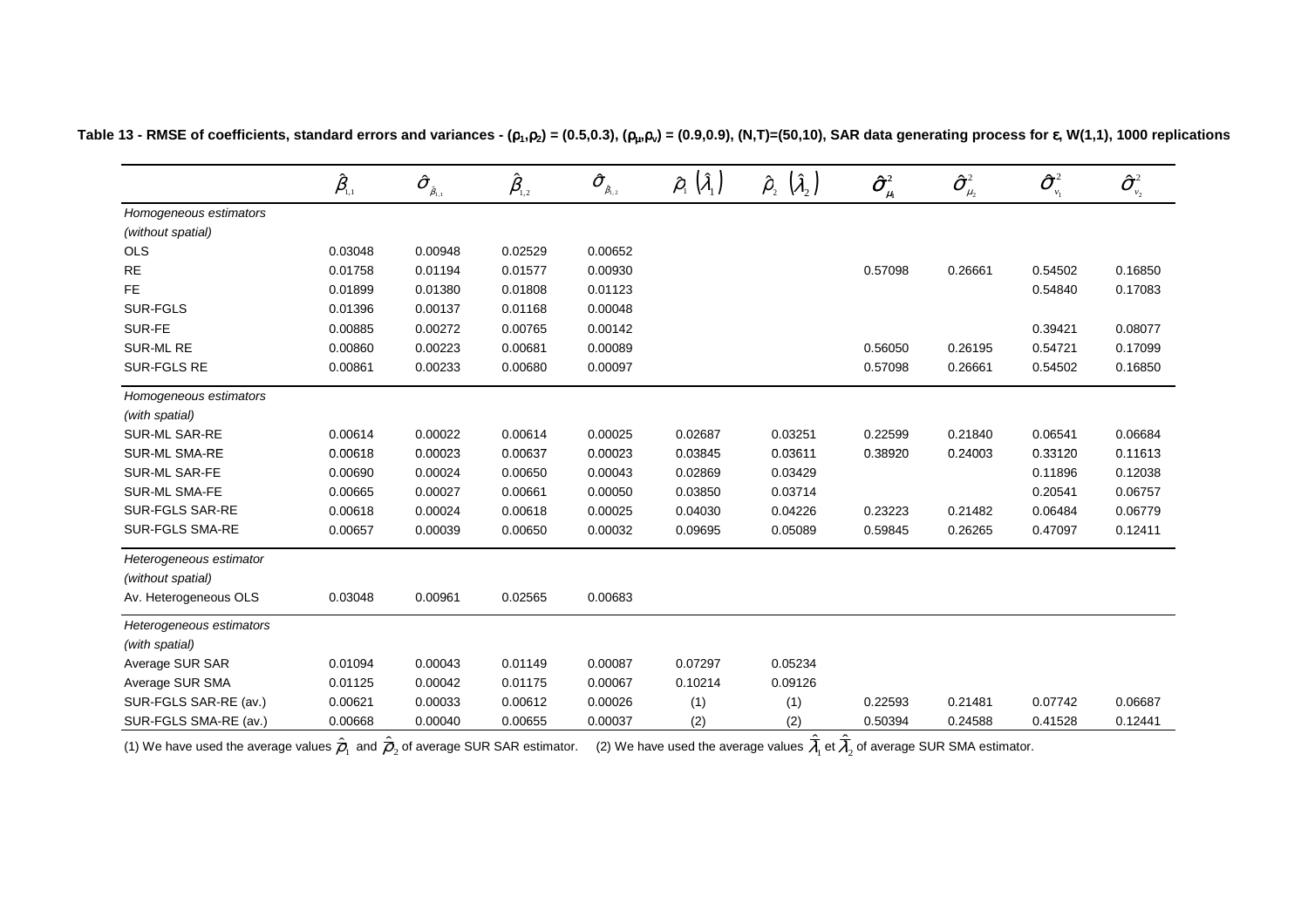**Table 13 - RMSE of coefficients, standard errors and variances - $(\rho_1,\rho_2)$ = (0.5,0.3), $(\rho_\mu,\rho_\nu)$ = (0.9,0.9), (N,T)=(50,10), SAR data generating process for $\varepsilon$, W(1,1), 1000 replications**

| | $\hat{\beta}_{1,1}$ | $\hat{\sigma}_{\hat{\beta}_{1,1}}$ | $\hat{\beta}_{1,2}$ | $\hat{\sigma}_{\hat{\beta}_{1,2}}$ | $\hat{\rho}_1\ (\hat{\lambda}_1)$ | $\hat{\rho}_2\ (\hat{\lambda}_2)$ | $\hat{\sigma}^2_{\mu_1}$ | $\hat{\sigma}^2_{\mu_2}$ | $\hat{\sigma}^2_{\nu_1}$ | $\hat{\sigma}^2_{\nu_2}$ |
|---|---|---|---|---|---|---|---|---|---|---|
| *Homogeneous estimators* | | | | | | | | | | |
| *(without spatial)* | | | | | | | | | | |
| OLS | 0.03048 | 0.00948 | 0.02529 | 0.00652 | | | | | | |
| RE | 0.01758 | 0.01194 | 0.01577 | 0.00930 | | | 0.57098 | 0.26661 | 0.54502 | 0.16850 |
| FE | 0.01899 | 0.01380 | 0.01808 | 0.01123 | | | | | 0.54840 | 0.17083 |
| SUR-FGLS | 0.01396 | 0.00137 | 0.01168 | 0.00048 | | | | | | |
| SUR-FE | 0.00885 | 0.00272 | 0.00765 | 0.00142 | | | | | 0.39421 | 0.08077 |
| SUR-ML RE | 0.00860 | 0.00223 | 0.00681 | 0.00089 | | | 0.56050 | 0.26195 | 0.54721 | 0.17099 |
| SUR-FGLS RE | 0.00861 | 0.00233 | 0.00680 | 0.00097 | | | 0.57098 | 0.26661 | 0.54502 | 0.16850 |
| *Homogeneous estimators* | | | | | | | | | | |
| *(with spatial)* | | | | | | | | | | |
| SUR-ML SAR-RE | 0.00614 | 0.00022 | 0.00614 | 0.00025 | 0.02687 | 0.03251 | 0.22599 | 0.21840 | 0.06541 | 0.06684 |
| SUR-ML SMA-RE | 0.00618 | 0.00023 | 0.00637 | 0.00023 | 0.03845 | 0.03611 | 0.38920 | 0.24003 | 0.33120 | 0.11613 |
| SUR-ML SAR-FE | 0.00690 | 0.00024 | 0.00650 | 0.00043 | 0.02869 | 0.03429 | | | 0.11896 | 0.12038 |
| SUR-ML SMA-FE | 0.00665 | 0.00027 | 0.00661 | 0.00050 | 0.03850 | 0.03714 | | | 0.20541 | 0.06757 |
| SUR-FGLS SAR-RE | 0.00618 | 0.00024 | 0.00618 | 0.00025 | 0.04030 | 0.04226 | 0.23223 | 0.21482 | 0.06484 | 0.06779 |
| SUR-FGLS SMA-RE | 0.00657 | 0.00039 | 0.00650 | 0.00032 | 0.09695 | 0.05089 | 0.59845 | 0.26265 | 0.47097 | 0.12411 |
| *Heterogeneous estimator* | | | | | | | | | | |
| *(without spatial)* | | | | | | | | | | |
| Av. Heterogeneous OLS | 0.03048 | 0.00961 | 0.02565 | 0.00683 | | | | | | |
| *Heterogeneous estimators* | | | | | | | | | | |
| *(with spatial)* | | | | | | | | | | |
| Average SUR SAR | 0.01094 | 0.00043 | 0.01149 | 0.00087 | 0.07297 | 0.05234 | | | | |
| Average SUR SMA | 0.01125 | 0.00042 | 0.01175 | 0.00067 | 0.10214 | 0.09126 | | | | |
| SUR-FGLS SAR-RE (av.) | 0.00621 | 0.00033 | 0.00612 | 0.00026 | (1) | (1) | 0.22593 | 0.21481 | 0.07742 | 0.06687 |
| SUR-FGLS SMA-RE (av.) | 0.00668 | 0.00040 | 0.00655 | 0.00037 | (2) | (2) | 0.50394 | 0.24588 | 0.41528 | 0.12441 |

(1) We have used the average values $\hat{\bar{\rho}}_1$ and $\hat{\bar{\rho}}_2$ of average SUR SAR estimator. (2) We have used the average values $\hat{\bar{\lambda}}_1$ et $\hat{\bar{\lambda}}_2$ of average SUR SMA estimator.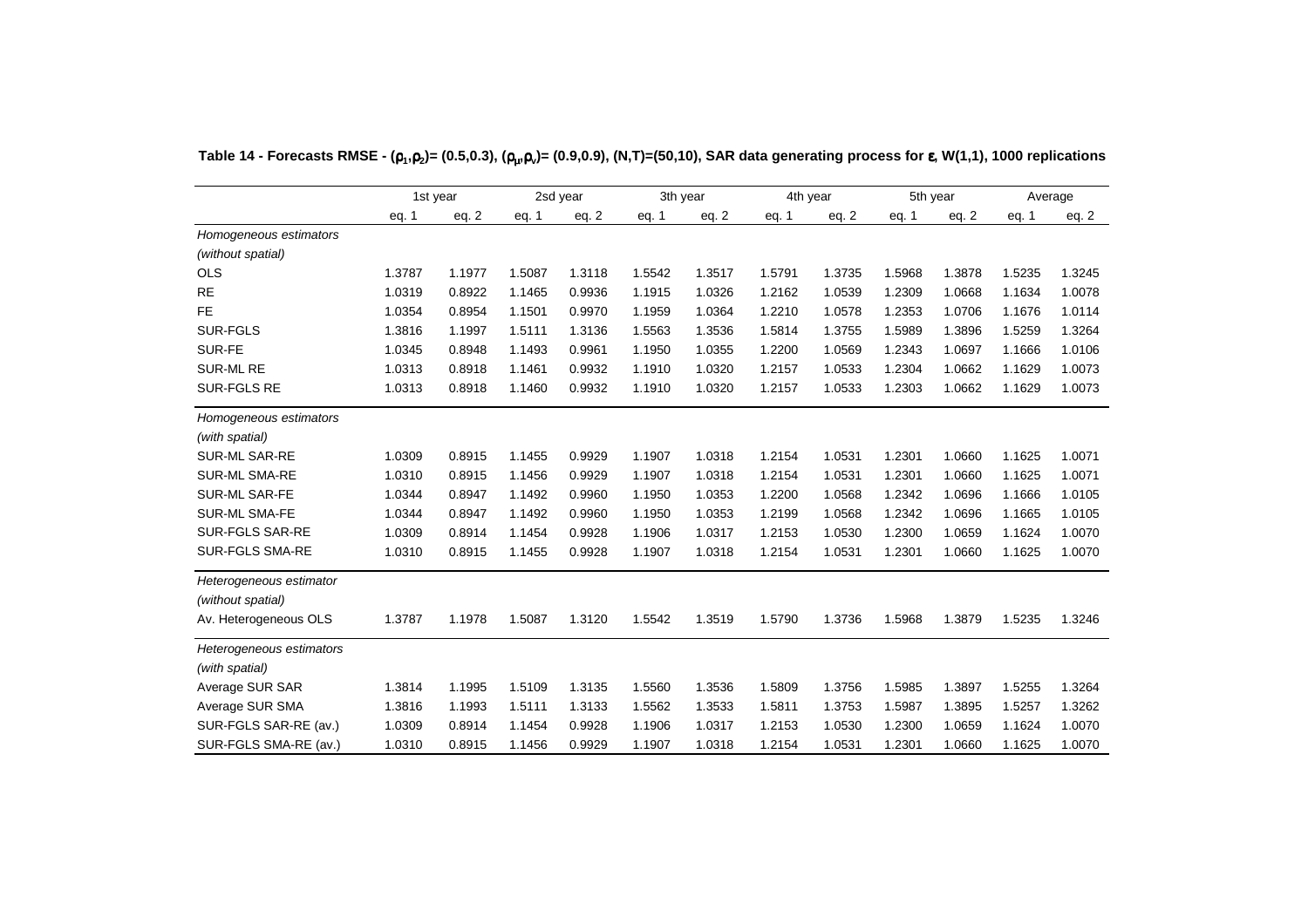**Table 14 - Forecasts RMSE - $(\rho_1,\rho_2)$= (0.5,0.3), $(\rho_\mu,\rho_\nu)$= (0.9,0.9), (N,T)=(50,10), SAR data generating process for $\varepsilon$, W(1,1), 1000 replications**

| | 1st year | | 2sd year | | 3th year | | 4th year | | 5th year | | Average | |
|---|---|---|---|---|---|---|---|---|---|---|---|---|
| | eq. 1 | eq. 2 | eq. 1 | eq. 2 | eq. 1 | eq. 2 | eq. 1 | eq. 2 | eq. 1 | eq. 2 | eq. 1 | eq. 2 |
| *Homogeneous estimators* | | | | | | | | | | | | |
| *(without spatial)* | | | | | | | | | | | | |
| OLS | 1.3787 | 1.1977 | 1.5087 | 1.3118 | 1.5542 | 1.3517 | 1.5791 | 1.3735 | 1.5968 | 1.3878 | 1.5235 | 1.3245 |
| RE | 1.0319 | 0.8922 | 1.1465 | 0.9936 | 1.1915 | 1.0326 | 1.2162 | 1.0539 | 1.2309 | 1.0668 | 1.1634 | 1.0078 |
| FE | 1.0354 | 0.8954 | 1.1501 | 0.9970 | 1.1959 | 1.0364 | 1.2210 | 1.0578 | 1.2353 | 1.0706 | 1.1676 | 1.0114 |
| SUR-FGLS | 1.3816 | 1.1997 | 1.5111 | 1.3136 | 1.5563 | 1.3536 | 1.5814 | 1.3755 | 1.5989 | 1.3896 | 1.5259 | 1.3264 |
| SUR-FE | 1.0345 | 0.8948 | 1.1493 | 0.9961 | 1.1950 | 1.0355 | 1.2200 | 1.0569 | 1.2343 | 1.0697 | 1.1666 | 1.0106 |
| SUR-ML RE | 1.0313 | 0.8918 | 1.1461 | 0.9932 | 1.1910 | 1.0320 | 1.2157 | 1.0533 | 1.2304 | 1.0662 | 1.1629 | 1.0073 |
| SUR-FGLS RE | 1.0313 | 0.8918 | 1.1460 | 0.9932 | 1.1910 | 1.0320 | 1.2157 | 1.0533 | 1.2303 | 1.0662 | 1.1629 | 1.0073 |
| *Homogeneous estimators* | | | | | | | | | | | | |
| *(with spatial)* | | | | | | | | | | | | |
| SUR-ML SAR-RE | 1.0309 | 0.8915 | 1.1455 | 0.9929 | 1.1907 | 1.0318 | 1.2154 | 1.0531 | 1.2301 | 1.0660 | 1.1625 | 1.0071 |
| SUR-ML SMA-RE | 1.0310 | 0.8915 | 1.1456 | 0.9929 | 1.1907 | 1.0318 | 1.2154 | 1.0531 | 1.2301 | 1.0660 | 1.1625 | 1.0071 |
| SUR-ML SAR-FE | 1.0344 | 0.8947 | 1.1492 | 0.9960 | 1.1950 | 1.0353 | 1.2200 | 1.0568 | 1.2342 | 1.0696 | 1.1666 | 1.0105 |
| SUR-ML SMA-FE | 1.0344 | 0.8947 | 1.1492 | 0.9960 | 1.1950 | 1.0353 | 1.2199 | 1.0568 | 1.2342 | 1.0696 | 1.1665 | 1.0105 |
| SUR-FGLS SAR-RE | 1.0309 | 0.8914 | 1.1454 | 0.9928 | 1.1906 | 1.0317 | 1.2153 | 1.0530 | 1.2300 | 1.0659 | 1.1624 | 1.0070 |
| SUR-FGLS SMA-RE | 1.0310 | 0.8915 | 1.1455 | 0.9928 | 1.1907 | 1.0318 | 1.2154 | 1.0531 | 1.2301 | 1.0660 | 1.1625 | 1.0070 |
| *Heterogeneous estimator* | | | | | | | | | | | | |
| *(without spatial)* | | | | | | | | | | | | |
| Av. Heterogeneous OLS | 1.3787 | 1.1978 | 1.5087 | 1.3120 | 1.5542 | 1.3519 | 1.5790 | 1.3736 | 1.5968 | 1.3879 | 1.5235 | 1.3246 |
| *Heterogeneous estimators* | | | | | | | | | | | | |
| *(with spatial)* | | | | | | | | | | | | |
| Average SUR SAR | 1.3814 | 1.1995 | 1.5109 | 1.3135 | 1.5560 | 1.3536 | 1.5809 | 1.3756 | 1.5985 | 1.3897 | 1.5255 | 1.3264 |
| Average SUR SMA | 1.3816 | 1.1993 | 1.5111 | 1.3133 | 1.5562 | 1.3533 | 1.5811 | 1.3753 | 1.5987 | 1.3895 | 1.5257 | 1.3262 |
| SUR-FGLS SAR-RE (av.) | 1.0309 | 0.8914 | 1.1454 | 0.9928 | 1.1906 | 1.0317 | 1.2153 | 1.0530 | 1.2300 | 1.0659 | 1.1624 | 1.0070 |
| SUR-FGLS SMA-RE (av.) | 1.0310 | 0.8915 | 1.1456 | 0.9929 | 1.1907 | 1.0318 | 1.2154 | 1.0531 | 1.2301 | 1.0660 | 1.1625 | 1.0070 |